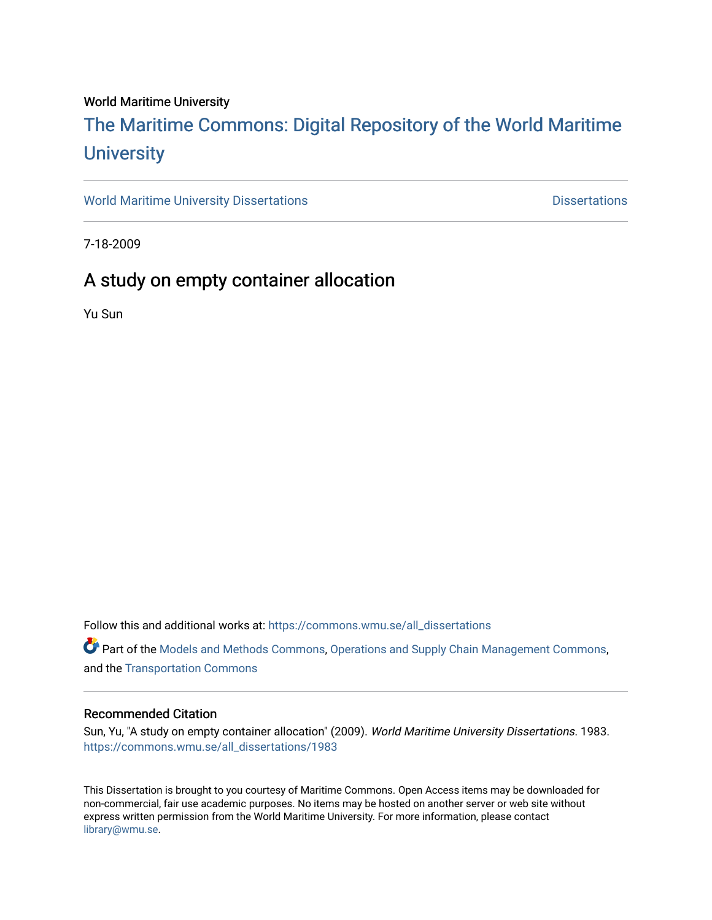World Maritime University

# The Maritime Commons: Digital Repository of the World Maritime University

World Maritime University Dissertations | Dissertations

7-18-2009

## A study on empty container allocation

Yu Sun

Follow this and additional works at: https://commons.wmu.se/all_dissertations

Part of the Models and Methods Commons, Operations and Supply Chain Management Commons, and the Transportation Commons

### Recommended Citation

Sun, Yu, "A study on empty container allocation" (2009). *World Maritime University Dissertations*. 1983. https://commons.wmu.se/all_dissertations/1983

This Dissertation is brought to you courtesy of Maritime Commons. Open Access items may be downloaded for non-commercial, fair use academic purposes. No items may be hosted on another server or web site without express written permission from the World Maritime University. For more information, please contact library@wmu.se.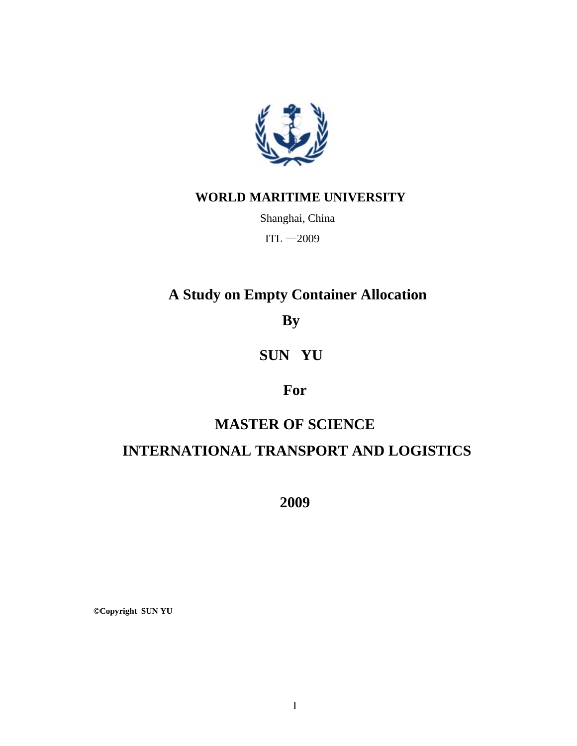**WORLD MARITIME UNIVERSITY**

Shanghai, China

ITL —2009

# A Study on Empty Container Allocation

**By**

**SUN YU**

**For**

**MASTER OF SCIENCE**

**INTERNATIONAL TRANSPORT AND LOGISTICS**

**2009**

**©Copyright SUN YU**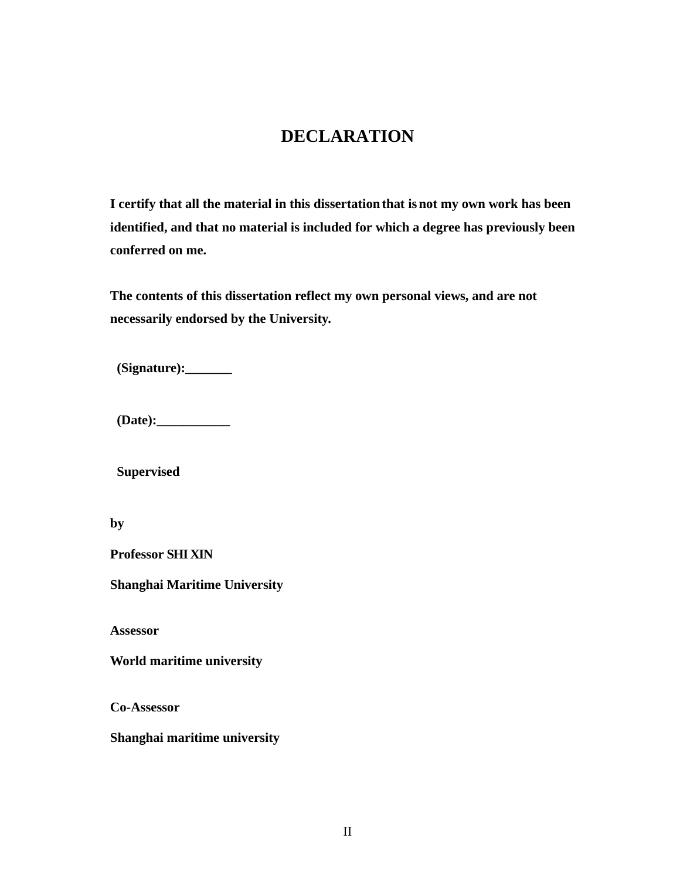# DECLARATION

**I certify that all the material in this dissertation that is not my own work has been identified, and that no material is included for which a degree has previously been conferred on me.**

**The contents of this dissertation reflect my own personal views, and are not necessarily endorsed by the University.**

**(Signature):_______**

**(Date):___________**

**Supervised**

**by**

**Professor SHI XIN**

**Shanghai Maritime University**

**Assessor**

**World maritime university**

**Co-Assessor**

**Shanghai maritime university**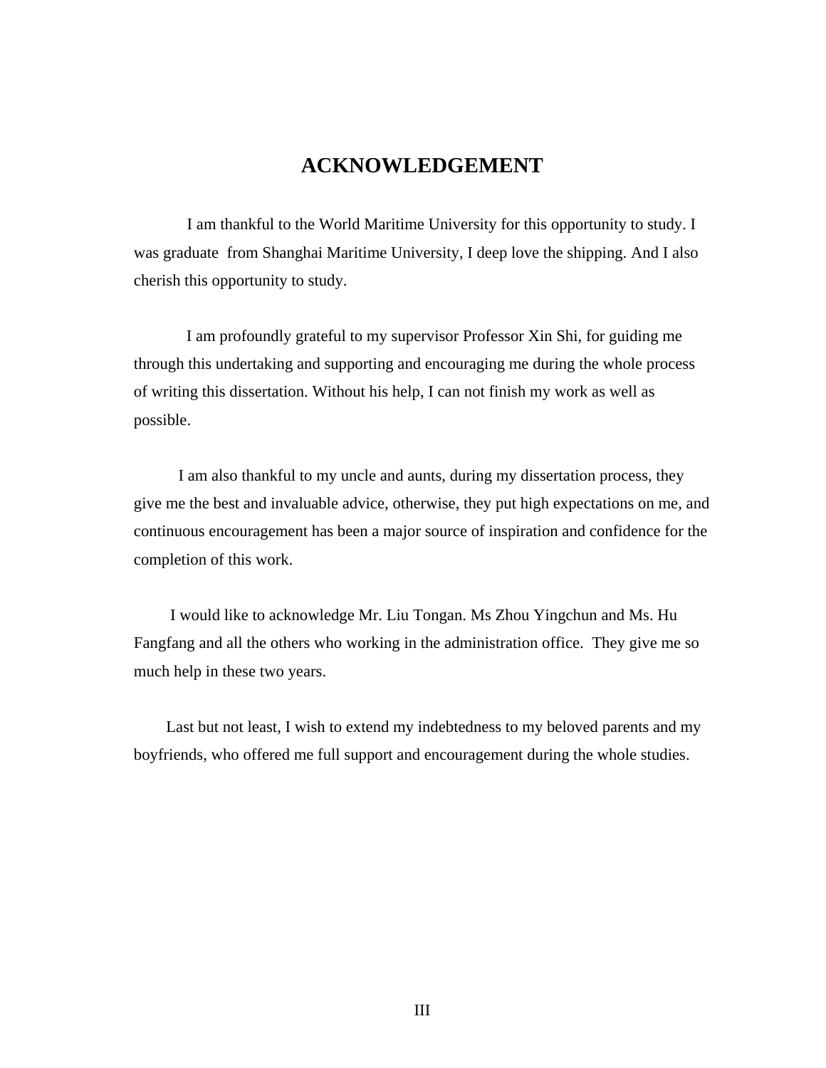# ACKNOWLEDGEMENT

I am thankful to the World Maritime University for this opportunity to study. I was graduate from Shanghai Maritime University, I deep love the shipping. And I also cherish this opportunity to study.

I am profoundly grateful to my supervisor Professor Xin Shi, for guiding me through this undertaking and supporting and encouraging me during the whole process of writing this dissertation. Without his help, I can not finish my work as well as possible.

I am also thankful to my uncle and aunts, during my dissertation process, they give me the best and invaluable advice, otherwise, they put high expectations on me, and continuous encouragement has been a major source of inspiration and confidence for the completion of this work.

I would like to acknowledge Mr. Liu Tongan. Ms Zhou Yingchun and Ms. Hu Fangfang and all the others who working in the administration office. They give me so much help in these two years.

Last but not least, I wish to extend my indebtedness to my beloved parents and my boyfriends, who offered me full support and encouragement during the whole studies.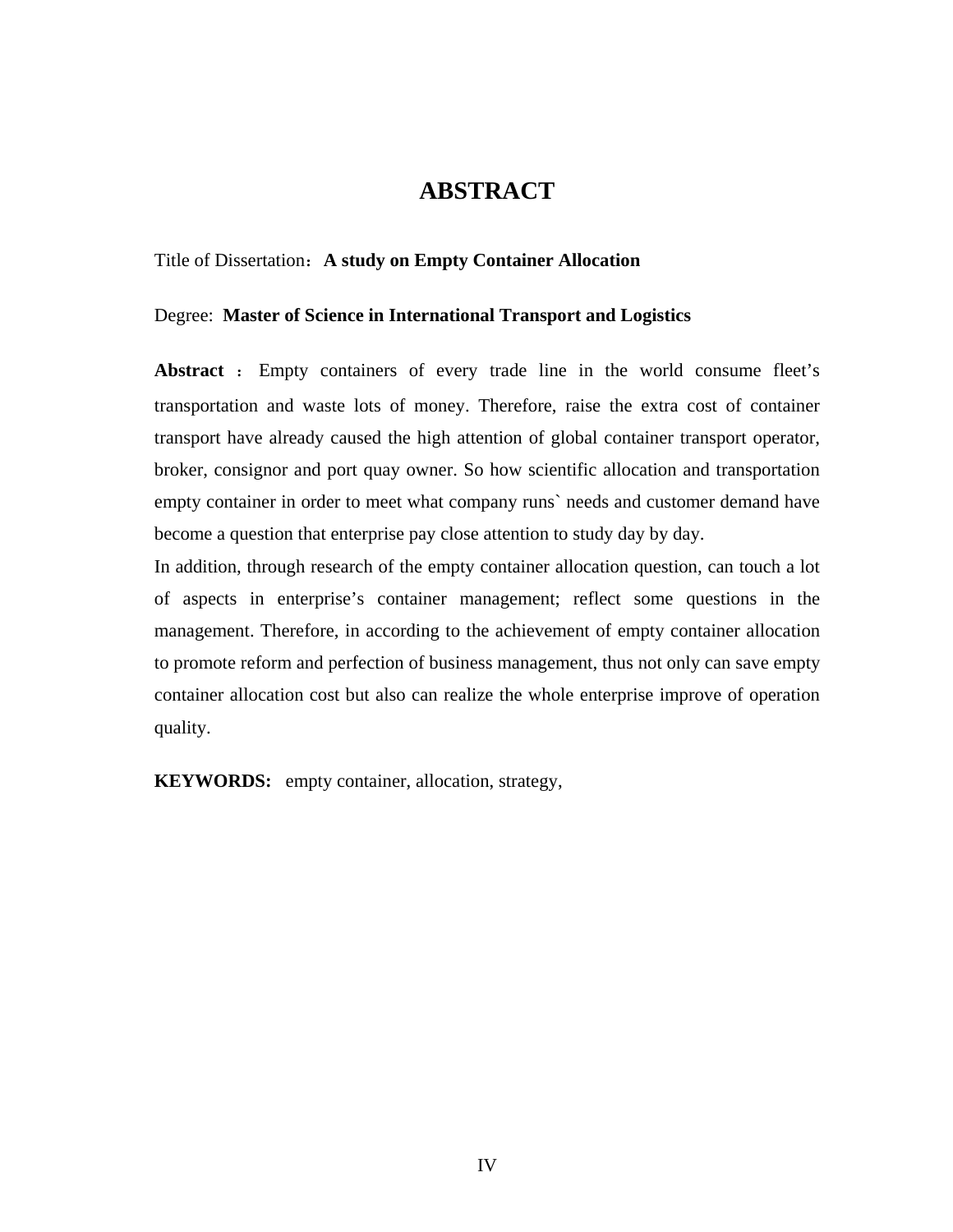# ABSTRACT

Title of Dissertation：**A study on Empty Container Allocation**

Degree: **Master of Science in International Transport and Logistics**

**Abstract** ：Empty containers of every trade line in the world consume fleet's transportation and waste lots of money. Therefore, raise the extra cost of container transport have already caused the high attention of global container transport operator, broker, consignor and port quay owner. So how scientific allocation and transportation empty container in order to meet what company runs` needs and customer demand have become a question that enterprise pay close attention to study day by day.

In addition, through research of the empty container allocation question, can touch a lot of aspects in enterprise's container management; reflect some questions in the management. Therefore, in according to the achievement of empty container allocation to promote reform and perfection of business management, thus not only can save empty container allocation cost but also can realize the whole enterprise improve of operation quality.

**KEYWORDS:** empty container, allocation, strategy,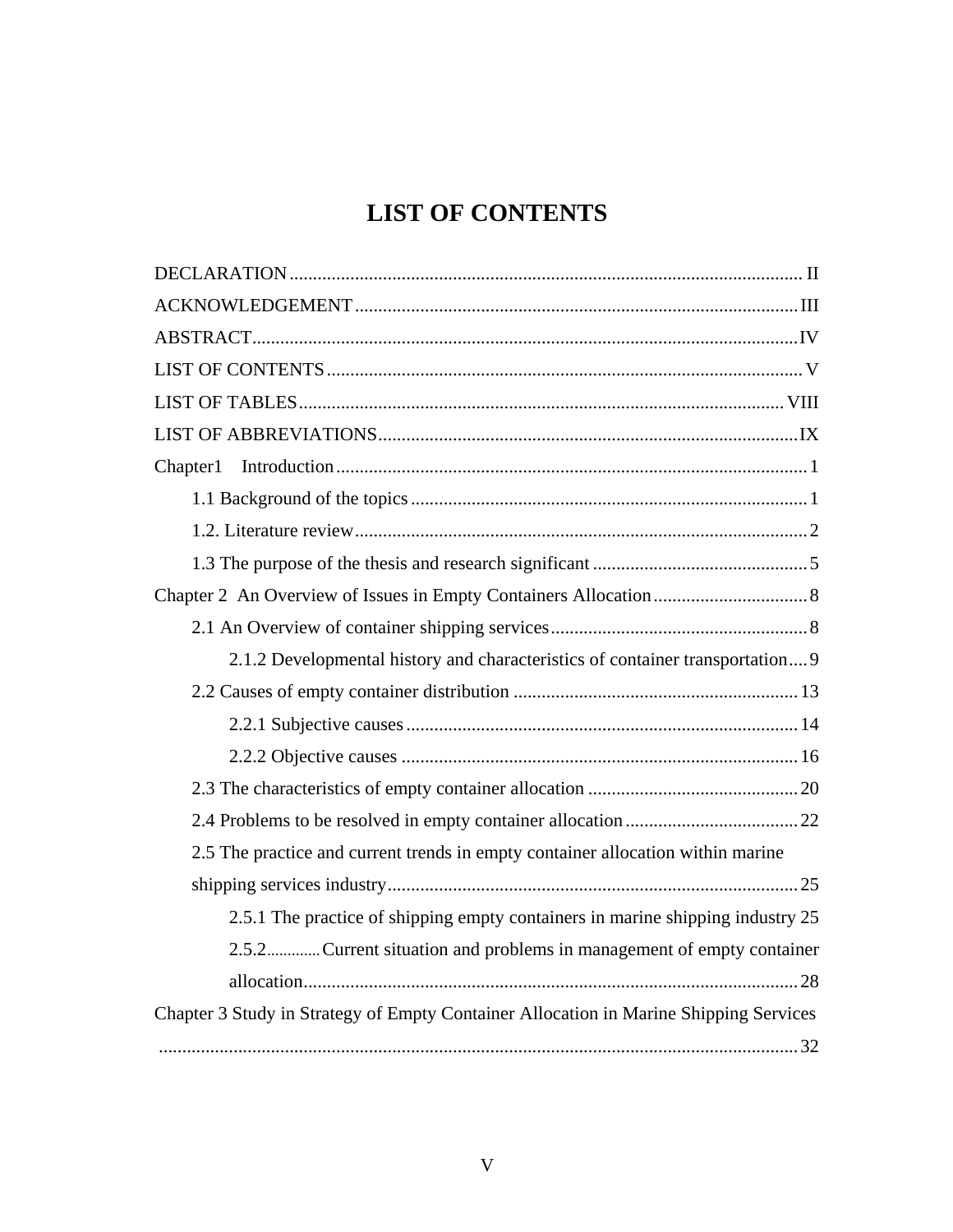# LIST OF CONTENTS

DECLARATION .......... II

ACKNOWLEDGEMENT .......... III

ABSTRACT .......... IV

LIST OF CONTENTS .......... V

LIST OF TABLES .......... VIII

LIST OF ABBREVIATIONS .......... IX

Chapter1 Introduction .......... 1

- 1.1 Background of the topics .......... 1
- 1.2. Literature review .......... 2
- 1.3 The purpose of the thesis and research significant .......... 5

Chapter 2 An Overview of Issues in Empty Containers Allocation .......... 8

- 2.1 An Overview of container shipping services .......... 8
  - 2.1.2 Developmental history and characteristics of container transportation .......... 9
- 2.2 Causes of empty container distribution .......... 13
  - 2.2.1 Subjective causes .......... 14
  - 2.2.2 Objective causes .......... 16
- 2.3 The characteristics of empty container allocation .......... 20
- 2.4 Problems to be resolved in empty container allocation .......... 22
- 2.5 The practice and current trends in empty container allocation within marine shipping services industry .......... 25
  - 2.5.1 The practice of shipping empty containers in marine shipping industry 25
  - 2.5.2 .......... Current situation and problems in management of empty container allocation .......... 28

Chapter 3 Study in Strategy of Empty Container Allocation in Marine Shipping Services .......... 32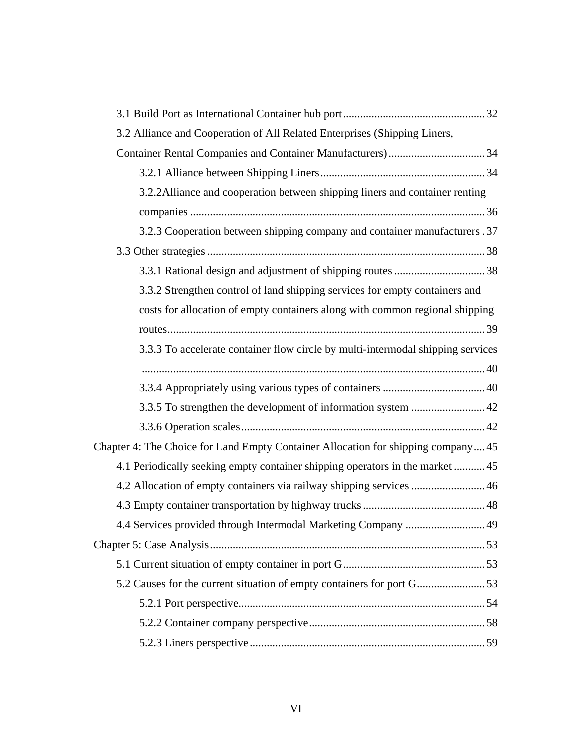3.1 Build Port as International Container hub port .................................................. 32

3.2 Alliance and Cooperation of All Related Enterprises (Shipping Liners, Container Rental Companies and Container Manufacturers) .................................. 34

3.2.1 Alliance between Shipping Liners .......................................................... 34

3.2.2Alliance and cooperation between shipping liners and container renting companies ....................................................................................................... 36

3.2.3 Cooperation between shipping company and container manufacturers . 37

3.3 Other strategies .................................................................................................. 38

3.3.1 Rational design and adjustment of shipping routes ................................ 38

3.3.2 Strengthen control of land shipping services for empty containers and costs for allocation of empty containers along with common regional shipping routes ............................................................................................................... 39

3.3.3 To accelerate container flow circle by multi-intermodal shipping services ........................................................................................................................ 40

3.3.4 Appropriately using various types of containers .................................... 40

3.3.5 To strengthen the development of information system .......................... 42

3.3.6 Operation scales ..................................................................................... 42

Chapter 4: The Choice for Land Empty Container Allocation for shipping company .... 45

4.1 Periodically seeking empty container shipping operators in the market ........... 45

4.2 Allocation of empty containers via railway shipping services .......................... 46

4.3 Empty container transportation by highway trucks ........................................... 48

4.4 Services provided through Intermodal Marketing Company ............................ 49

Chapter 5: Case Analysis ................................................................................................ 53

5.1 Current situation of empty container in port G .................................................. 53

5.2 Causes for the current situation of empty containers for port G ........................ 53

5.2.1 Port perspective ....................................................................................... 54

5.2.2 Container company perspective ............................................................. 58

5.2.3 Liners perspective ................................................................................... 59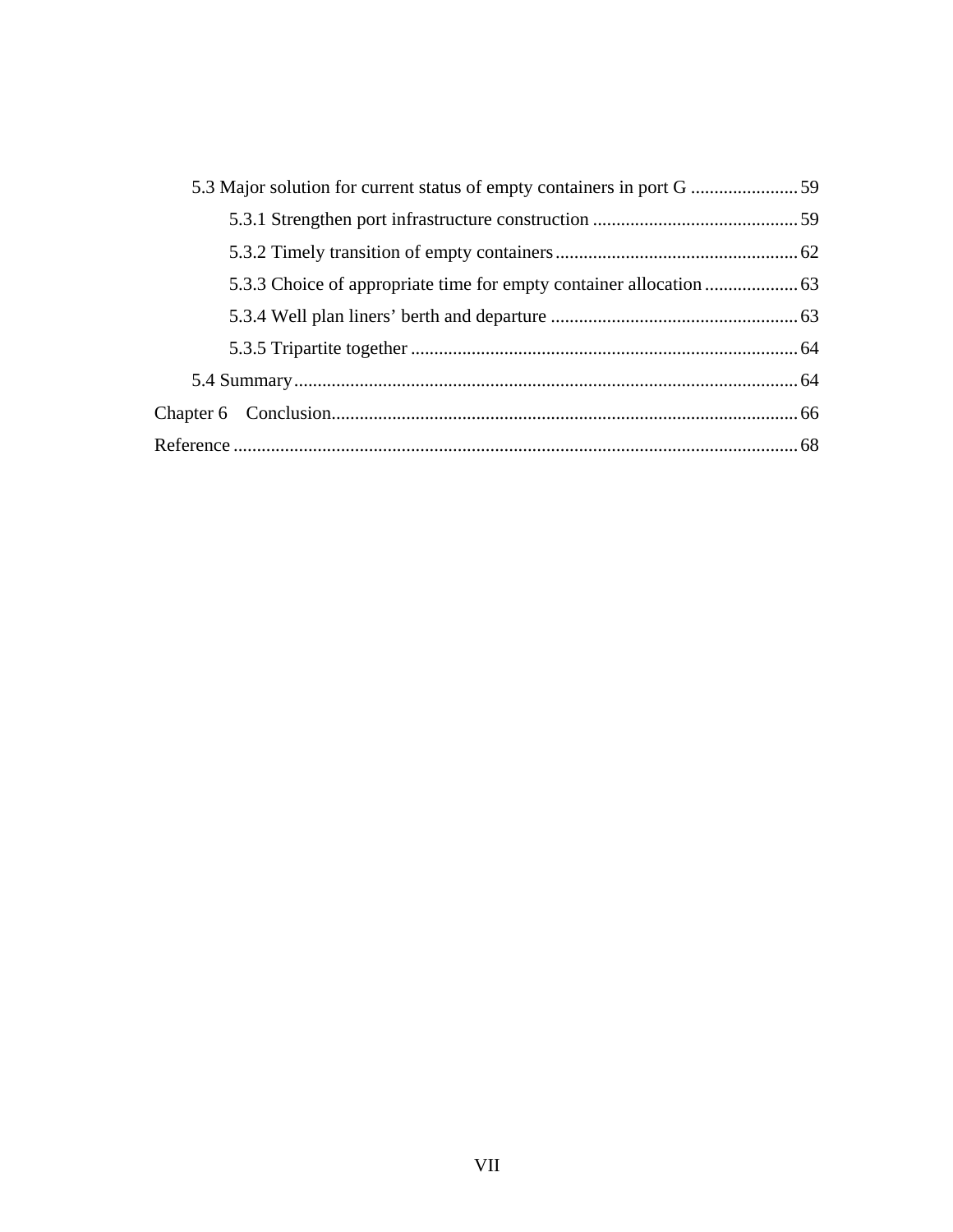5.3 Major solution for current status of empty containers in port G ....................... 59

5.3.1 Strengthen port infrastructure construction ............................................ 59

5.3.2 Timely transition of empty containers .................................................... 62

5.3.3 Choice of appropriate time for empty container allocation .................... 63

5.3.4 Well plan liners' berth and departure ..................................................... 63

5.3.5 Tripartite together ................................................................................... 64

5.4 Summary ............................................................................................................ 64

Chapter 6 Conclusion .................................................................................................... 66

Reference ......................................................................................................................... 68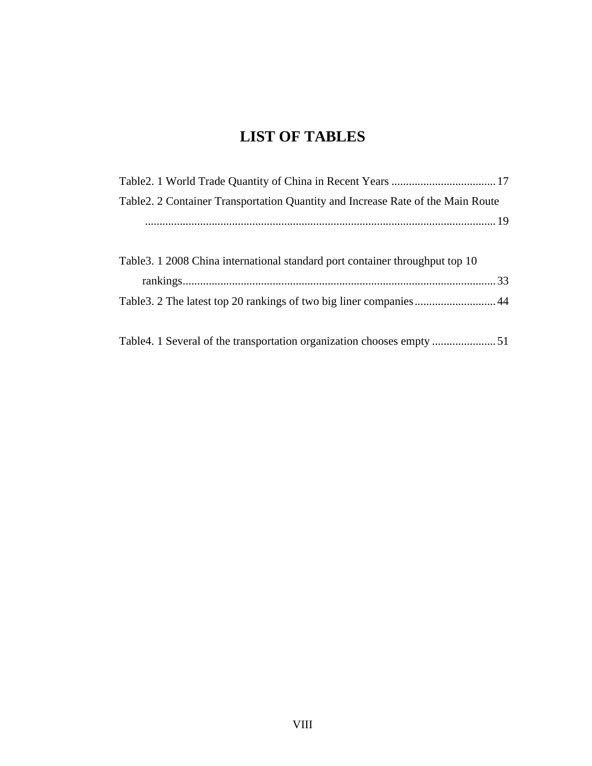# LIST OF TABLES

Table2. 1 World Trade Quantity of China in Recent Years .................................... 17

Table2. 2 Container Transportation Quantity and Increase Rate of the Main Route ........................................................................................................................ 19

Table3. 1 2008 China international standard port container throughput top 10 rankings............................................................................................................ 33

Table3. 2 The latest top 20 rankings of two big liner companies............................ 44

Table4. 1 Several of the transportation organization chooses empty ...................... 51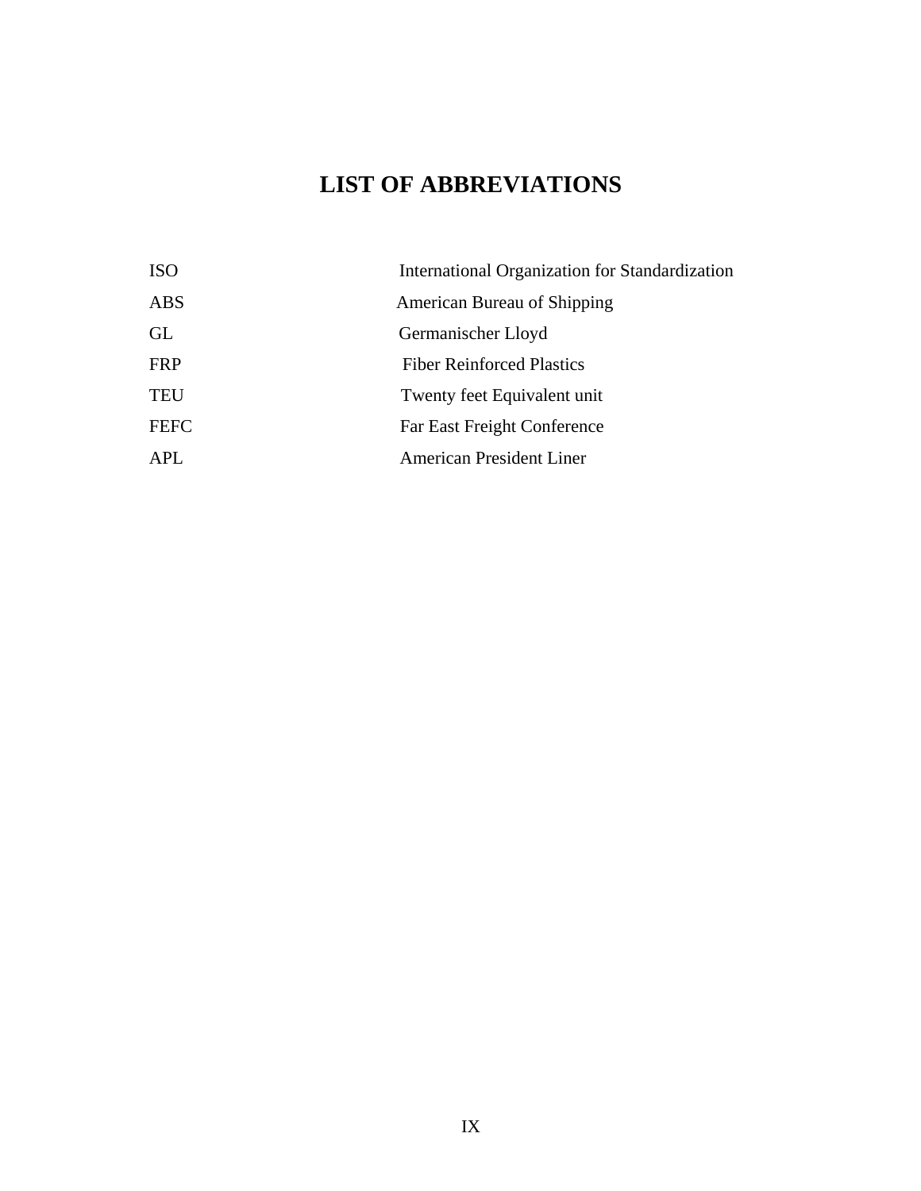# LIST OF ABBREVIATIONS

| | |
|---|---|
| ISO | International Organization for Standardization |
| ABS | American Bureau of Shipping |
| GL | Germanischer Lloyd |
| FRP | Fiber Reinforced Plastics |
| TEU | Twenty feet Equivalent unit |
| FEFC | Far East Freight Conference |
| APL | American President Liner |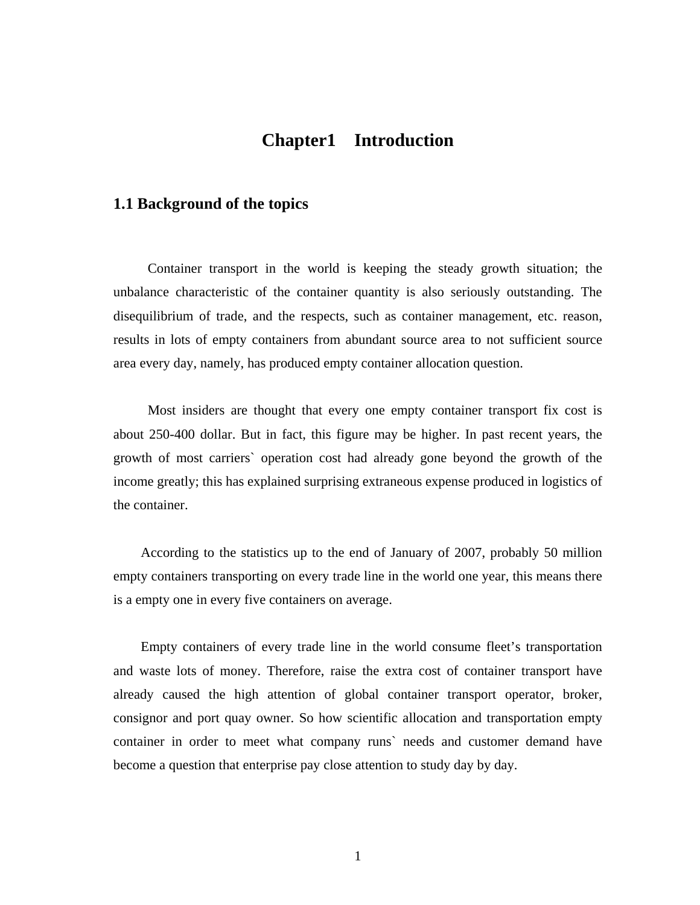# Chapter1　Introduction

## 1.1 Background of the topics

Container transport in the world is keeping the steady growth situation; the unbalance characteristic of the container quantity is also seriously outstanding. The disequilibrium of trade, and the respects, such as container management, etc. reason, results in lots of empty containers from abundant source area to not sufficient source area every day, namely, has produced empty container allocation question.

Most insiders are thought that every one empty container transport fix cost is about 250-400 dollar. But in fact, this figure may be higher. In past recent years, the growth of most carriers` operation cost had already gone beyond the growth of the income greatly; this has explained surprising extraneous expense produced in logistics of the container.

According to the statistics up to the end of January of 2007, probably 50 million empty containers transporting on every trade line in the world one year, this means there is a empty one in every five containers on average.

Empty containers of every trade line in the world consume fleet's transportation and waste lots of money. Therefore, raise the extra cost of container transport have already caused the high attention of global container transport operator, broker, consignor and port quay owner. So how scientific allocation and transportation empty container in order to meet what company runs` needs and customer demand have become a question that enterprise pay close attention to study day by day.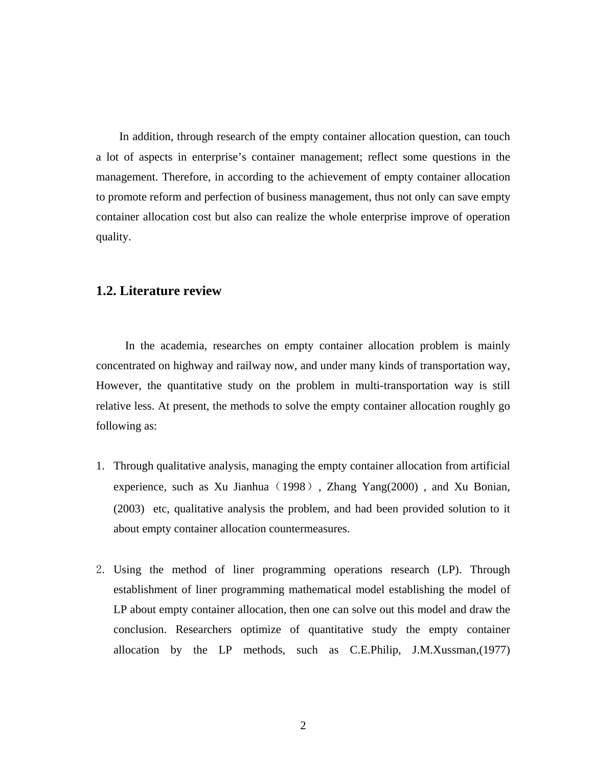In addition, through research of the empty container allocation question, can touch a lot of aspects in enterprise's container management; reflect some questions in the management. Therefore, in according to the achievement of empty container allocation to promote reform and perfection of business management, thus not only can save empty container allocation cost but also can realize the whole enterprise improve of operation quality.

## 1.2. Literature review

In the academia, researches on empty container allocation problem is mainly concentrated on highway and railway now, and under many kinds of transportation way, However, the quantitative study on the problem in multi-transportation way is still relative less. At present, the methods to solve the empty container allocation roughly go following as:

1. Through qualitative analysis, managing the empty container allocation from artificial experience, such as Xu Jianhua（1998）, Zhang Yang(2000) , and Xu Bonian, (2003) etc, qualitative analysis the problem, and had been provided solution to it about empty container allocation countermeasures.

2. Using the method of liner programming operations research (LP). Through establishment of liner programming mathematical model establishing the model of LP about empty container allocation, then one can solve out this model and draw the conclusion. Researchers optimize of quantitative study the empty container allocation by the LP methods, such as C.E.Philip, J.M.Xussman,(1977)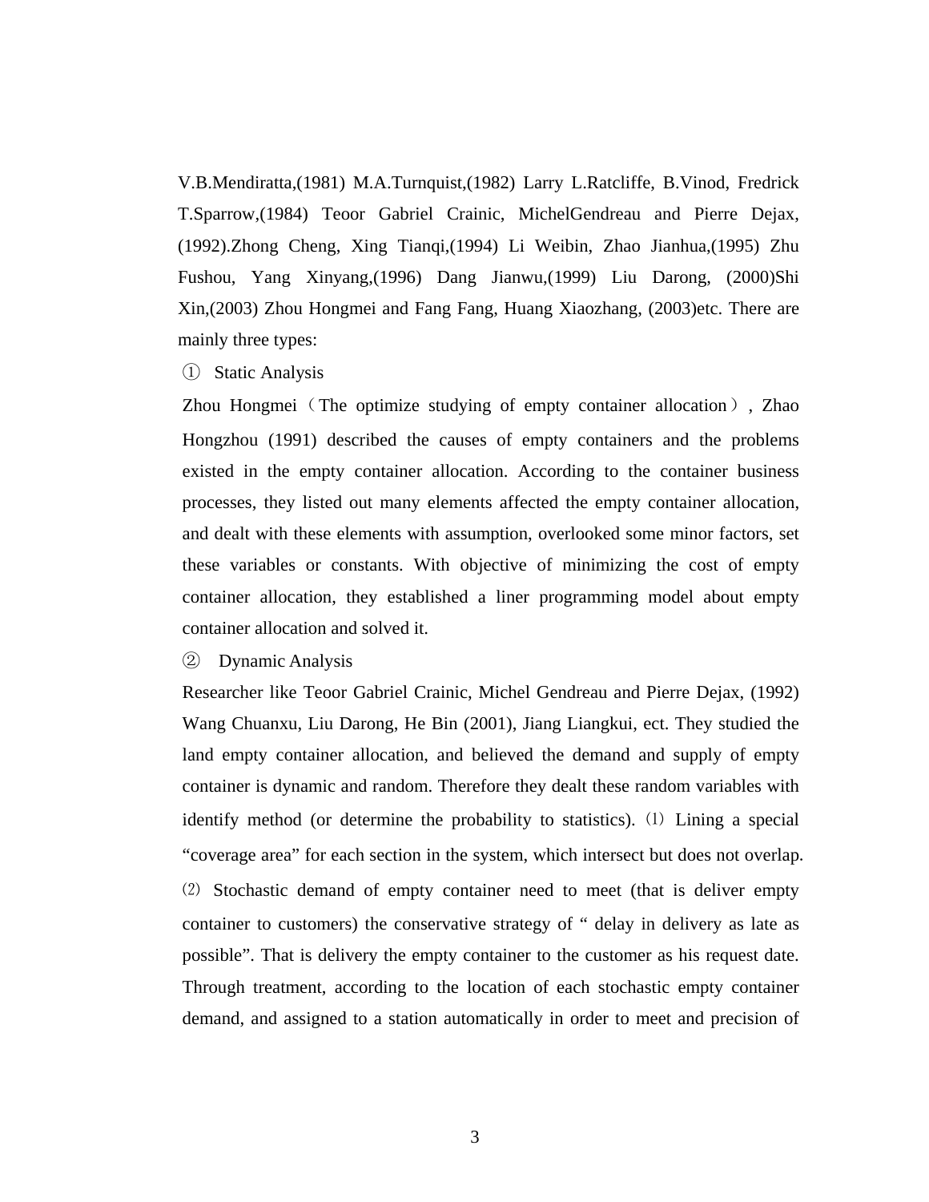V.B.Mendiratta,(1981) M.A.Turnquist,(1982) Larry L.Ratcliffe, B.Vinod, Fredrick T.Sparrow,(1984) Teoor Gabriel Crainic, MichelGendreau and Pierre Dejax, (1992).Zhong Cheng, Xing Tianqi,(1994) Li Weibin, Zhao Jianhua,(1995) Zhu Fushou, Yang Xinyang,(1996) Dang Jianwu,(1999) Liu Darong, (2000)Shi Xin,(2003) Zhou Hongmei and Fang Fang, Huang Xiaozhang, (2003)etc. There are mainly three types:

① Static Analysis

Zhou Hongmei（The optimize studying of empty container allocation）, Zhao Hongzhou (1991) described the causes of empty containers and the problems existed in the empty container allocation. According to the container business processes, they listed out many elements affected the empty container allocation, and dealt with these elements with assumption, overlooked some minor factors, set these variables or constants. With objective of minimizing the cost of empty container allocation, they established a liner programming model about empty container allocation and solved it.

② Dynamic Analysis

Researcher like Teoor Gabriel Crainic, Michel Gendreau and Pierre Dejax, (1992) Wang Chuanxu, Liu Darong, He Bin (2001), Jiang Liangkui, ect. They studied the land empty container allocation, and believed the demand and supply of empty container is dynamic and random. Therefore they dealt these random variables with identify method (or determine the probability to statistics). ⑴ Lining a special “coverage area” for each section in the system, which intersect but does not overlap. ⑵ Stochastic demand of empty container need to meet (that is deliver empty container to customers) the conservative strategy of “ delay in delivery as late as possible”. That is delivery the empty container to the customer as his request date. Through treatment, according to the location of each stochastic empty container demand, and assigned to a station automatically in order to meet and precision of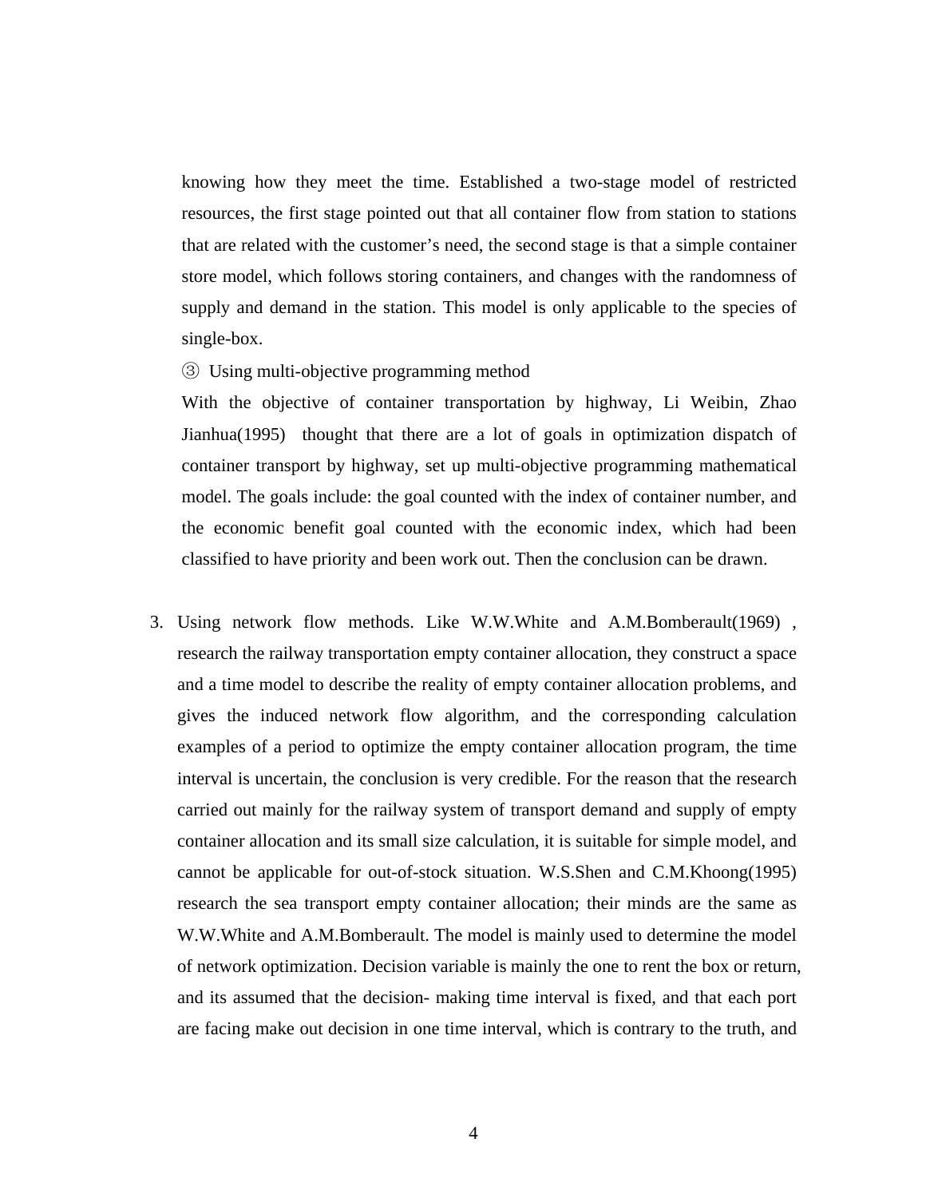knowing how they meet the time. Established a two-stage model of restricted resources, the first stage pointed out that all container flow from station to stations that are related with the customer's need, the second stage is that a simple container store model, which follows storing containers, and changes with the randomness of supply and demand in the station. This model is only applicable to the species of single-box.

③ Using multi-objective programming method

With the objective of container transportation by highway, Li Weibin, Zhao Jianhua(1995) thought that there are a lot of goals in optimization dispatch of container transport by highway, set up multi-objective programming mathematical model. The goals include: the goal counted with the index of container number, and the economic benefit goal counted with the economic index, which had been classified to have priority and been work out. Then the conclusion can be drawn.

3. Using network flow methods. Like W.W.White and A.M.Bomberault(1969) , research the railway transportation empty container allocation, they construct a space and a time model to describe the reality of empty container allocation problems, and gives the induced network flow algorithm, and the corresponding calculation examples of a period to optimize the empty container allocation program, the time interval is uncertain, the conclusion is very credible. For the reason that the research carried out mainly for the railway system of transport demand and supply of empty container allocation and its small size calculation, it is suitable for simple model, and cannot be applicable for out-of-stock situation. W.S.Shen and C.M.Khoong(1995) research the sea transport empty container allocation; their minds are the same as W.W.White and A.M.Bomberault. The model is mainly used to determine the model of network optimization. Decision variable is mainly the one to rent the box or return, and its assumed that the decision- making time interval is fixed, and that each port are facing make out decision in one time interval, which is contrary to the truth, and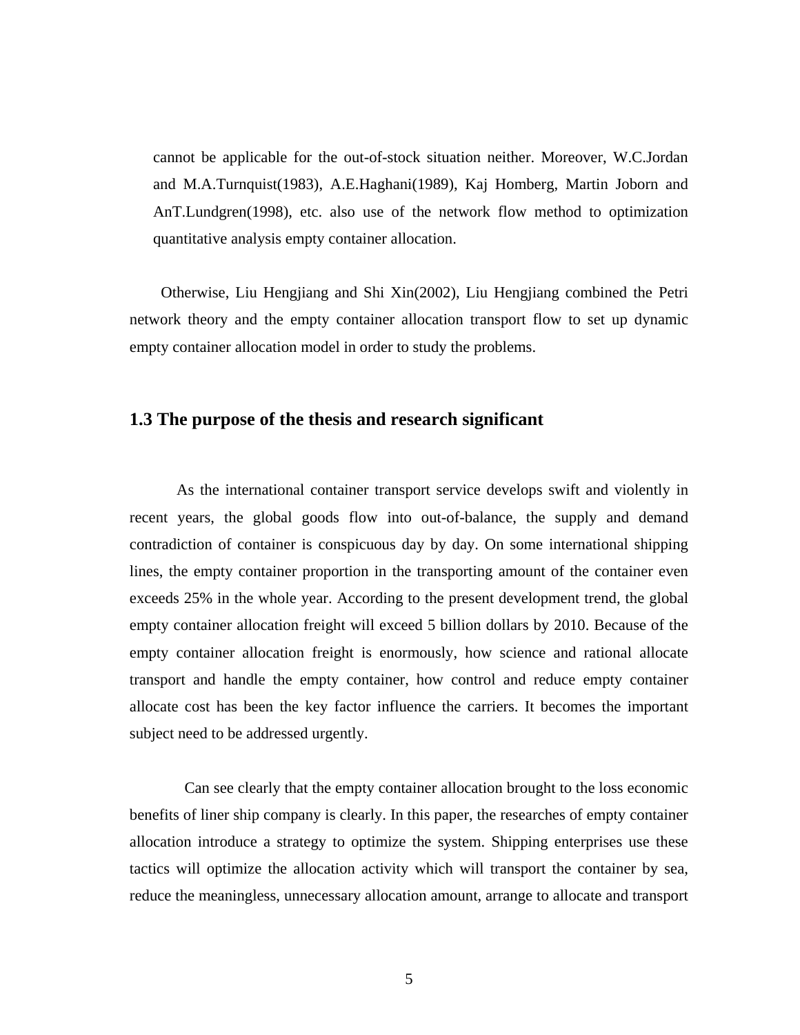cannot be applicable for the out-of-stock situation neither. Moreover, W.C.Jordan and M.A.Turnquist(1983), A.E.Haghani(1989), Kaj Homberg, Martin Joborn and AnT.Lundgren(1998), etc. also use of the network flow method to optimization quantitative analysis empty container allocation.

Otherwise, Liu Hengjiang and Shi Xin(2002), Liu Hengjiang combined the Petri network theory and the empty container allocation transport flow to set up dynamic empty container allocation model in order to study the problems.

## 1.3 The purpose of the thesis and research significant

As the international container transport service develops swift and violently in recent years, the global goods flow into out-of-balance, the supply and demand contradiction of container is conspicuous day by day. On some international shipping lines, the empty container proportion in the transporting amount of the container even exceeds 25% in the whole year. According to the present development trend, the global empty container allocation freight will exceed 5 billion dollars by 2010. Because of the empty container allocation freight is enormously, how science and rational allocate transport and handle the empty container, how control and reduce empty container allocate cost has been the key factor influence the carriers. It becomes the important subject need to be addressed urgently.

Can see clearly that the empty container allocation brought to the loss economic benefits of liner ship company is clearly. In this paper, the researches of empty container allocation introduce a strategy to optimize the system. Shipping enterprises use these tactics will optimize the allocation activity which will transport the container by sea, reduce the meaningless, unnecessary allocation amount, arrange to allocate and transport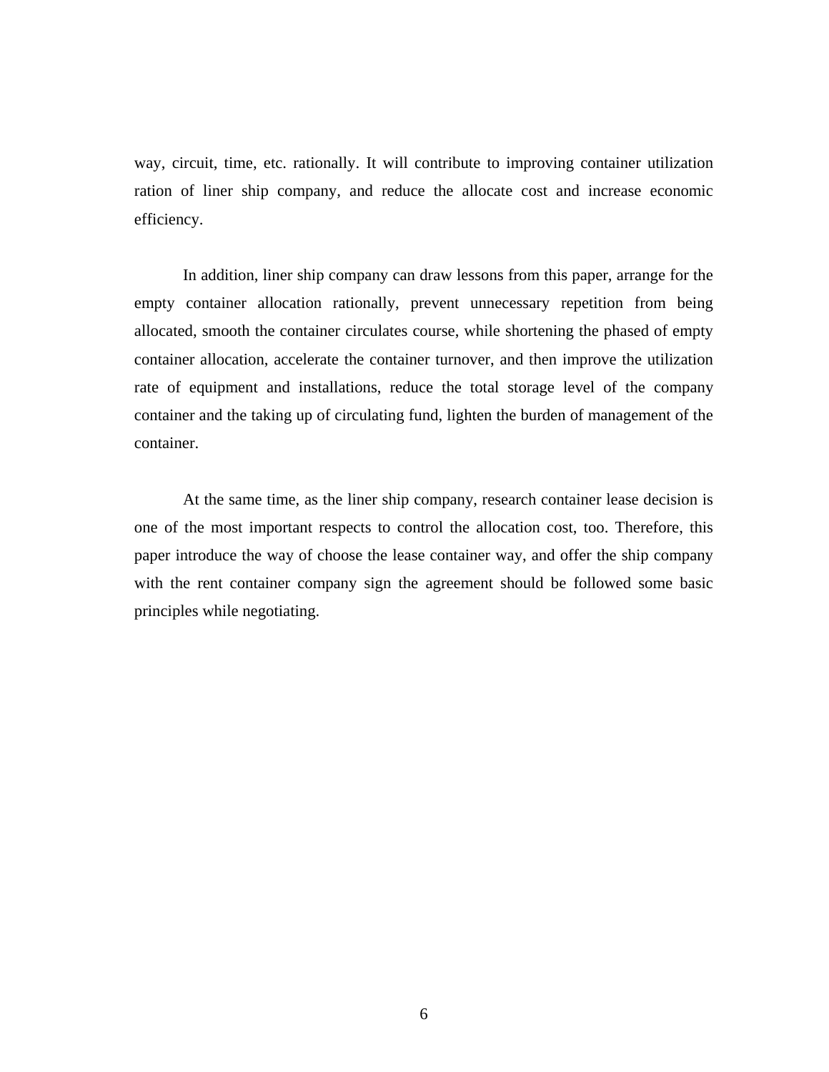way, circuit, time, etc. rationally. It will contribute to improving container utilization ration of liner ship company, and reduce the allocate cost and increase economic efficiency.

In addition, liner ship company can draw lessons from this paper, arrange for the empty container allocation rationally, prevent unnecessary repetition from being allocated, smooth the container circulates course, while shortening the phased of empty container allocation, accelerate the container turnover, and then improve the utilization rate of equipment and installations, reduce the total storage level of the company container and the taking up of circulating fund, lighten the burden of management of the container.

At the same time, as the liner ship company, research container lease decision is one of the most important respects to control the allocation cost, too. Therefore, this paper introduce the way of choose the lease container way, and offer the ship company with the rent container company sign the agreement should be followed some basic principles while negotiating.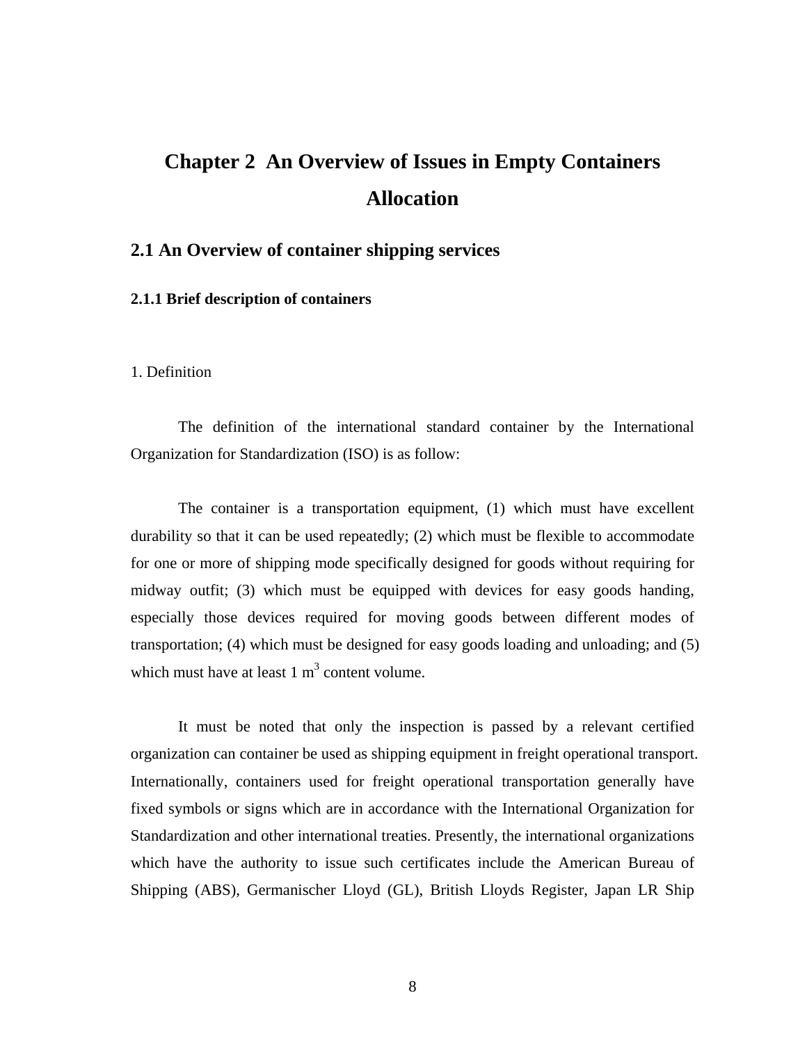# Chapter 2 An Overview of Issues in Empty Containers Allocation

## 2.1 An Overview of container shipping services

### 2.1.1 Brief description of containers

1. Definition

The definition of the international standard container by the International Organization for Standardization (ISO) is as follow:

The container is a transportation equipment, (1) which must have excellent durability so that it can be used repeatedly; (2) which must be flexible to accommodate for one or more of shipping mode specifically designed for goods without requiring for midway outfit; (3) which must be equipped with devices for easy goods handing, especially those devices required for moving goods between different modes of transportation; (4) which must be designed for easy goods loading and unloading; and (5) which must have at least 1 $m^3$ content volume.

It must be noted that only the inspection is passed by a relevant certified organization can container be used as shipping equipment in freight operational transport. Internationally, containers used for freight operational transportation generally have fixed symbols or signs which are in accordance with the International Organization for Standardization and other international treaties. Presently, the international organizations which have the authority to issue such certificates include the American Bureau of Shipping (ABS), Germanischer Lloyd (GL), British Lloyds Register, Japan LR Ship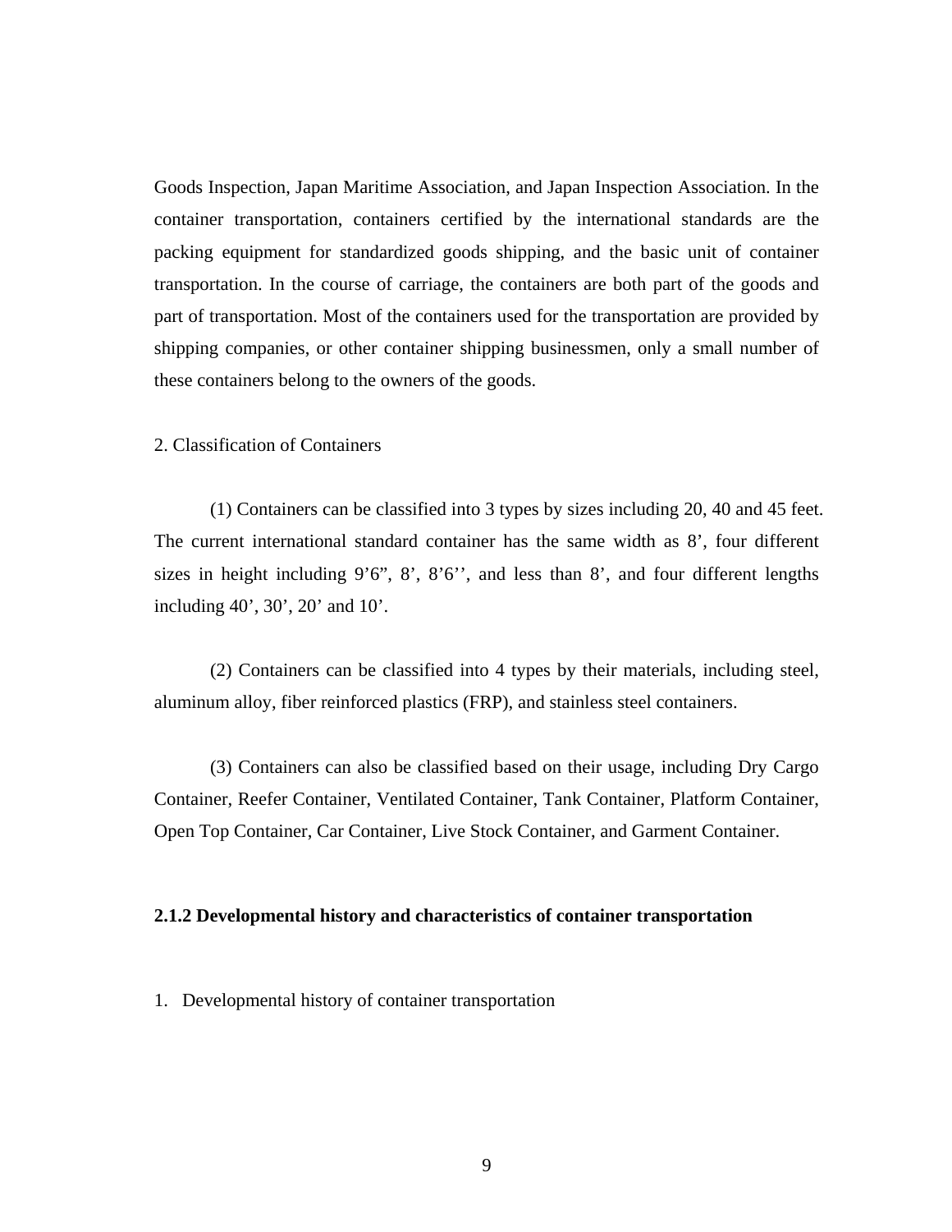Goods Inspection, Japan Maritime Association, and Japan Inspection Association. In the container transportation, containers certified by the international standards are the packing equipment for standardized goods shipping, and the basic unit of container transportation. In the course of carriage, the containers are both part of the goods and part of transportation. Most of the containers used for the transportation are provided by shipping companies, or other container shipping businessmen, only a small number of these containers belong to the owners of the goods.

2. Classification of Containers

(1) Containers can be classified into 3 types by sizes including 20, 40 and 45 feet. The current international standard container has the same width as 8', four different sizes in height including 9'6", 8', 8'6'', and less than 8', and four different lengths including 40', 30', 20' and 10'.

(2) Containers can be classified into 4 types by their materials, including steel, aluminum alloy, fiber reinforced plastics (FRP), and stainless steel containers.

(3) Containers can also be classified based on their usage, including Dry Cargo Container, Reefer Container, Ventilated Container, Tank Container, Platform Container, Open Top Container, Car Container, Live Stock Container, and Garment Container.

### 2.1.2 Developmental history and characteristics of container transportation

1. Developmental history of container transportation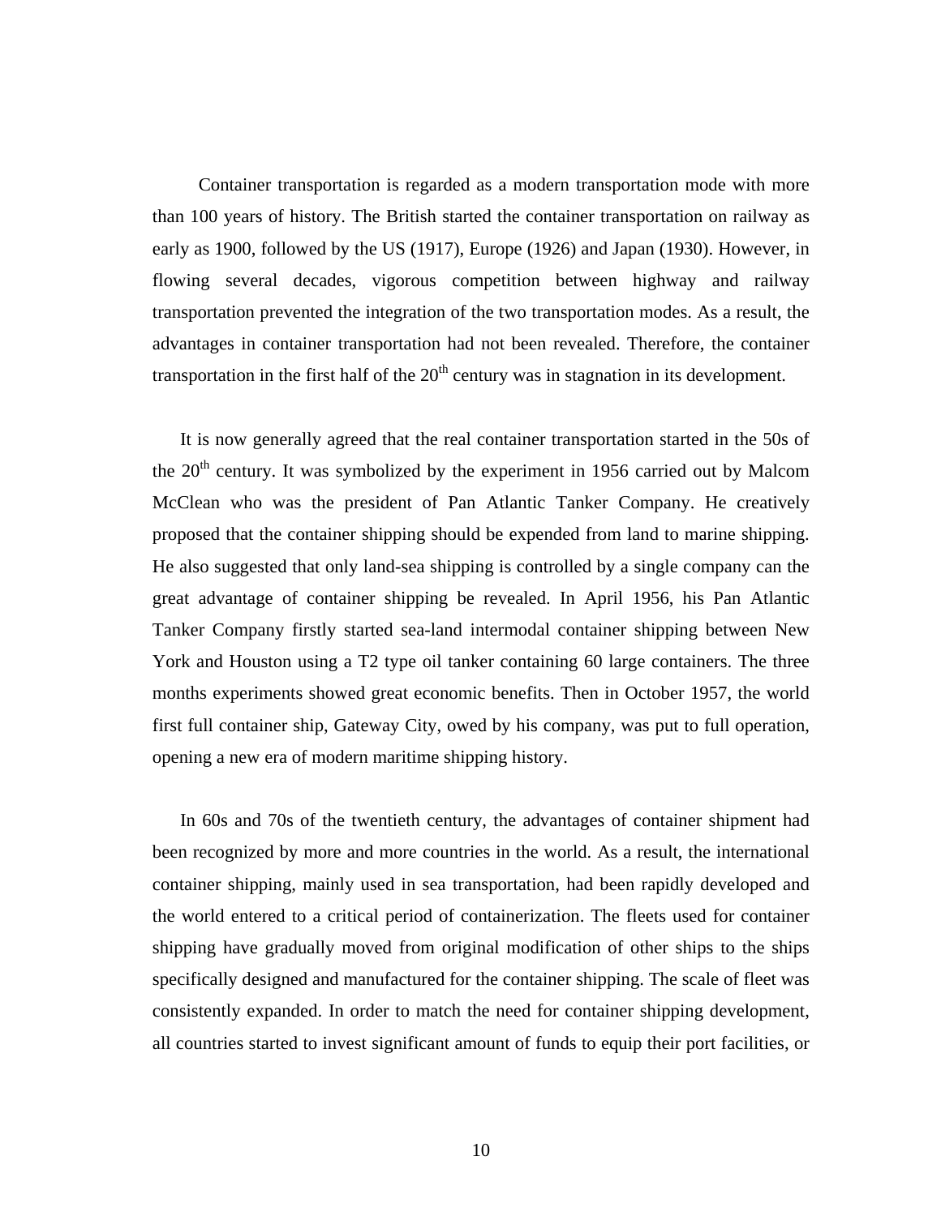Container transportation is regarded as a modern transportation mode with more than 100 years of history. The British started the container transportation on railway as early as 1900, followed by the US (1917), Europe (1926) and Japan (1930). However, in flowing several decades, vigorous competition between highway and railway transportation prevented the integration of the two transportation modes. As a result, the advantages in container transportation had not been revealed. Therefore, the container transportation in the first half of the 20th century was in stagnation in its development.

It is now generally agreed that the real container transportation started in the 50s of the 20th century. It was symbolized by the experiment in 1956 carried out by Malcom McClean who was the president of Pan Atlantic Tanker Company. He creatively proposed that the container shipping should be expended from land to marine shipping. He also suggested that only land-sea shipping is controlled by a single company can the great advantage of container shipping be revealed. In April 1956, his Pan Atlantic Tanker Company firstly started sea-land intermodal container shipping between New York and Houston using a T2 type oil tanker containing 60 large containers. The three months experiments showed great economic benefits. Then in October 1957, the world first full container ship, Gateway City, owed by his company, was put to full operation, opening a new era of modern maritime shipping history.

In 60s and 70s of the twentieth century, the advantages of container shipment had been recognized by more and more countries in the world. As a result, the international container shipping, mainly used in sea transportation, had been rapidly developed and the world entered to a critical period of containerization. The fleets used for container shipping have gradually moved from original modification of other ships to the ships specifically designed and manufactured for the container shipping. The scale of fleet was consistently expanded. In order to match the need for container shipping development, all countries started to invest significant amount of funds to equip their port facilities, or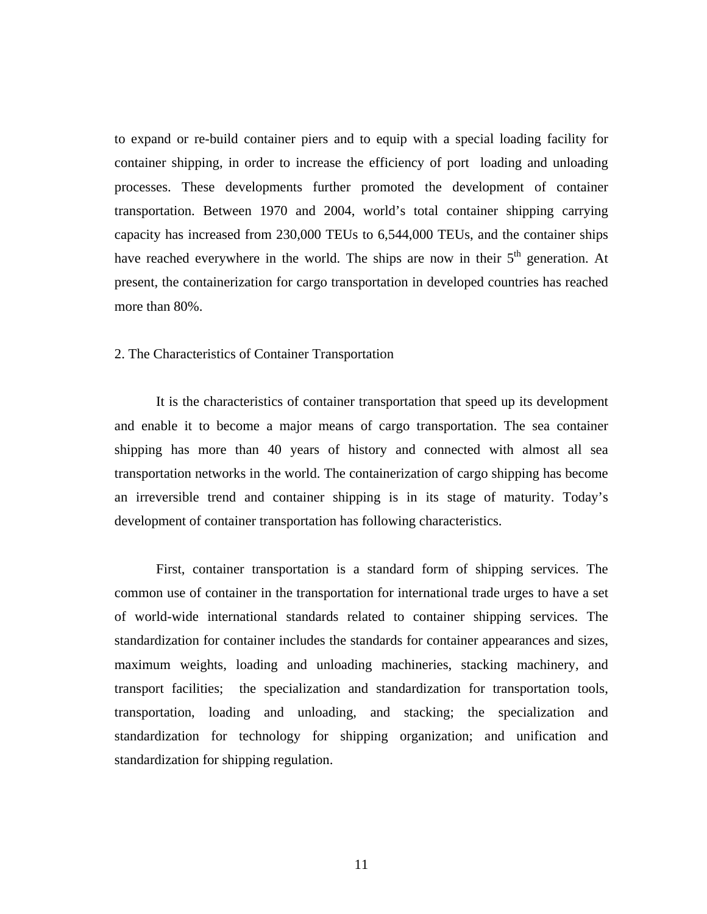to expand or re-build container piers and to equip with a special loading facility for container shipping, in order to increase the efficiency of port loading and unloading processes. These developments further promoted the development of container transportation. Between 1970 and 2004, world's total container shipping carrying capacity has increased from 230,000 TEUs to 6,544,000 TEUs, and the container ships have reached everywhere in the world. The ships are now in their 5th generation. At present, the containerization for cargo transportation in developed countries has reached more than 80%.

## 2. The Characteristics of Container Transportation

It is the characteristics of container transportation that speed up its development and enable it to become a major means of cargo transportation. The sea container shipping has more than 40 years of history and connected with almost all sea transportation networks in the world. The containerization of cargo shipping has become an irreversible trend and container shipping is in its stage of maturity. Today's development of container transportation has following characteristics.

First, container transportation is a standard form of shipping services. The common use of container in the transportation for international trade urges to have a set of world-wide international standards related to container shipping services. The standardization for container includes the standards for container appearances and sizes, maximum weights, loading and unloading machineries, stacking machinery, and transport facilities; the specialization and standardization for transportation tools, transportation, loading and unloading, and stacking; the specialization and standardization for technology for shipping organization; and unification and standardization for shipping regulation.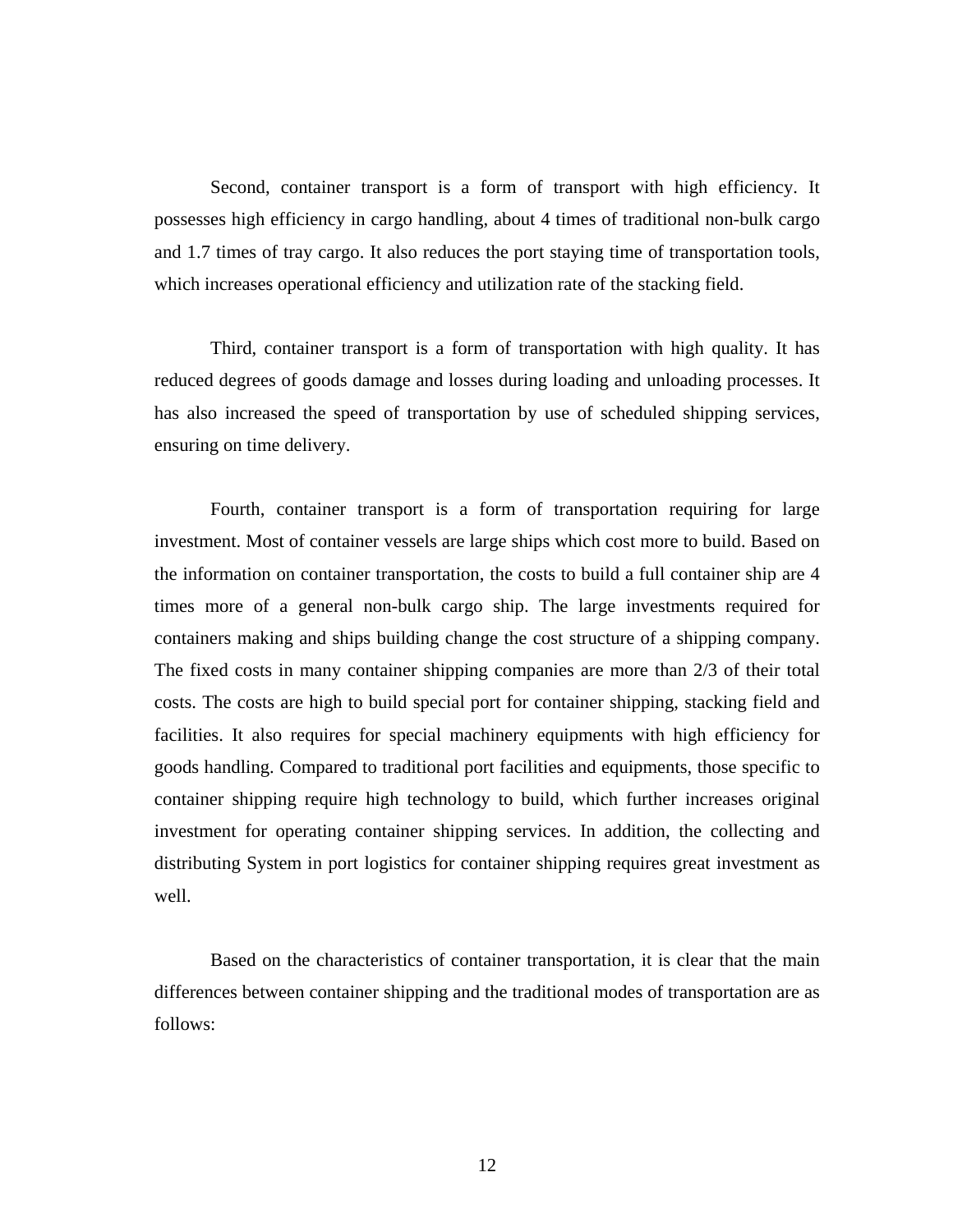Second, container transport is a form of transport with high efficiency. It possesses high efficiency in cargo handling, about 4 times of traditional non-bulk cargo and 1.7 times of tray cargo. It also reduces the port staying time of transportation tools, which increases operational efficiency and utilization rate of the stacking field.

Third, container transport is a form of transportation with high quality. It has reduced degrees of goods damage and losses during loading and unloading processes. It has also increased the speed of transportation by use of scheduled shipping services, ensuring on time delivery.

Fourth, container transport is a form of transportation requiring for large investment. Most of container vessels are large ships which cost more to build. Based on the information on container transportation, the costs to build a full container ship are 4 times more of a general non-bulk cargo ship. The large investments required for containers making and ships building change the cost structure of a shipping company. The fixed costs in many container shipping companies are more than 2/3 of their total costs. The costs are high to build special port for container shipping, stacking field and facilities. It also requires for special machinery equipments with high efficiency for goods handling. Compared to traditional port facilities and equipments, those specific to container shipping require high technology to build, which further increases original investment for operating container shipping services. In addition, the collecting and distributing System in port logistics for container shipping requires great investment as well.

Based on the characteristics of container transportation, it is clear that the main differences between container shipping and the traditional modes of transportation are as follows: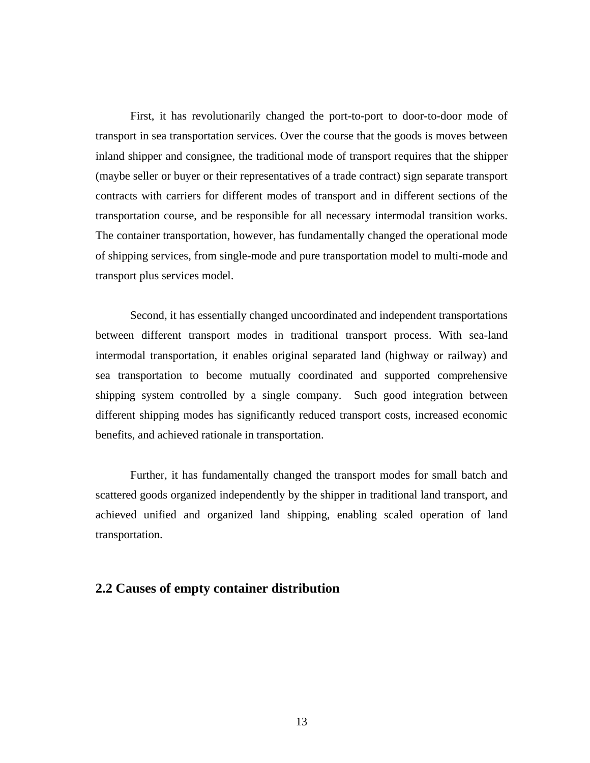First, it has revolutionarily changed the port-to-port to door-to-door mode of transport in sea transportation services. Over the course that the goods is moves between inland shipper and consignee, the traditional mode of transport requires that the shipper (maybe seller or buyer or their representatives of a trade contract) sign separate transport contracts with carriers for different modes of transport and in different sections of the transportation course, and be responsible for all necessary intermodal transition works. The container transportation, however, has fundamentally changed the operational mode of shipping services, from single-mode and pure transportation model to multi-mode and transport plus services model.

Second, it has essentially changed uncoordinated and independent transportations between different transport modes in traditional transport process. With sea-land intermodal transportation, it enables original separated land (highway or railway) and sea transportation to become mutually coordinated and supported comprehensive shipping system controlled by a single company. Such good integration between different shipping modes has significantly reduced transport costs, increased economic benefits, and achieved rationale in transportation.

Further, it has fundamentally changed the transport modes for small batch and scattered goods organized independently by the shipper in traditional land transport, and achieved unified and organized land shipping, enabling scaled operation of land transportation.

## 2.2 Causes of empty container distribution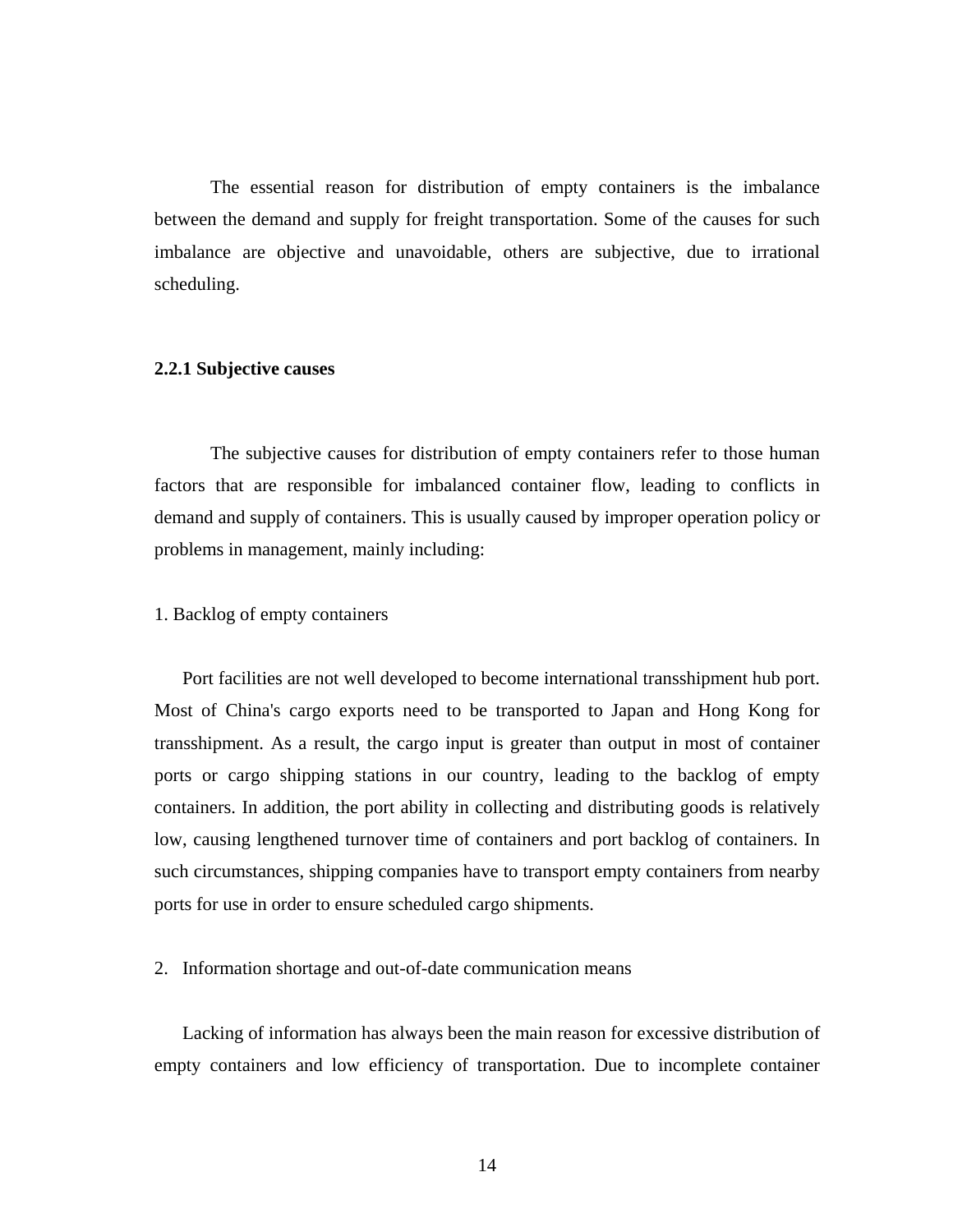The essential reason for distribution of empty containers is the imbalance between the demand and supply for freight transportation. Some of the causes for such imbalance are objective and unavoidable, others are subjective, due to irrational scheduling.

### 2.2.1 Subjective causes

The subjective causes for distribution of empty containers refer to those human factors that are responsible for imbalanced container flow, leading to conflicts in demand and supply of containers. This is usually caused by improper operation policy or problems in management, mainly including:

1. Backlog of empty containers

Port facilities are not well developed to become international transshipment hub port. Most of China's cargo exports need to be transported to Japan and Hong Kong for transshipment. As a result, the cargo input is greater than output in most of container ports or cargo shipping stations in our country, leading to the backlog of empty containers. In addition, the port ability in collecting and distributing goods is relatively low, causing lengthened turnover time of containers and port backlog of containers. In such circumstances, shipping companies have to transport empty containers from nearby ports for use in order to ensure scheduled cargo shipments.

2. Information shortage and out-of-date communication means

Lacking of information has always been the main reason for excessive distribution of empty containers and low efficiency of transportation. Due to incomplete container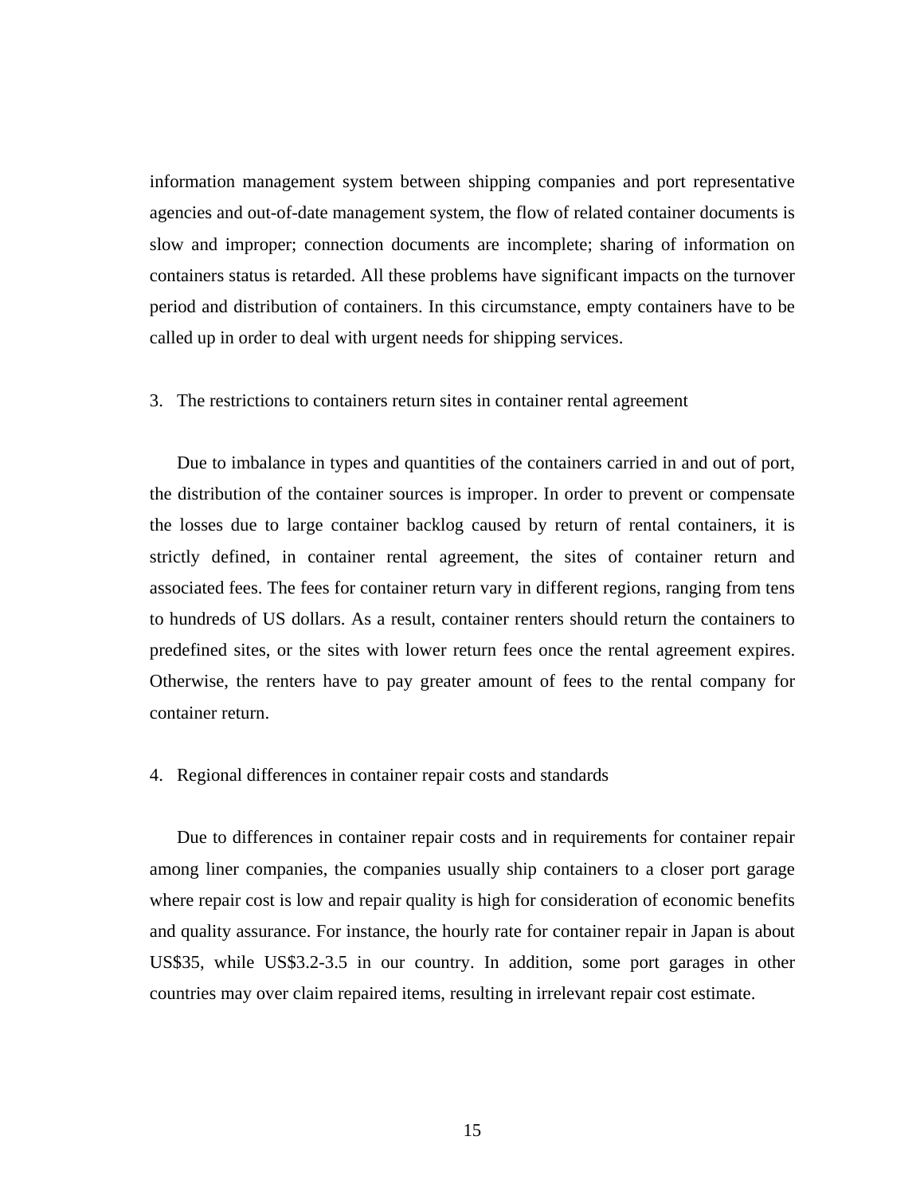information management system between shipping companies and port representative agencies and out-of-date management system, the flow of related container documents is slow and improper; connection documents are incomplete; sharing of information on containers status is retarded. All these problems have significant impacts on the turnover period and distribution of containers. In this circumstance, empty containers have to be called up in order to deal with urgent needs for shipping services.

3. The restrictions to containers return sites in container rental agreement

Due to imbalance in types and quantities of the containers carried in and out of port, the distribution of the container sources is improper. In order to prevent or compensate the losses due to large container backlog caused by return of rental containers, it is strictly defined, in container rental agreement, the sites of container return and associated fees. The fees for container return vary in different regions, ranging from tens to hundreds of US dollars. As a result, container renters should return the containers to predefined sites, or the sites with lower return fees once the rental agreement expires. Otherwise, the renters have to pay greater amount of fees to the rental company for container return.

4. Regional differences in container repair costs and standards

Due to differences in container repair costs and in requirements for container repair among liner companies, the companies usually ship containers to a closer port garage where repair cost is low and repair quality is high for consideration of economic benefits and quality assurance. For instance, the hourly rate for container repair in Japan is about US$35, while US$3.2-3.5 in our country. In addition, some port garages in other countries may over claim repaired items, resulting in irrelevant repair cost estimate.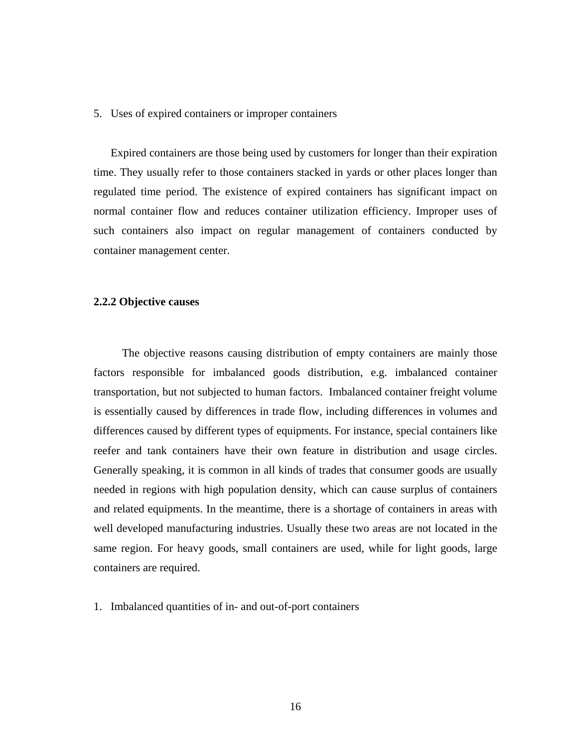5. Uses of expired containers or improper containers

Expired containers are those being used by customers for longer than their expiration time. They usually refer to those containers stacked in yards or other places longer than regulated time period. The existence of expired containers has significant impact on normal container flow and reduces container utilization efficiency. Improper uses of such containers also impact on regular management of containers conducted by container management center.

### 2.2.2 Objective causes

The objective reasons causing distribution of empty containers are mainly those factors responsible for imbalanced goods distribution, e.g. imbalanced container transportation, but not subjected to human factors. Imbalanced container freight volume is essentially caused by differences in trade flow, including differences in volumes and differences caused by different types of equipments. For instance, special containers like reefer and tank containers have their own feature in distribution and usage circles. Generally speaking, it is common in all kinds of trades that consumer goods are usually needed in regions with high population density, which can cause surplus of containers and related equipments. In the meantime, there is a shortage of containers in areas with well developed manufacturing industries. Usually these two areas are not located in the same region. For heavy goods, small containers are used, while for light goods, large containers are required.

1. Imbalanced quantities of in- and out-of-port containers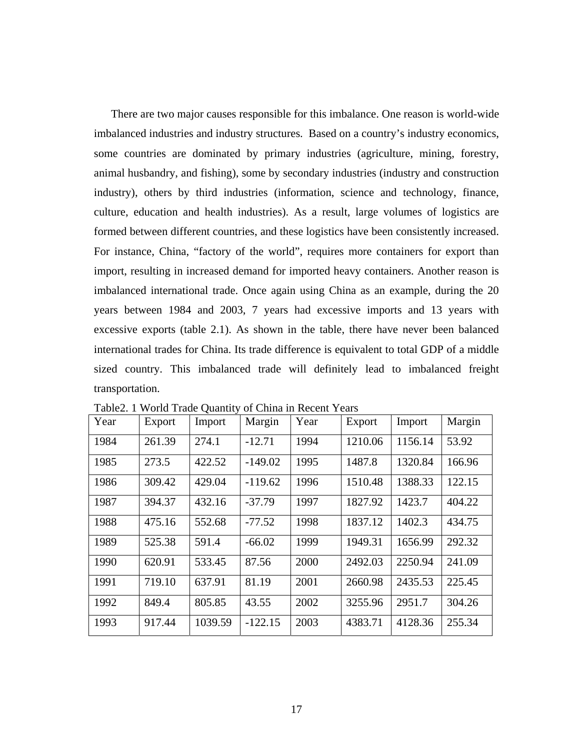There are two major causes responsible for this imbalance. One reason is world-wide imbalanced industries and industry structures. Based on a country's industry economics, some countries are dominated by primary industries (agriculture, mining, forestry, animal husbandry, and fishing), some by secondary industries (industry and construction industry), others by third industries (information, science and technology, finance, culture, education and health industries). As a result, large volumes of logistics are formed between different countries, and these logistics have been consistently increased. For instance, China, "factory of the world", requires more containers for export than import, resulting in increased demand for imported heavy containers. Another reason is imbalanced international trade. Once again using China as an example, during the 20 years between 1984 and 2003, 7 years had excessive imports and 13 years with excessive exports (table 2.1). As shown in the table, there have never been balanced international trades for China. Its trade difference is equivalent to total GDP of a middle sized country. This imbalanced trade will definitely lead to imbalanced freight transportation.

Table2. 1 World Trade Quantity of China in Recent Years

| Year | Export | Import | Margin | Year | Export | Import | Margin |
|---|---|---|---|---|---|---|---|
| 1984 | 261.39 | 274.1 | -12.71 | 1994 | 1210.06 | 1156.14 | 53.92 |
| 1985 | 273.5 | 422.52 | -149.02 | 1995 | 1487.8 | 1320.84 | 166.96 |
| 1986 | 309.42 | 429.04 | -119.62 | 1996 | 1510.48 | 1388.33 | 122.15 |
| 1987 | 394.37 | 432.16 | -37.79 | 1997 | 1827.92 | 1423.7 | 404.22 |
| 1988 | 475.16 | 552.68 | -77.52 | 1998 | 1837.12 | 1402.3 | 434.75 |
| 1989 | 525.38 | 591.4 | -66.02 | 1999 | 1949.31 | 1656.99 | 292.32 |
| 1990 | 620.91 | 533.45 | 87.56 | 2000 | 2492.03 | 2250.94 | 241.09 |
| 1991 | 719.10 | 637.91 | 81.19 | 2001 | 2660.98 | 2435.53 | 225.45 |
| 1992 | 849.4 | 805.85 | 43.55 | 2002 | 3255.96 | 2951.7 | 304.26 |
| 1993 | 917.44 | 1039.59 | -122.15 | 2003 | 4383.71 | 4128.36 | 255.34 |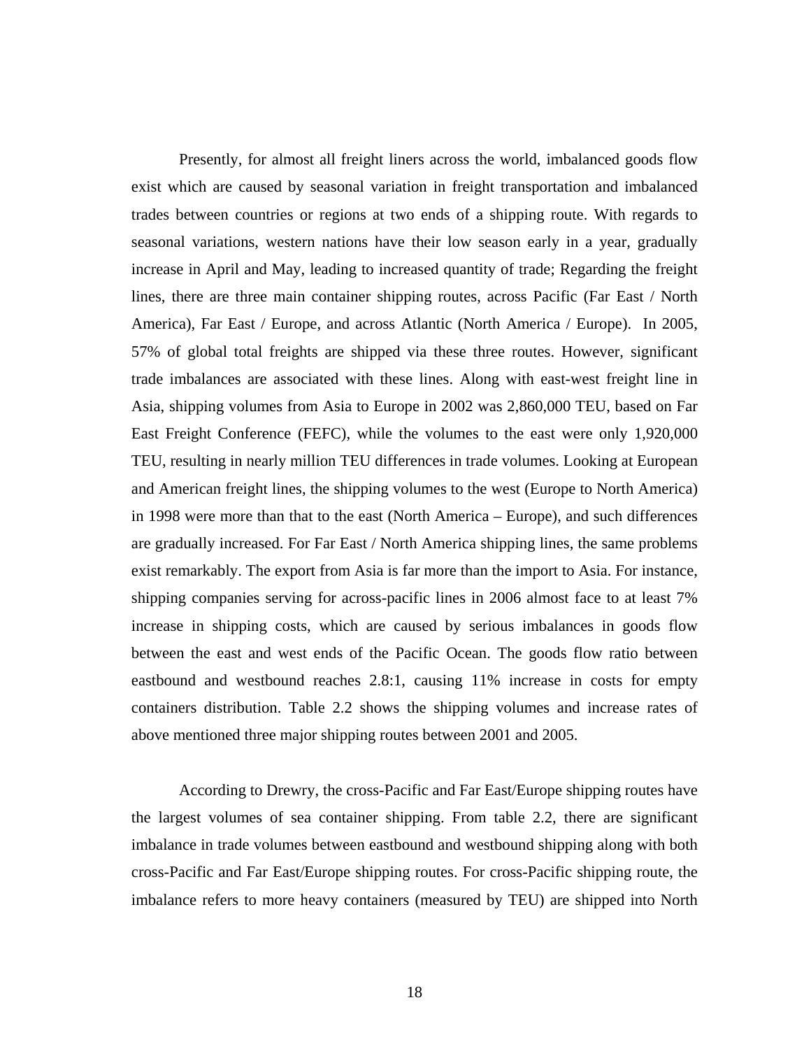Presently, for almost all freight liners across the world, imbalanced goods flow exist which are caused by seasonal variation in freight transportation and imbalanced trades between countries or regions at two ends of a shipping route. With regards to seasonal variations, western nations have their low season early in a year, gradually increase in April and May, leading to increased quantity of trade; Regarding the freight lines, there are three main container shipping routes, across Pacific (Far East / North America), Far East / Europe, and across Atlantic (North America / Europe). In 2005, 57% of global total freights are shipped via these three routes. However, significant trade imbalances are associated with these lines. Along with east-west freight line in Asia, shipping volumes from Asia to Europe in 2002 was 2,860,000 TEU, based on Far East Freight Conference (FEFC), while the volumes to the east were only 1,920,000 TEU, resulting in nearly million TEU differences in trade volumes. Looking at European and American freight lines, the shipping volumes to the west (Europe to North America) in 1998 were more than that to the east (North America – Europe), and such differences are gradually increased. For Far East / North America shipping lines, the same problems exist remarkably. The export from Asia is far more than the import to Asia. For instance, shipping companies serving for across-pacific lines in 2006 almost face to at least 7% increase in shipping costs, which are caused by serious imbalances in goods flow between the east and west ends of the Pacific Ocean. The goods flow ratio between eastbound and westbound reaches 2.8:1, causing 11% increase in costs for empty containers distribution. Table 2.2 shows the shipping volumes and increase rates of above mentioned three major shipping routes between 2001 and 2005.

According to Drewry, the cross-Pacific and Far East/Europe shipping routes have the largest volumes of sea container shipping. From table 2.2, there are significant imbalance in trade volumes between eastbound and westbound shipping along with both cross-Pacific and Far East/Europe shipping routes. For cross-Pacific shipping route, the imbalance refers to more heavy containers (measured by TEU) are shipped into North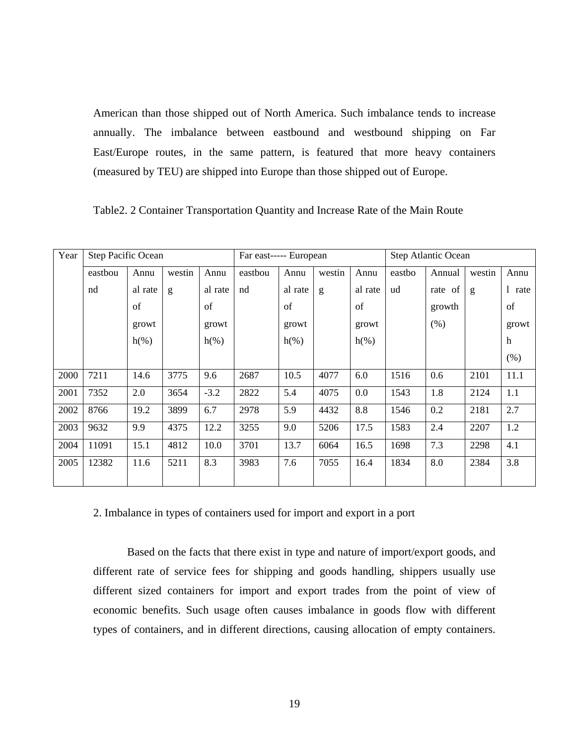American than those shipped out of North America. Such imbalance tends to increase annually. The imbalance between eastbound and westbound shipping on Far East/Europe routes, in the same pattern, is featured that more heavy containers (measured by TEU) are shipped into Europe than those shipped out of Europe.

Table2. 2 Container Transportation Quantity and Increase Rate of the Main Route

| Year | Step Pacific Ocean | | | | Far east----- European | | | | Step Atlantic Ocean | | | |
|---|---|---|---|---|---|---|---|---|---|---|---|---|
| | eastbound | Annual rate of growth(%) | westing | Annual rate of growth(%) | eastbound | Annual rate of growth(%) | westing | Annual rate of growth(%) | eastboud | Annual rate of growth (%) | westing | Annul rate of growth (%) |
| 2000 | 7211 | 14.6 | 3775 | 9.6 | 2687 | 10.5 | 4077 | 6.0 | 1516 | 0.6 | 2101 | 11.1 |
| 2001 | 7352 | 2.0 | 3654 | -3.2 | 2822 | 5.4 | 4075 | 0.0 | 1543 | 1.8 | 2124 | 1.1 |
| 2002 | 8766 | 19.2 | 3899 | 6.7 | 2978 | 5.9 | 4432 | 8.8 | 1546 | 0.2 | 2181 | 2.7 |
| 2003 | 9632 | 9.9 | 4375 | 12.2 | 3255 | 9.0 | 5206 | 17.5 | 1583 | 2.4 | 2207 | 1.2 |
| 2004 | 11091 | 15.1 | 4812 | 10.0 | 3701 | 13.7 | 6064 | 16.5 | 1698 | 7.3 | 2298 | 4.1 |
| 2005 | 12382 | 11.6 | 5211 | 8.3 | 3983 | 7.6 | 7055 | 16.4 | 1834 | 8.0 | 2384 | 3.8 |

2. Imbalance in types of containers used for import and export in a port

Based on the facts that there exist in type and nature of import/export goods, and different rate of service fees for shipping and goods handling, shippers usually use different sized containers for import and export trades from the point of view of economic benefits. Such usage often causes imbalance in goods flow with different types of containers, and in different directions, causing allocation of empty containers.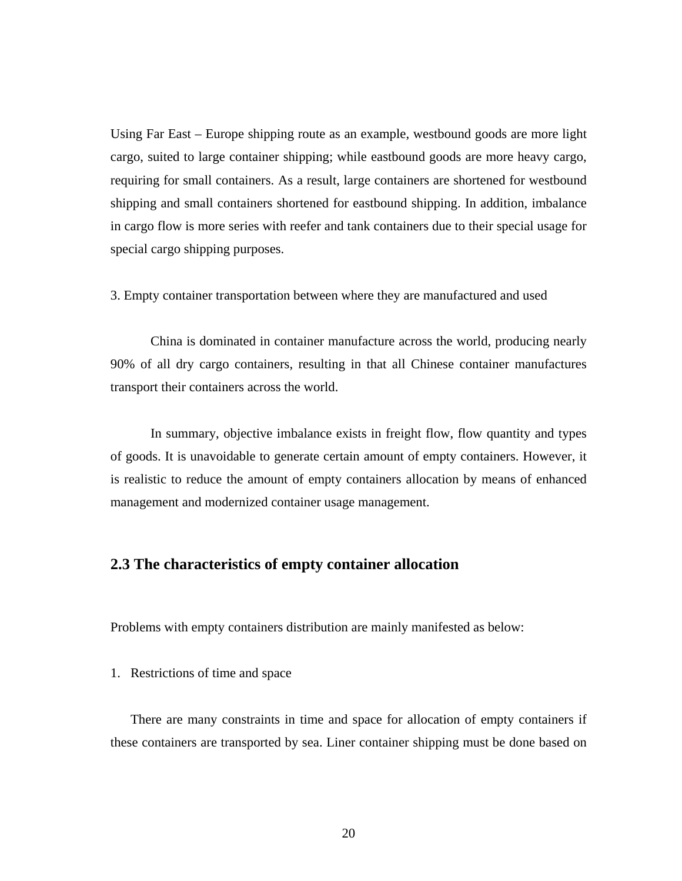Using Far East – Europe shipping route as an example, westbound goods are more light cargo, suited to large container shipping; while eastbound goods are more heavy cargo, requiring for small containers. As a result, large containers are shortened for westbound shipping and small containers shortened for eastbound shipping. In addition, imbalance in cargo flow is more series with reefer and tank containers due to their special usage for special cargo shipping purposes.

3. Empty container transportation between where they are manufactured and used

China is dominated in container manufacture across the world, producing nearly 90% of all dry cargo containers, resulting in that all Chinese container manufactures transport their containers across the world.

In summary, objective imbalance exists in freight flow, flow quantity and types of goods. It is unavoidable to generate certain amount of empty containers. However, it is realistic to reduce the amount of empty containers allocation by means of enhanced management and modernized container usage management.

## 2.3 The characteristics of empty container allocation

Problems with empty containers distribution are mainly manifested as below:

1. Restrictions of time and space

There are many constraints in time and space for allocation of empty containers if these containers are transported by sea. Liner container shipping must be done based on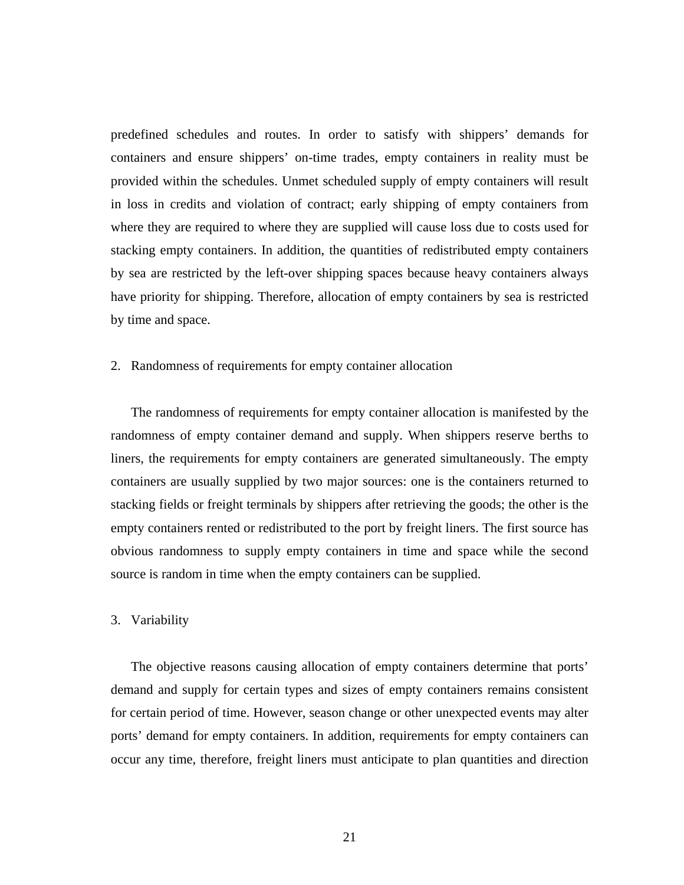predefined schedules and routes. In order to satisfy with shippers' demands for containers and ensure shippers' on-time trades, empty containers in reality must be provided within the schedules. Unmet scheduled supply of empty containers will result in loss in credits and violation of contract; early shipping of empty containers from where they are required to where they are supplied will cause loss due to costs used for stacking empty containers. In addition, the quantities of redistributed empty containers by sea are restricted by the left-over shipping spaces because heavy containers always have priority for shipping. Therefore, allocation of empty containers by sea is restricted by time and space.

2. Randomness of requirements for empty container allocation

The randomness of requirements for empty container allocation is manifested by the randomness of empty container demand and supply. When shippers reserve berths to liners, the requirements for empty containers are generated simultaneously. The empty containers are usually supplied by two major sources: one is the containers returned to stacking fields or freight terminals by shippers after retrieving the goods; the other is the empty containers rented or redistributed to the port by freight liners. The first source has obvious randomness to supply empty containers in time and space while the second source is random in time when the empty containers can be supplied.

3. Variability

The objective reasons causing allocation of empty containers determine that ports' demand and supply for certain types and sizes of empty containers remains consistent for certain period of time. However, season change or other unexpected events may alter ports' demand for empty containers. In addition, requirements for empty containers can occur any time, therefore, freight liners must anticipate to plan quantities and direction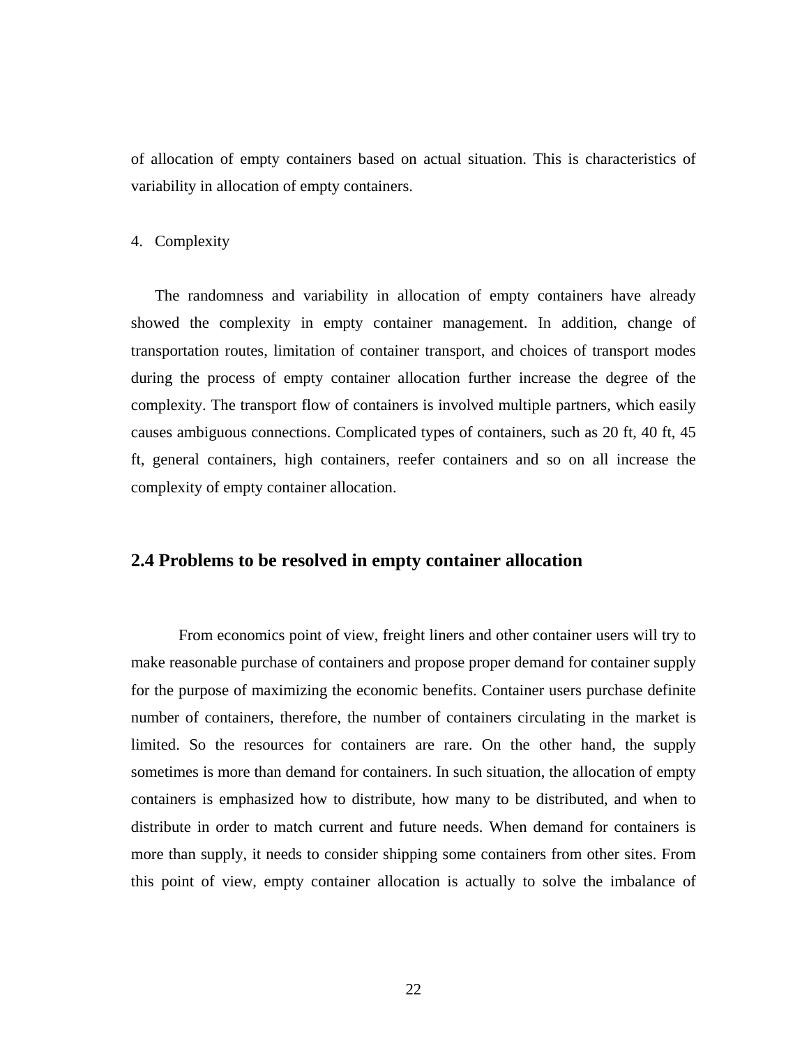of allocation of empty containers based on actual situation. This is characteristics of variability in allocation of empty containers.

4. Complexity

The randomness and variability in allocation of empty containers have already showed the complexity in empty container management. In addition, change of transportation routes, limitation of container transport, and choices of transport modes during the process of empty container allocation further increase the degree of the complexity. The transport flow of containers is involved multiple partners, which easily causes ambiguous connections. Complicated types of containers, such as 20 ft, 40 ft, 45 ft, general containers, high containers, reefer containers and so on all increase the complexity of empty container allocation.

## 2.4 Problems to be resolved in empty container allocation

From economics point of view, freight liners and other container users will try to make reasonable purchase of containers and propose proper demand for container supply for the purpose of maximizing the economic benefits. Container users purchase definite number of containers, therefore, the number of containers circulating in the market is limited. So the resources for containers are rare. On the other hand, the supply sometimes is more than demand for containers. In such situation, the allocation of empty containers is emphasized how to distribute, how many to be distributed, and when to distribute in order to match current and future needs. When demand for containers is more than supply, it needs to consider shipping some containers from other sites. From this point of view, empty container allocation is actually to solve the imbalance of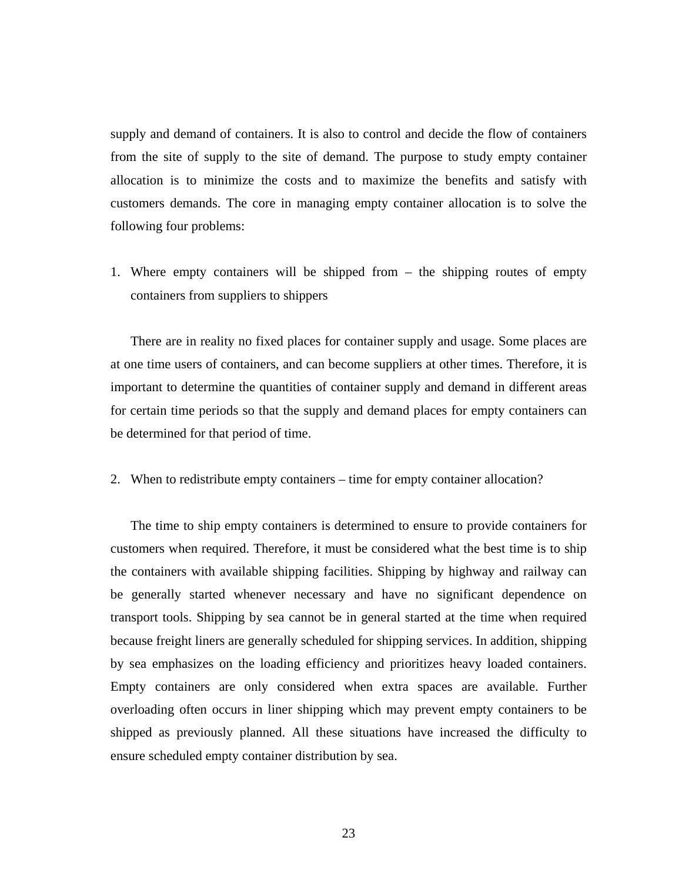supply and demand of containers. It is also to control and decide the flow of containers from the site of supply to the site of demand. The purpose to study empty container allocation is to minimize the costs and to maximize the benefits and satisfy with customers demands. The core in managing empty container allocation is to solve the following four problems:

1. Where empty containers will be shipped from – the shipping routes of empty containers from suppliers to shippers

There are in reality no fixed places for container supply and usage. Some places are at one time users of containers, and can become suppliers at other times. Therefore, it is important to determine the quantities of container supply and demand in different areas for certain time periods so that the supply and demand places for empty containers can be determined for that period of time.

2. When to redistribute empty containers – time for empty container allocation?

The time to ship empty containers is determined to ensure to provide containers for customers when required. Therefore, it must be considered what the best time is to ship the containers with available shipping facilities. Shipping by highway and railway can be generally started whenever necessary and have no significant dependence on transport tools. Shipping by sea cannot be in general started at the time when required because freight liners are generally scheduled for shipping services. In addition, shipping by sea emphasizes on the loading efficiency and prioritizes heavy loaded containers. Empty containers are only considered when extra spaces are available. Further overloading often occurs in liner shipping which may prevent empty containers to be shipped as previously planned. All these situations have increased the difficulty to ensure scheduled empty container distribution by sea.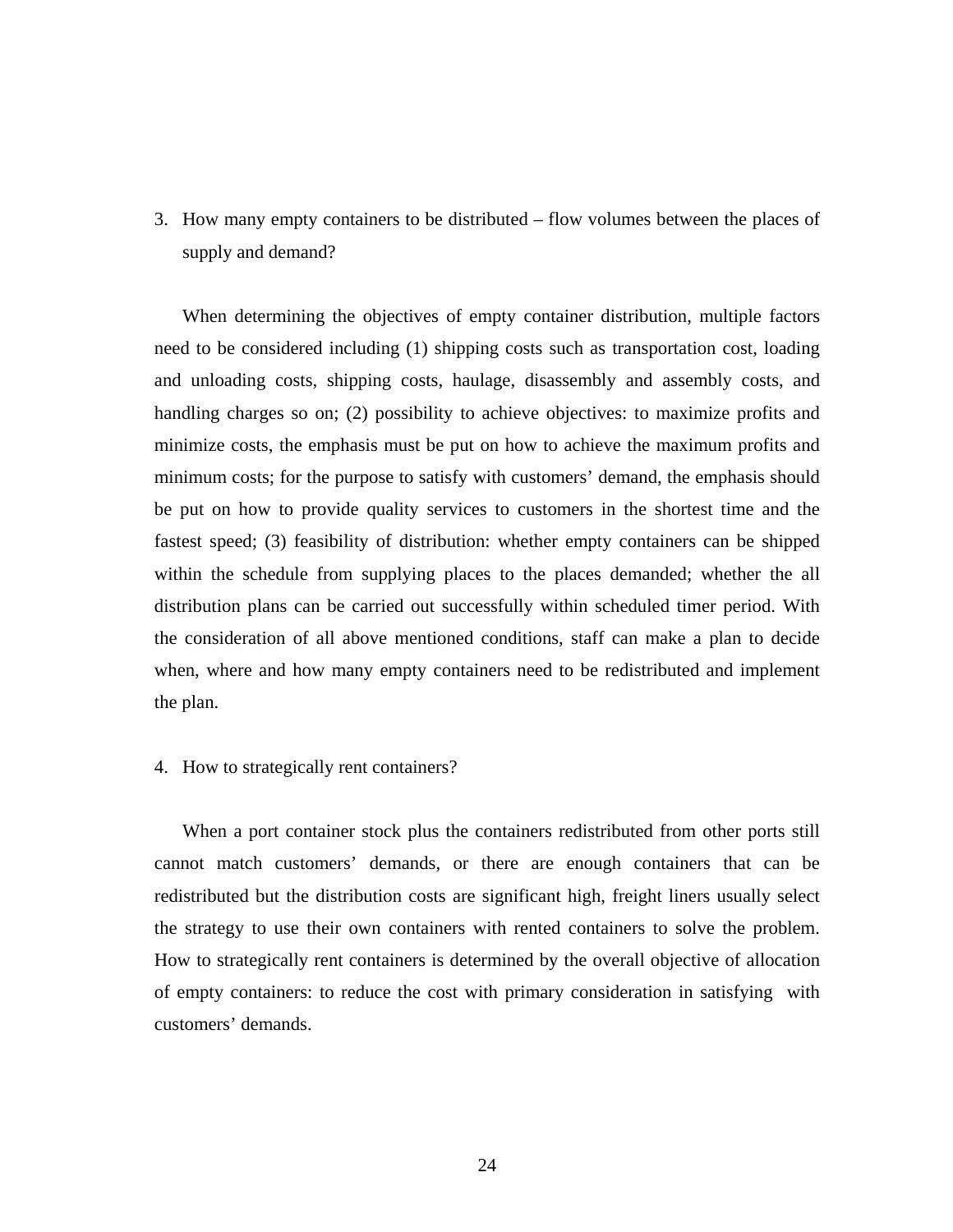3. How many empty containers to be distributed – flow volumes between the places of supply and demand?

When determining the objectives of empty container distribution, multiple factors need to be considered including (1) shipping costs such as transportation cost, loading and unloading costs, shipping costs, haulage, disassembly and assembly costs, and handling charges so on; (2) possibility to achieve objectives: to maximize profits and minimize costs, the emphasis must be put on how to achieve the maximum profits and minimum costs; for the purpose to satisfy with customers' demand, the emphasis should be put on how to provide quality services to customers in the shortest time and the fastest speed; (3) feasibility of distribution: whether empty containers can be shipped within the schedule from supplying places to the places demanded; whether the all distribution plans can be carried out successfully within scheduled timer period. With the consideration of all above mentioned conditions, staff can make a plan to decide when, where and how many empty containers need to be redistributed and implement the plan.

4. How to strategically rent containers?

When a port container stock plus the containers redistributed from other ports still cannot match customers' demands, or there are enough containers that can be redistributed but the distribution costs are significant high, freight liners usually select the strategy to use their own containers with rented containers to solve the problem. How to strategically rent containers is determined by the overall objective of allocation of empty containers: to reduce the cost with primary consideration in satisfying with customers' demands.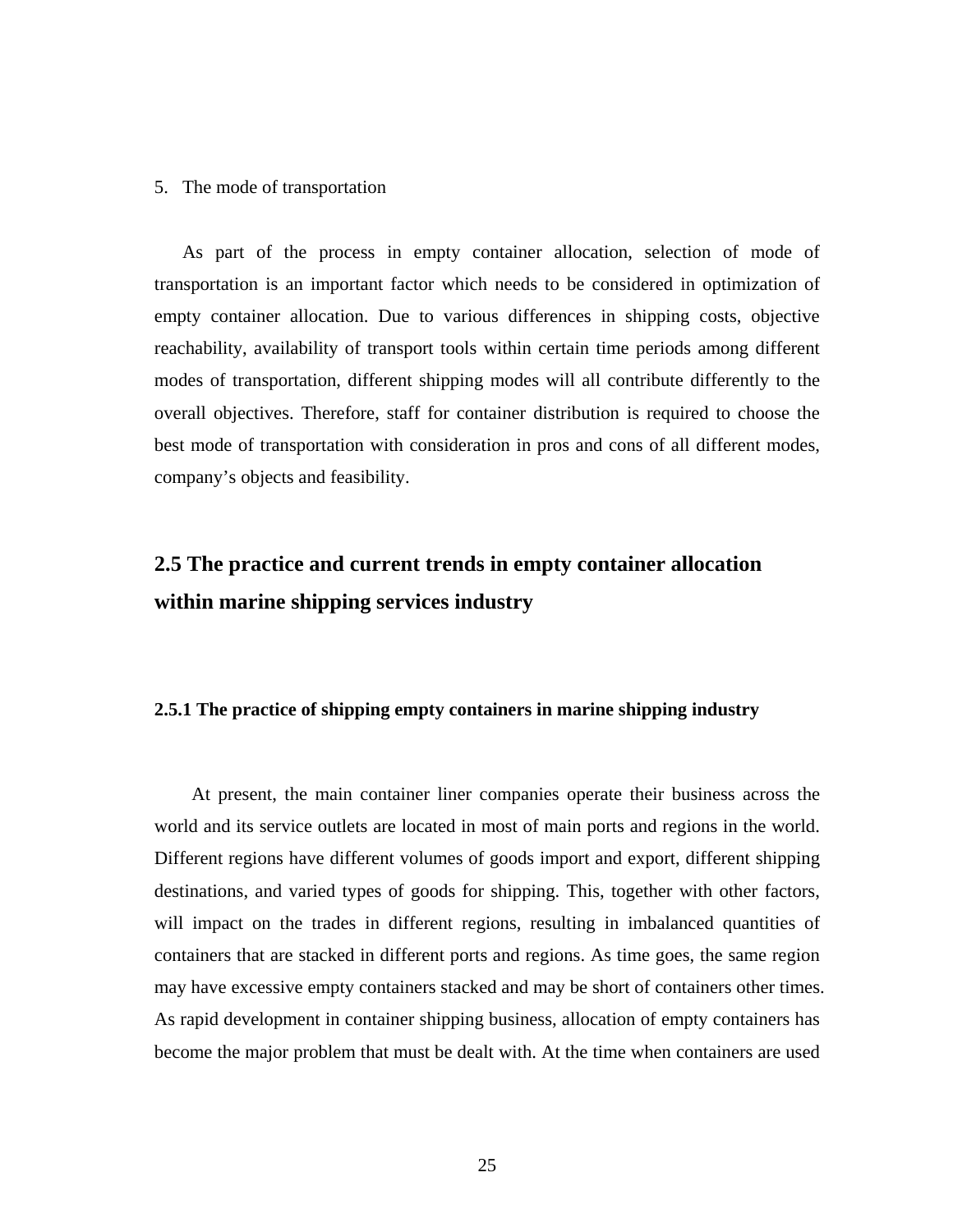5. The mode of transportation

As part of the process in empty container allocation, selection of mode of transportation is an important factor which needs to be considered in optimization of empty container allocation. Due to various differences in shipping costs, objective reachability, availability of transport tools within certain time periods among different modes of transportation, different shipping modes will all contribute differently to the overall objectives. Therefore, staff for container distribution is required to choose the best mode of transportation with consideration in pros and cons of all different modes, company's objects and feasibility.

## 2.5 The practice and current trends in empty container allocation within marine shipping services industry

### 2.5.1 The practice of shipping empty containers in marine shipping industry

At present, the main container liner companies operate their business across the world and its service outlets are located in most of main ports and regions in the world. Different regions have different volumes of goods import and export, different shipping destinations, and varied types of goods for shipping. This, together with other factors, will impact on the trades in different regions, resulting in imbalanced quantities of containers that are stacked in different ports and regions. As time goes, the same region may have excessive empty containers stacked and may be short of containers other times. As rapid development in container shipping business, allocation of empty containers has become the major problem that must be dealt with. At the time when containers are used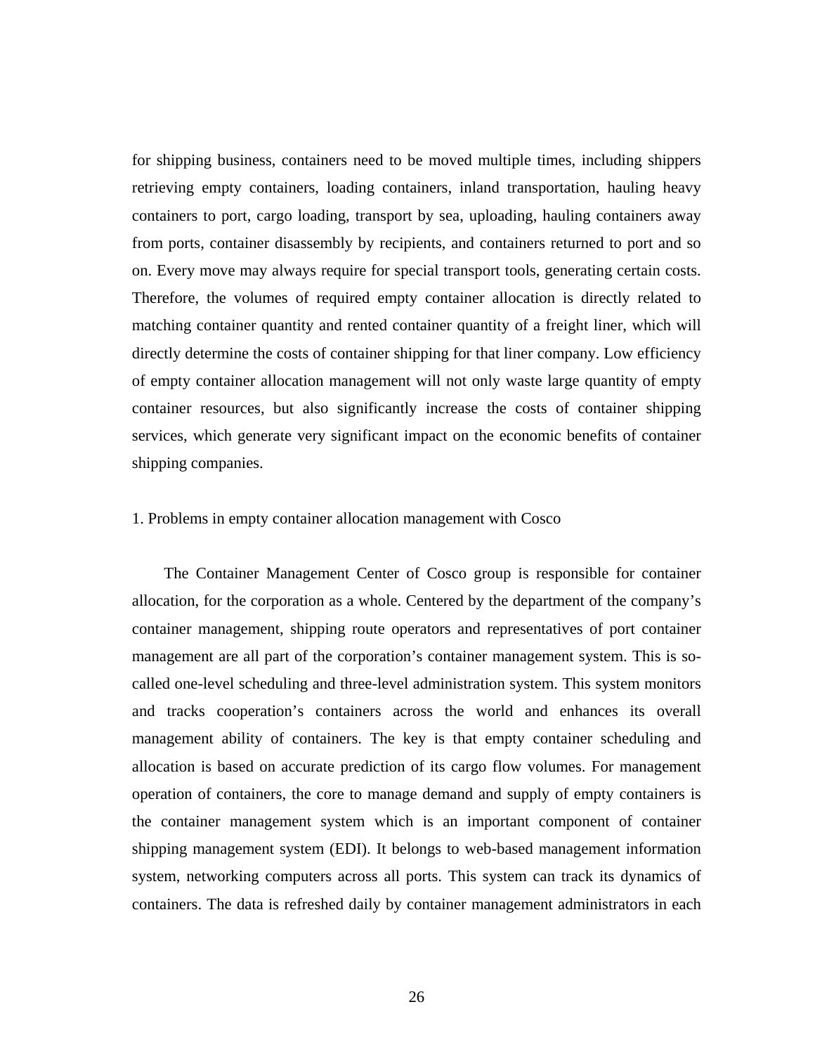for shipping business, containers need to be moved multiple times, including shippers retrieving empty containers, loading containers, inland transportation, hauling heavy containers to port, cargo loading, transport by sea, uploading, hauling containers away from ports, container disassembly by recipients, and containers returned to port and so on. Every move may always require for special transport tools, generating certain costs. Therefore, the volumes of required empty container allocation is directly related to matching container quantity and rented container quantity of a freight liner, which will directly determine the costs of container shipping for that liner company. Low efficiency of empty container allocation management will not only waste large quantity of empty container resources, but also significantly increase the costs of container shipping services, which generate very significant impact on the economic benefits of container shipping companies.

## 1. Problems in empty container allocation management with Cosco

The Container Management Center of Cosco group is responsible for container allocation, for the corporation as a whole. Centered by the department of the company's container management, shipping route operators and representatives of port container management are all part of the corporation's container management system. This is so-called one-level scheduling and three-level administration system. This system monitors and tracks cooperation's containers across the world and enhances its overall management ability of containers. The key is that empty container scheduling and allocation is based on accurate prediction of its cargo flow volumes. For management operation of containers, the core to manage demand and supply of empty containers is the container management system which is an important component of container shipping management system (EDI). It belongs to web-based management information system, networking computers across all ports. This system can track its dynamics of containers. The data is refreshed daily by container management administrators in each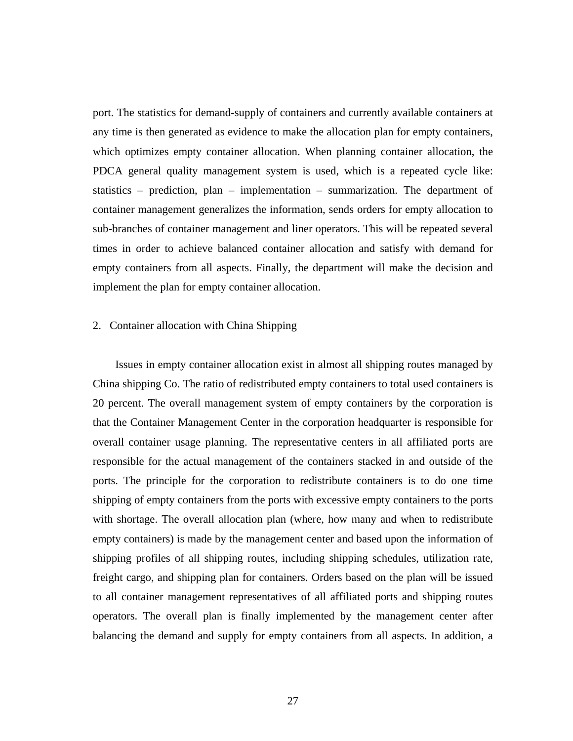port. The statistics for demand-supply of containers and currently available containers at any time is then generated as evidence to make the allocation plan for empty containers, which optimizes empty container allocation. When planning container allocation, the PDCA general quality management system is used, which is a repeated cycle like: statistics – prediction, plan – implementation – summarization. The department of container management generalizes the information, sends orders for empty allocation to sub-branches of container management and liner operators. This will be repeated several times in order to achieve balanced container allocation and satisfy with demand for empty containers from all aspects. Finally, the department will make the decision and implement the plan for empty container allocation.

2. Container allocation with China Shipping

Issues in empty container allocation exist in almost all shipping routes managed by China shipping Co. The ratio of redistributed empty containers to total used containers is 20 percent. The overall management system of empty containers by the corporation is that the Container Management Center in the corporation headquarter is responsible for overall container usage planning. The representative centers in all affiliated ports are responsible for the actual management of the containers stacked in and outside of the ports. The principle for the corporation to redistribute containers is to do one time shipping of empty containers from the ports with excessive empty containers to the ports with shortage. The overall allocation plan (where, how many and when to redistribute empty containers) is made by the management center and based upon the information of shipping profiles of all shipping routes, including shipping schedules, utilization rate, freight cargo, and shipping plan for containers. Orders based on the plan will be issued to all container management representatives of all affiliated ports and shipping routes operators. The overall plan is finally implemented by the management center after balancing the demand and supply for empty containers from all aspects. In addition, a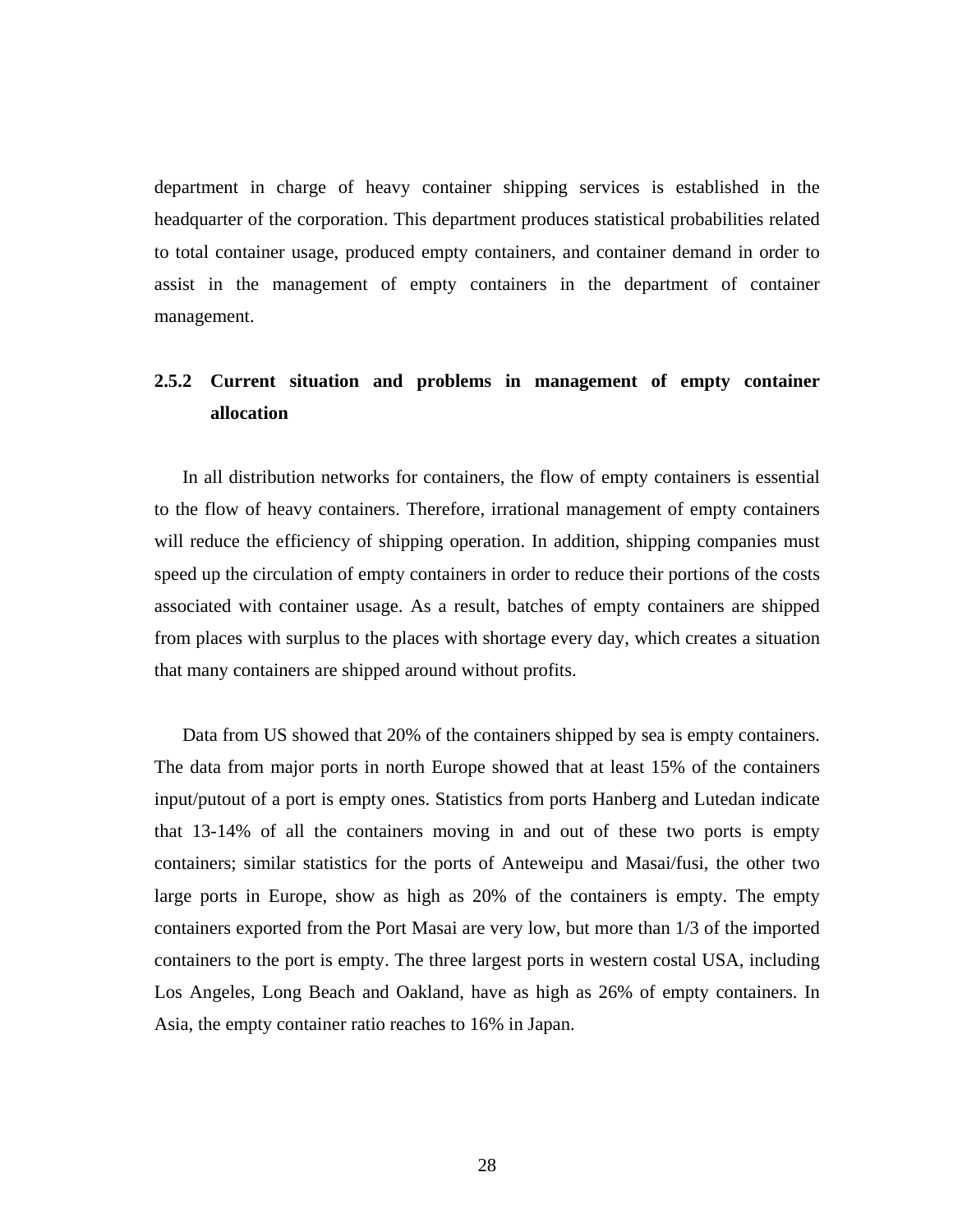department in charge of heavy container shipping services is established in the headquarter of the corporation. This department produces statistical probabilities related to total container usage, produced empty containers, and container demand in order to assist in the management of empty containers in the department of container management.

### 2.5.2 Current situation and problems in management of empty container allocation

In all distribution networks for containers, the flow of empty containers is essential to the flow of heavy containers. Therefore, irrational management of empty containers will reduce the efficiency of shipping operation. In addition, shipping companies must speed up the circulation of empty containers in order to reduce their portions of the costs associated with container usage. As a result, batches of empty containers are shipped from places with surplus to the places with shortage every day, which creates a situation that many containers are shipped around without profits.

Data from US showed that 20% of the containers shipped by sea is empty containers. The data from major ports in north Europe showed that at least 15% of the containers input/putout of a port is empty ones. Statistics from ports Hanberg and Lutedan indicate that 13-14% of all the containers moving in and out of these two ports is empty containers; similar statistics for the ports of Anteweipu and Masai/fusi, the other two large ports in Europe, show as high as 20% of the containers is empty. The empty containers exported from the Port Masai are very low, but more than 1/3 of the imported containers to the port is empty. The three largest ports in western costal USA, including Los Angeles, Long Beach and Oakland, have as high as 26% of empty containers. In Asia, the empty container ratio reaches to 16% in Japan.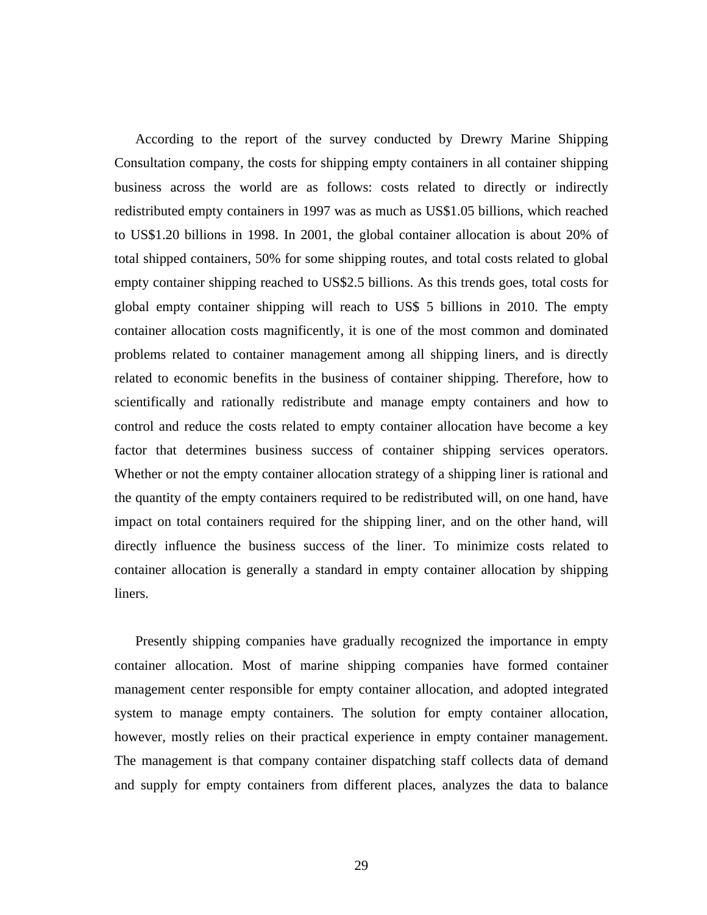According to the report of the survey conducted by Drewry Marine Shipping Consultation company, the costs for shipping empty containers in all container shipping business across the world are as follows: costs related to directly or indirectly redistributed empty containers in 1997 was as much as US$1.05 billions, which reached to US$1.20 billions in 1998. In 2001, the global container allocation is about 20% of total shipped containers, 50% for some shipping routes, and total costs related to global empty container shipping reached to US$2.5 billions. As this trends goes, total costs for global empty container shipping will reach to US$ 5 billions in 2010. The empty container allocation costs magnificently, it is one of the most common and dominated problems related to container management among all shipping liners, and is directly related to economic benefits in the business of container shipping. Therefore, how to scientifically and rationally redistribute and manage empty containers and how to control and reduce the costs related to empty container allocation have become a key factor that determines business success of container shipping services operators. Whether or not the empty container allocation strategy of a shipping liner is rational and the quantity of the empty containers required to be redistributed will, on one hand, have impact on total containers required for the shipping liner, and on the other hand, will directly influence the business success of the liner. To minimize costs related to container allocation is generally a standard in empty container allocation by shipping liners.

Presently shipping companies have gradually recognized the importance in empty container allocation. Most of marine shipping companies have formed container management center responsible for empty container allocation, and adopted integrated system to manage empty containers. The solution for empty container allocation, however, mostly relies on their practical experience in empty container management. The management is that company container dispatching staff collects data of demand and supply for empty containers from different places, analyzes the data to balance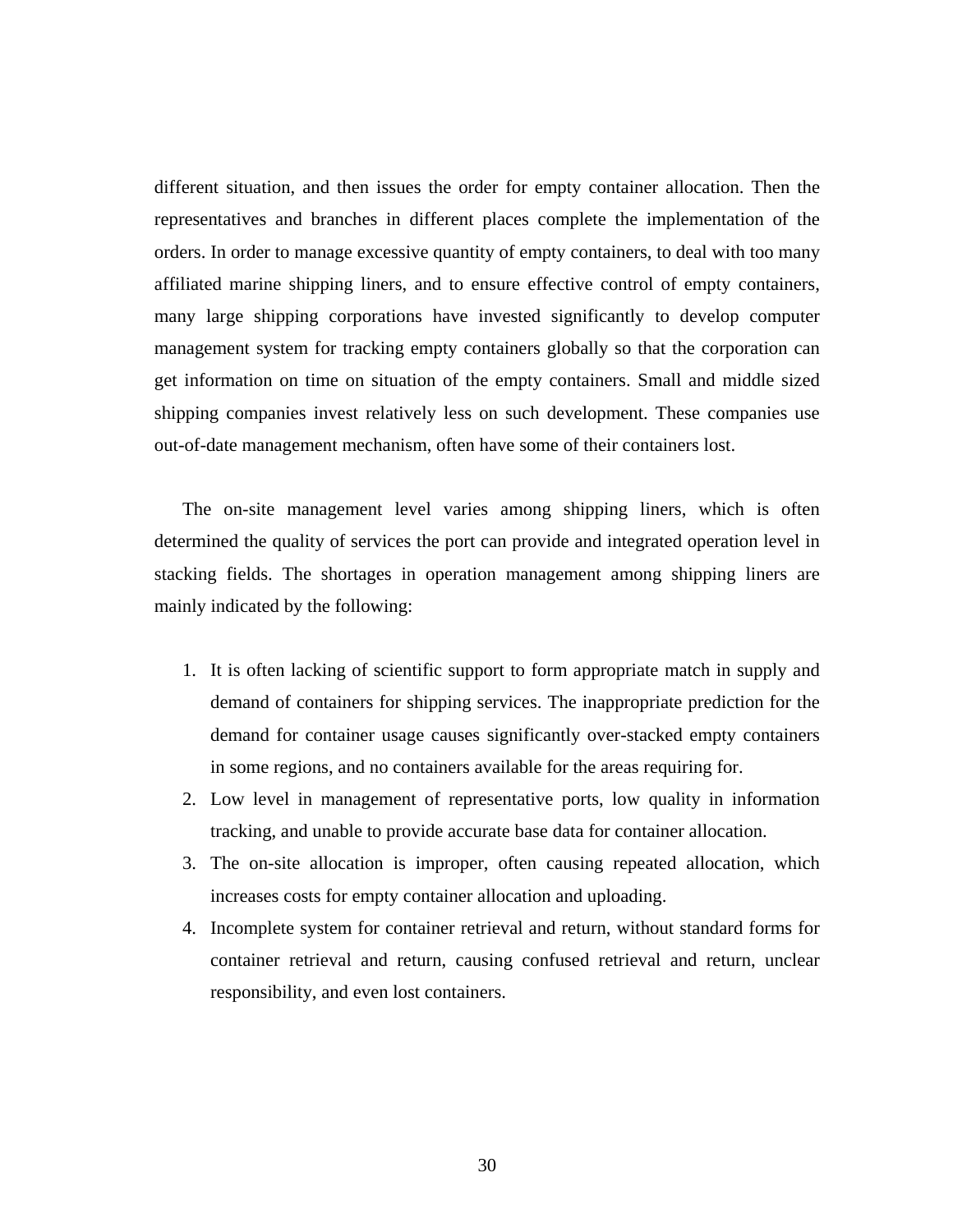different situation, and then issues the order for empty container allocation. Then the representatives and branches in different places complete the implementation of the orders. In order to manage excessive quantity of empty containers, to deal with too many affiliated marine shipping liners, and to ensure effective control of empty containers, many large shipping corporations have invested significantly to develop computer management system for tracking empty containers globally so that the corporation can get information on time on situation of the empty containers. Small and middle sized shipping companies invest relatively less on such development. These companies use out-of-date management mechanism, often have some of their containers lost.

The on-site management level varies among shipping liners, which is often determined the quality of services the port can provide and integrated operation level in stacking fields. The shortages in operation management among shipping liners are mainly indicated by the following:

1. It is often lacking of scientific support to form appropriate match in supply and demand of containers for shipping services. The inappropriate prediction for the demand for container usage causes significantly over-stacked empty containers in some regions, and no containers available for the areas requiring for.
2. Low level in management of representative ports, low quality in information tracking, and unable to provide accurate base data for container allocation.
3. The on-site allocation is improper, often causing repeated allocation, which increases costs for empty container allocation and uploading.
4. Incomplete system for container retrieval and return, without standard forms for container retrieval and return, causing confused retrieval and return, unclear responsibility, and even lost containers.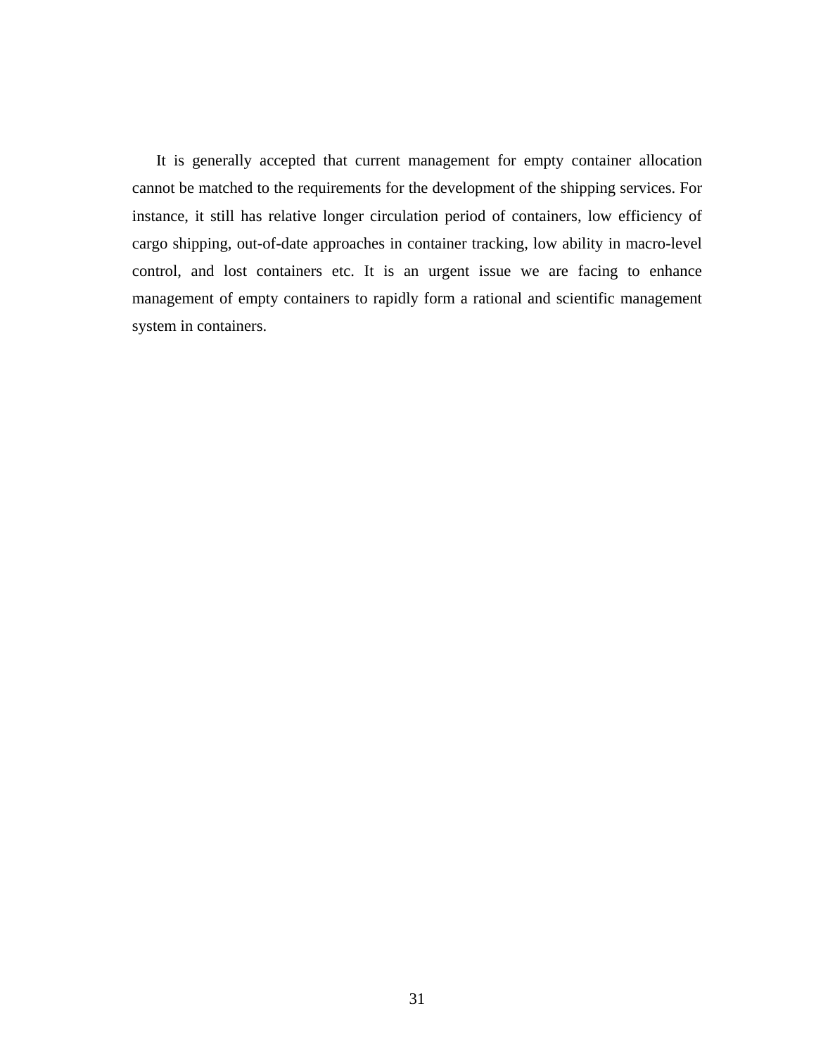It is generally accepted that current management for empty container allocation cannot be matched to the requirements for the development of the shipping services. For instance, it still has relative longer circulation period of containers, low efficiency of cargo shipping, out-of-date approaches in container tracking, low ability in macro-level control, and lost containers etc. It is an urgent issue we are facing to enhance management of empty containers to rapidly form a rational and scientific management system in containers.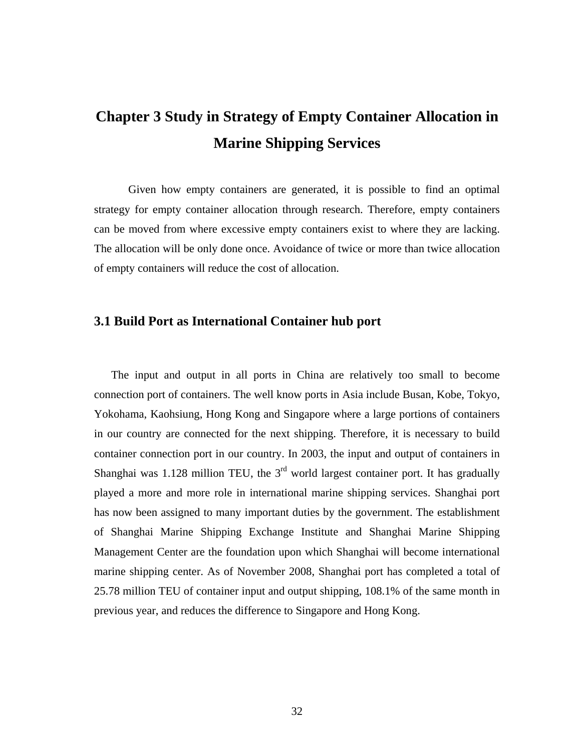# Chapter 3 Study in Strategy of Empty Container Allocation in Marine Shipping Services

Given how empty containers are generated, it is possible to find an optimal strategy for empty container allocation through research. Therefore, empty containers can be moved from where excessive empty containers exist to where they are lacking. The allocation will be only done once. Avoidance of twice or more than twice allocation of empty containers will reduce the cost of allocation.

## 3.1 Build Port as International Container hub port

The input and output in all ports in China are relatively too small to become connection port of containers. The well know ports in Asia include Busan, Kobe, Tokyo, Yokohama, Kaohsiung, Hong Kong and Singapore where a large portions of containers in our country are connected for the next shipping. Therefore, it is necessary to build container connection port in our country. In 2003, the input and output of containers in Shanghai was 1.128 million TEU, the 3rd world largest container port. It has gradually played a more and more role in international marine shipping services. Shanghai port has now been assigned to many important duties by the government. The establishment of Shanghai Marine Shipping Exchange Institute and Shanghai Marine Shipping Management Center are the foundation upon which Shanghai will become international marine shipping center. As of November 2008, Shanghai port has completed a total of 25.78 million TEU of container input and output shipping, 108.1% of the same month in previous year, and reduces the difference to Singapore and Hong Kong.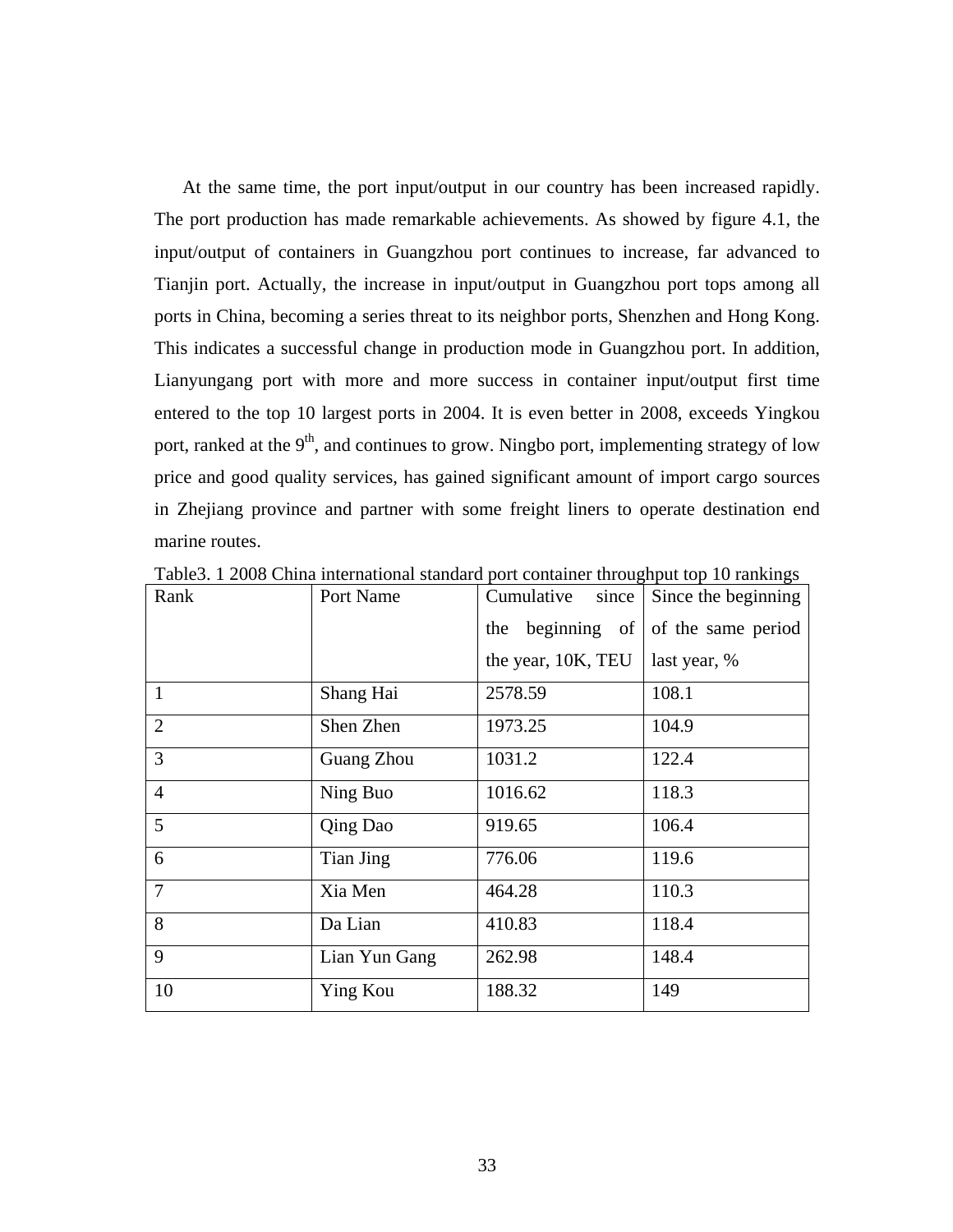At the same time, the port input/output in our country has been increased rapidly. The port production has made remarkable achievements. As showed by figure 4.1, the input/output of containers in Guangzhou port continues to increase, far advanced to Tianjin port. Actually, the increase in input/output in Guangzhou port tops among all ports in China, becoming a series threat to its neighbor ports, Shenzhen and Hong Kong. This indicates a successful change in production mode in Guangzhou port. In addition, Lianyungang port with more and more success in container input/output first time entered to the top 10 largest ports in 2004. It is even better in 2008, exceeds Yingkou port, ranked at the 9$^{th}$, and continues to grow. Ningbo port, implementing strategy of low price and good quality services, has gained significant amount of import cargo sources in Zhejiang province and partner with some freight liners to operate destination end marine routes.

Table3. 1 2008 China international standard port container throughput top 10 rankings

| Rank | Port Name | Cumulative since the beginning of the year, 10K, TEU | Since the beginning of the same period last year, % |
|---|---|---|---|
| 1 | Shang Hai | 2578.59 | 108.1 |
| 2 | Shen Zhen | 1973.25 | 104.9 |
| 3 | Guang Zhou | 1031.2 | 122.4 |
| 4 | Ning Buo | 1016.62 | 118.3 |
| 5 | Qing Dao | 919.65 | 106.4 |
| 6 | Tian Jing | 776.06 | 119.6 |
| 7 | Xia Men | 464.28 | 110.3 |
| 8 | Da Lian | 410.83 | 118.4 |
| 9 | Lian Yun Gang | 262.98 | 148.4 |
| 10 | Ying Kou | 188.32 | 149 |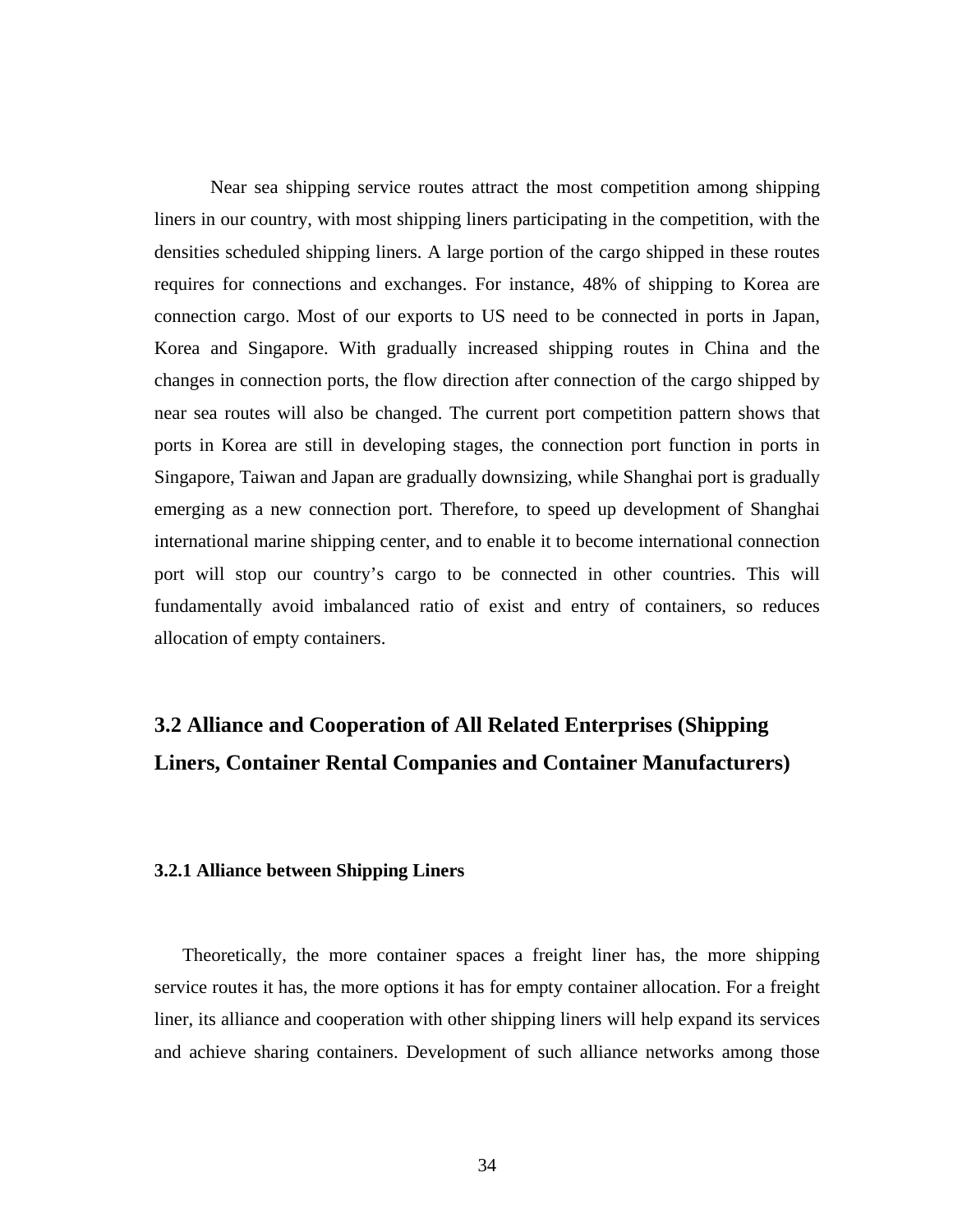Near sea shipping service routes attract the most competition among shipping liners in our country, with most shipping liners participating in the competition, with the densities scheduled shipping liners. A large portion of the cargo shipped in these routes requires for connections and exchanges. For instance, 48% of shipping to Korea are connection cargo. Most of our exports to US need to be connected in ports in Japan, Korea and Singapore. With gradually increased shipping routes in China and the changes in connection ports, the flow direction after connection of the cargo shipped by near sea routes will also be changed. The current port competition pattern shows that ports in Korea are still in developing stages, the connection port function in ports in Singapore, Taiwan and Japan are gradually downsizing, while Shanghai port is gradually emerging as a new connection port. Therefore, to speed up development of Shanghai international marine shipping center, and to enable it to become international connection port will stop our country's cargo to be connected in other countries. This will fundamentally avoid imbalanced ratio of exist and entry of containers, so reduces allocation of empty containers.

## 3.2 Alliance and Cooperation of All Related Enterprises (Shipping Liners, Container Rental Companies and Container Manufacturers)

### 3.2.1 Alliance between Shipping Liners

Theoretically, the more container spaces a freight liner has, the more shipping service routes it has, the more options it has for empty container allocation. For a freight liner, its alliance and cooperation with other shipping liners will help expand its services and achieve sharing containers. Development of such alliance networks among those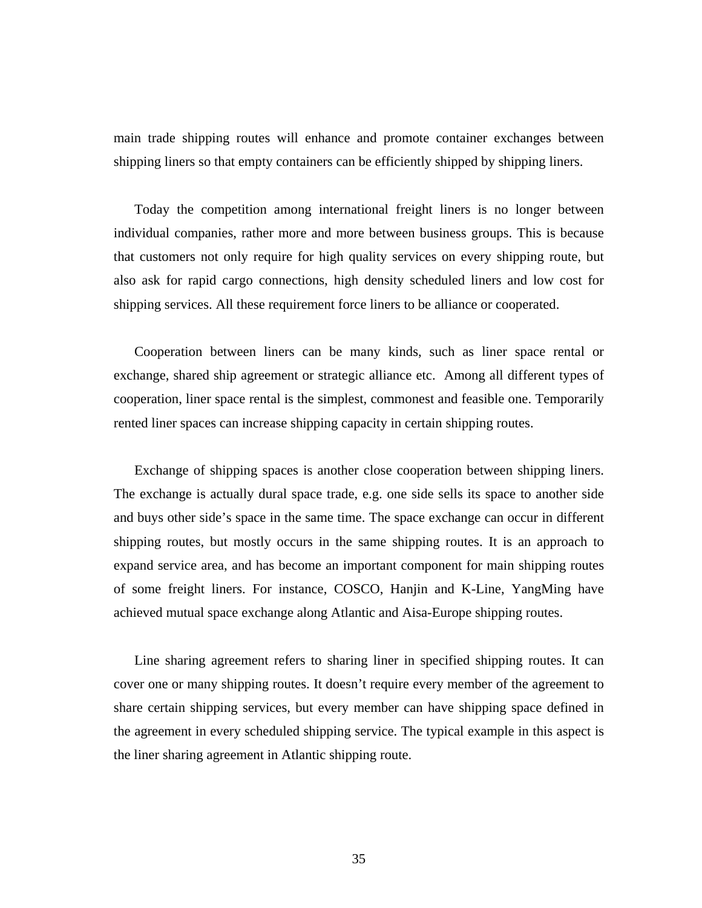main trade shipping routes will enhance and promote container exchanges between shipping liners so that empty containers can be efficiently shipped by shipping liners.

Today the competition among international freight liners is no longer between individual companies, rather more and more between business groups. This is because that customers not only require for high quality services on every shipping route, but also ask for rapid cargo connections, high density scheduled liners and low cost for shipping services. All these requirement force liners to be alliance or cooperated.

Cooperation between liners can be many kinds, such as liner space rental or exchange, shared ship agreement or strategic alliance etc.  Among all different types of cooperation, liner space rental is the simplest, commonest and feasible one. Temporarily rented liner spaces can increase shipping capacity in certain shipping routes.

Exchange of shipping spaces is another close cooperation between shipping liners. The exchange is actually dural space trade, e.g. one side sells its space to another side and buys other side's space in the same time. The space exchange can occur in different shipping routes, but mostly occurs in the same shipping routes. It is an approach to expand service area, and has become an important component for main shipping routes of some freight liners. For instance, COSCO, Hanjin and K-Line, YangMing have achieved mutual space exchange along Atlantic and Aisa-Europe shipping routes.

Line sharing agreement refers to sharing liner in specified shipping routes. It can cover one or many shipping routes. It doesn't require every member of the agreement to share certain shipping services, but every member can have shipping space defined in the agreement in every scheduled shipping service. The typical example in this aspect is the liner sharing agreement in Atlantic shipping route.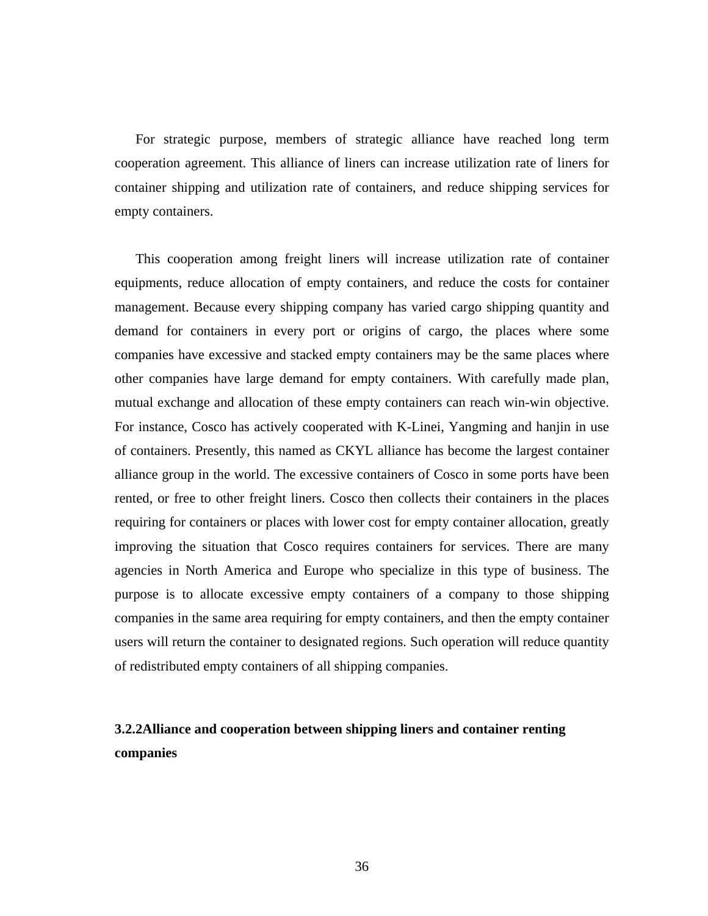For strategic purpose, members of strategic alliance have reached long term cooperation agreement. This alliance of liners can increase utilization rate of liners for container shipping and utilization rate of containers, and reduce shipping services for empty containers.

This cooperation among freight liners will increase utilization rate of container equipments, reduce allocation of empty containers, and reduce the costs for container management. Because every shipping company has varied cargo shipping quantity and demand for containers in every port or origins of cargo, the places where some companies have excessive and stacked empty containers may be the same places where other companies have large demand for empty containers. With carefully made plan, mutual exchange and allocation of these empty containers can reach win-win objective. For instance, Cosco has actively cooperated with K-Linei, Yangming and hanjin in use of containers. Presently, this named as CKYL alliance has become the largest container alliance group in the world. The excessive containers of Cosco in some ports have been rented, or free to other freight liners. Cosco then collects their containers in the places requiring for containers or places with lower cost for empty container allocation, greatly improving the situation that Cosco requires containers for services. There are many agencies in North America and Europe who specialize in this type of business. The purpose is to allocate excessive empty containers of a company to those shipping companies in the same area requiring for empty containers, and then the empty container users will return the container to designated regions. Such operation will reduce quantity of redistributed empty containers of all shipping companies.

### 3.2.2Alliance and cooperation between shipping liners and container renting companies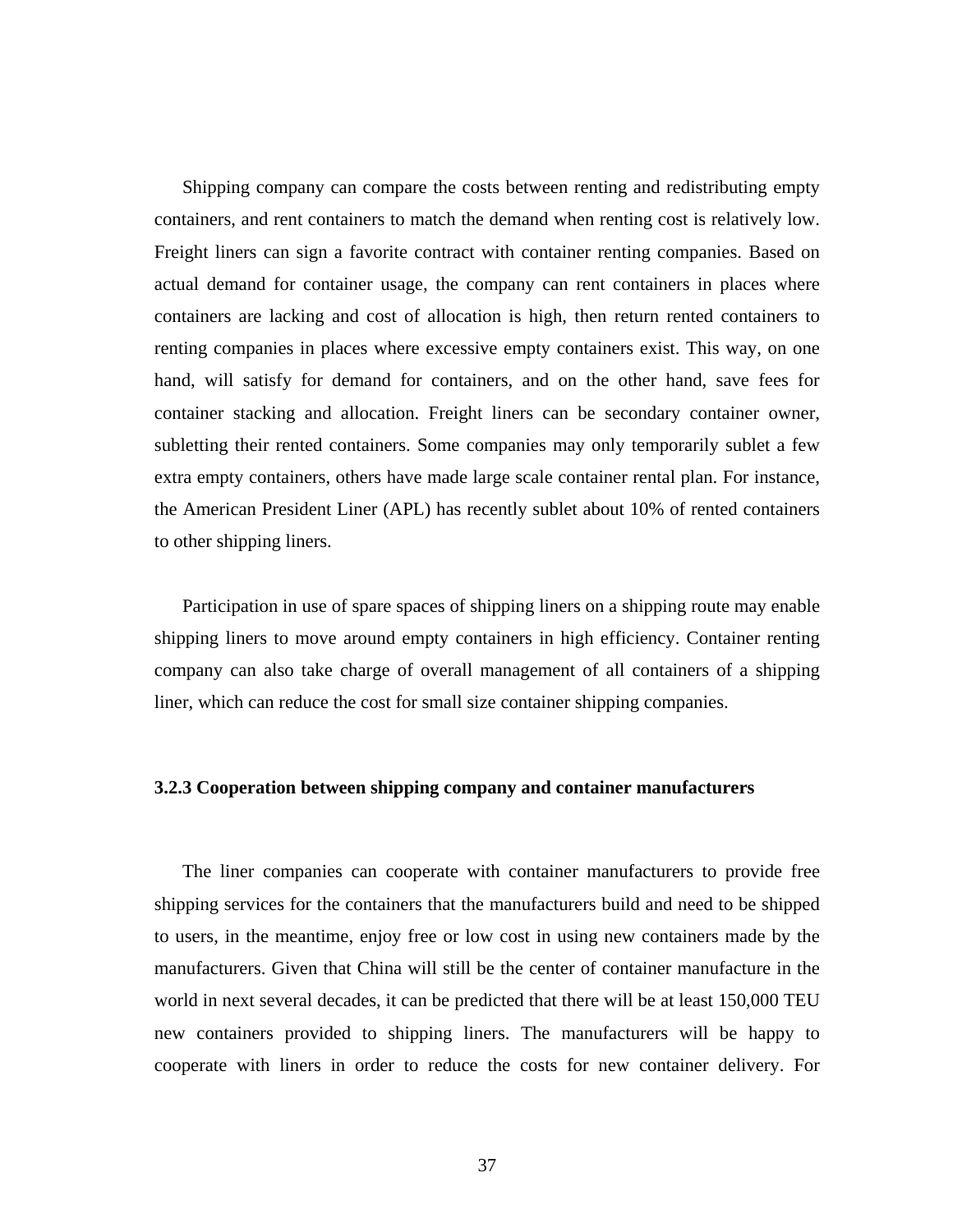Shipping company can compare the costs between renting and redistributing empty containers, and rent containers to match the demand when renting cost is relatively low. Freight liners can sign a favorite contract with container renting companies. Based on actual demand for container usage, the company can rent containers in places where containers are lacking and cost of allocation is high, then return rented containers to renting companies in places where excessive empty containers exist. This way, on one hand, will satisfy for demand for containers, and on the other hand, save fees for container stacking and allocation. Freight liners can be secondary container owner, subletting their rented containers. Some companies may only temporarily sublet a few extra empty containers, others have made large scale container rental plan. For instance, the American President Liner (APL) has recently sublet about 10% of rented containers to other shipping liners.

Participation in use of spare spaces of shipping liners on a shipping route may enable shipping liners to move around empty containers in high efficiency. Container renting company can also take charge of overall management of all containers of a shipping liner, which can reduce the cost for small size container shipping companies.

### 3.2.3 Cooperation between shipping company and container manufacturers

The liner companies can cooperate with container manufacturers to provide free shipping services for the containers that the manufacturers build and need to be shipped to users, in the meantime, enjoy free or low cost in using new containers made by the manufacturers. Given that China will still be the center of container manufacture in the world in next several decades, it can be predicted that there will be at least 150,000 TEU new containers provided to shipping liners. The manufacturers will be happy to cooperate with liners in order to reduce the costs for new container delivery. For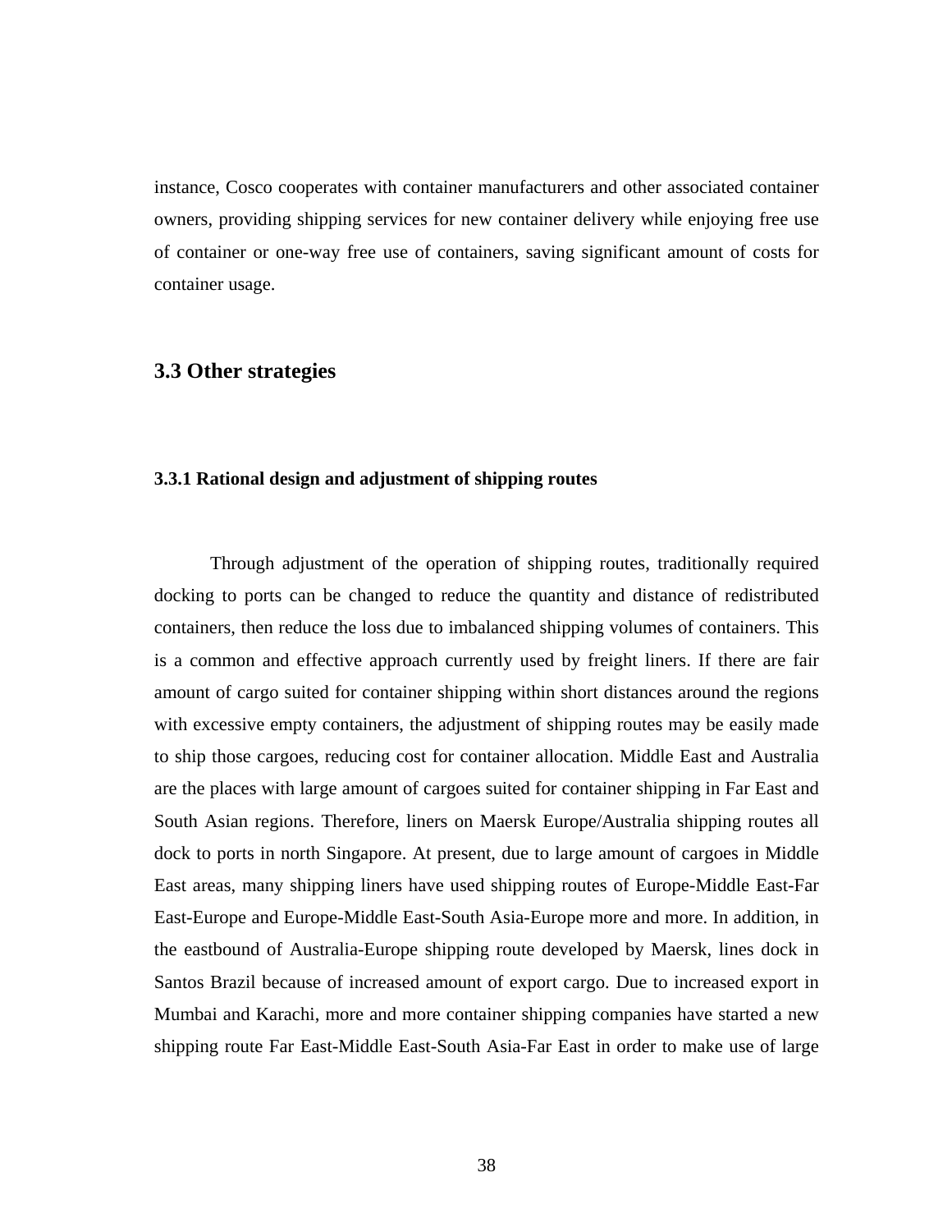instance, Cosco cooperates with container manufacturers and other associated container owners, providing shipping services for new container delivery while enjoying free use of container or one-way free use of containers, saving significant amount of costs for container usage.

## 3.3 Other strategies

### 3.3.1 Rational design and adjustment of shipping routes

Through adjustment of the operation of shipping routes, traditionally required docking to ports can be changed to reduce the quantity and distance of redistributed containers, then reduce the loss due to imbalanced shipping volumes of containers. This is a common and effective approach currently used by freight liners. If there are fair amount of cargo suited for container shipping within short distances around the regions with excessive empty containers, the adjustment of shipping routes may be easily made to ship those cargoes, reducing cost for container allocation. Middle East and Australia are the places with large amount of cargoes suited for container shipping in Far East and South Asian regions. Therefore, liners on Maersk Europe/Australia shipping routes all dock to ports in north Singapore. At present, due to large amount of cargoes in Middle East areas, many shipping liners have used shipping routes of Europe-Middle East-Far East-Europe and Europe-Middle East-South Asia-Europe more and more. In addition, in the eastbound of Australia-Europe shipping route developed by Maersk, lines dock in Santos Brazil because of increased amount of export cargo. Due to increased export in Mumbai and Karachi, more and more container shipping companies have started a new shipping route Far East-Middle East-South Asia-Far East in order to make use of large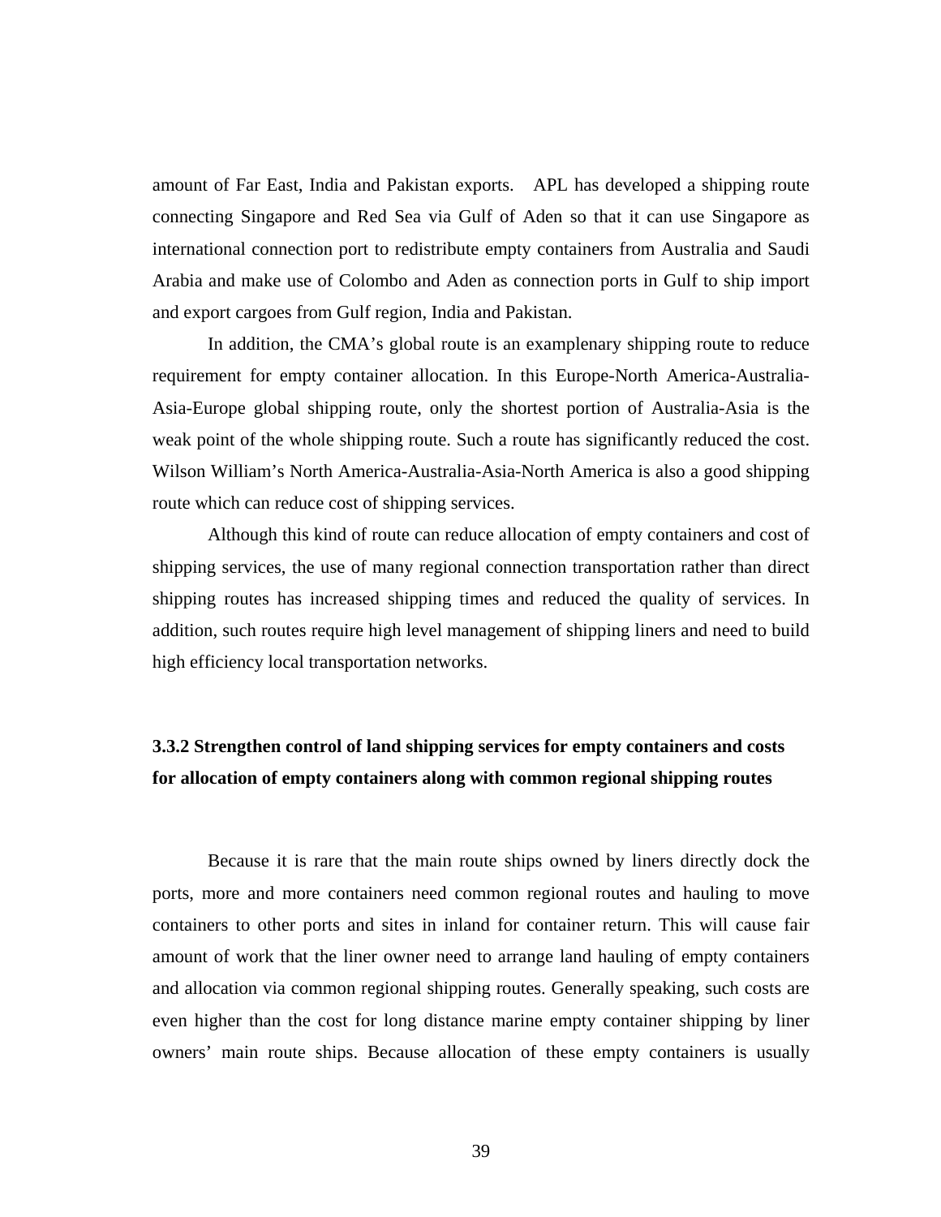amount of Far East, India and Pakistan exports. APL has developed a shipping route connecting Singapore and Red Sea via Gulf of Aden so that it can use Singapore as international connection port to redistribute empty containers from Australia and Saudi Arabia and make use of Colombo and Aden as connection ports in Gulf to ship import and export cargoes from Gulf region, India and Pakistan.

In addition, the CMA's global route is an examplenary shipping route to reduce requirement for empty container allocation. In this Europe-North America-Australia-Asia-Europe global shipping route, only the shortest portion of Australia-Asia is the weak point of the whole shipping route. Such a route has significantly reduced the cost. Wilson William's North America-Australia-Asia-North America is also a good shipping route which can reduce cost of shipping services.

Although this kind of route can reduce allocation of empty containers and cost of shipping services, the use of many regional connection transportation rather than direct shipping routes has increased shipping times and reduced the quality of services. In addition, such routes require high level management of shipping liners and need to build high efficiency local transportation networks.

### 3.3.2 Strengthen control of land shipping services for empty containers and costs for allocation of empty containers along with common regional shipping routes

Because it is rare that the main route ships owned by liners directly dock the ports, more and more containers need common regional routes and hauling to move containers to other ports and sites in inland for container return. This will cause fair amount of work that the liner owner need to arrange land hauling of empty containers and allocation via common regional shipping routes. Generally speaking, such costs are even higher than the cost for long distance marine empty container shipping by liner owners' main route ships. Because allocation of these empty containers is usually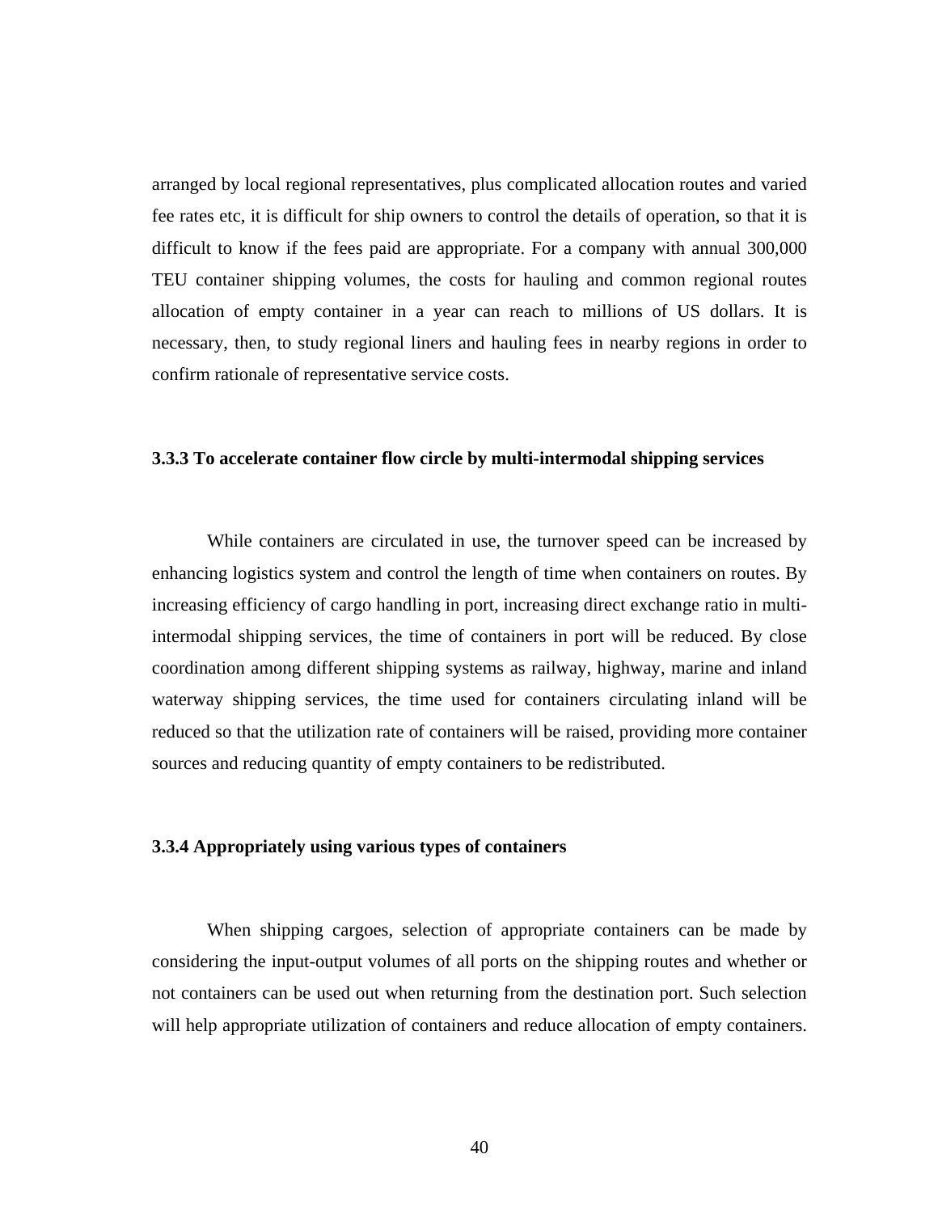arranged by local regional representatives, plus complicated allocation routes and varied fee rates etc, it is difficult for ship owners to control the details of operation, so that it is difficult to know if the fees paid are appropriate. For a company with annual 300,000 TEU container shipping volumes, the costs for hauling and common regional routes allocation of empty container in a year can reach to millions of US dollars. It is necessary, then, to study regional liners and hauling fees in nearby regions in order to confirm rationale of representative service costs.

### 3.3.3 To accelerate container flow circle by multi-intermodal shipping services

While containers are circulated in use, the turnover speed can be increased by enhancing logistics system and control the length of time when containers on routes. By increasing efficiency of cargo handling in port, increasing direct exchange ratio in multi-intermodal shipping services, the time of containers in port will be reduced. By close coordination among different shipping systems as railway, highway, marine and inland waterway shipping services, the time used for containers circulating inland will be reduced so that the utilization rate of containers will be raised, providing more container sources and reducing quantity of empty containers to be redistributed.

### 3.3.4 Appropriately using various types of containers

When shipping cargoes, selection of appropriate containers can be made by considering the input-output volumes of all ports on the shipping routes and whether or not containers can be used out when returning from the destination port. Such selection will help appropriate utilization of containers and reduce allocation of empty containers.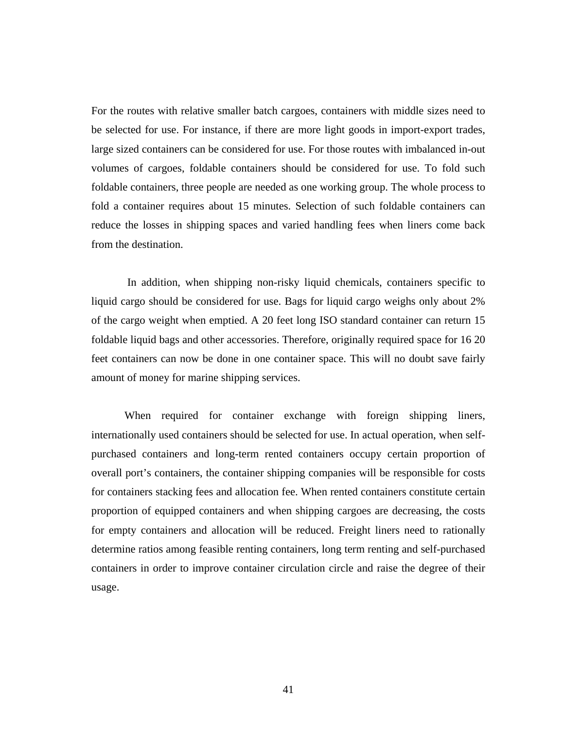For the routes with relative smaller batch cargoes, containers with middle sizes need to be selected for use. For instance, if there are more light goods in import-export trades, large sized containers can be considered for use. For those routes with imbalanced in-out volumes of cargoes, foldable containers should be considered for use. To fold such foldable containers, three people are needed as one working group. The whole process to fold a container requires about 15 minutes. Selection of such foldable containers can reduce the losses in shipping spaces and varied handling fees when liners come back from the destination.

In addition, when shipping non-risky liquid chemicals, containers specific to liquid cargo should be considered for use. Bags for liquid cargo weighs only about 2% of the cargo weight when emptied. A 20 feet long ISO standard container can return 15 foldable liquid bags and other accessories. Therefore, originally required space for 16 20 feet containers can now be done in one container space. This will no doubt save fairly amount of money for marine shipping services.

When required for container exchange with foreign shipping liners, internationally used containers should be selected for use. In actual operation, when self-purchased containers and long-term rented containers occupy certain proportion of overall port's containers, the container shipping companies will be responsible for costs for containers stacking fees and allocation fee. When rented containers constitute certain proportion of equipped containers and when shipping cargoes are decreasing, the costs for empty containers and allocation will be reduced. Freight liners need to rationally determine ratios among feasible renting containers, long term renting and self-purchased containers in order to improve container circulation circle and raise the degree of their usage.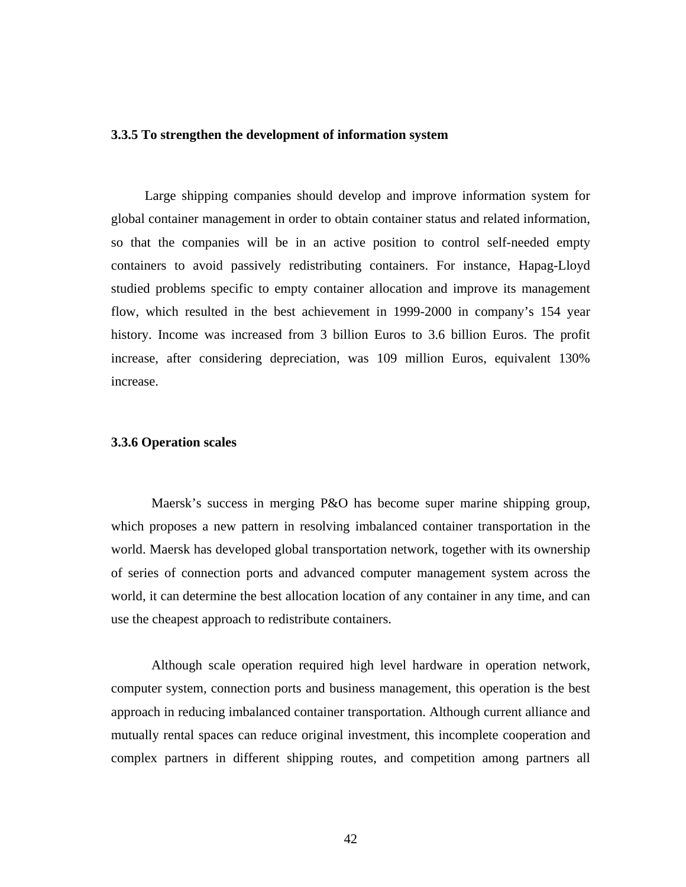### 3.3.5 To strengthen the development of information system

Large shipping companies should develop and improve information system for global container management in order to obtain container status and related information, so that the companies will be in an active position to control self-needed empty containers to avoid passively redistributing containers. For instance, Hapag-Lloyd studied problems specific to empty container allocation and improve its management flow, which resulted in the best achievement in 1999-2000 in company's 154 year history. Income was increased from 3 billion Euros to 3.6 billion Euros. The profit increase, after considering depreciation, was 109 million Euros, equivalent 130% increase.

### 3.3.6 Operation scales

Maersk's success in merging P&O has become super marine shipping group, which proposes a new pattern in resolving imbalanced container transportation in the world. Maersk has developed global transportation network, together with its ownership of series of connection ports and advanced computer management system across the world, it can determine the best allocation location of any container in any time, and can use the cheapest approach to redistribute containers.

Although scale operation required high level hardware in operation network, computer system, connection ports and business management, this operation is the best approach in reducing imbalanced container transportation. Although current alliance and mutually rental spaces can reduce original investment, this incomplete cooperation and complex partners in different shipping routes, and competition among partners all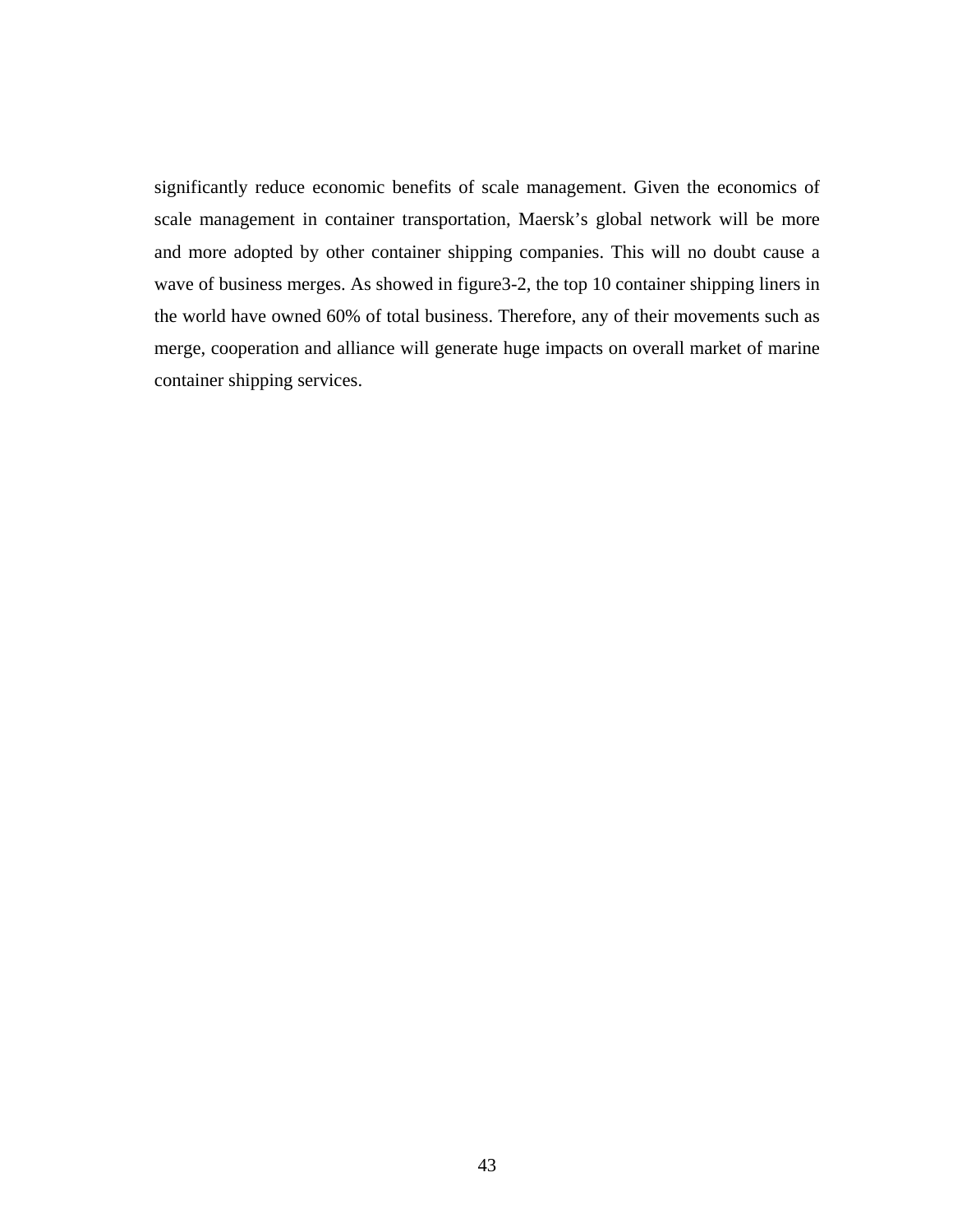significantly reduce economic benefits of scale management. Given the economics of scale management in container transportation, Maersk's global network will be more and more adopted by other container shipping companies. This will no doubt cause a wave of business merges. As showed in figure3-2, the top 10 container shipping liners in the world have owned 60% of total business. Therefore, any of their movements such as merge, cooperation and alliance will generate huge impacts on overall market of marine container shipping services.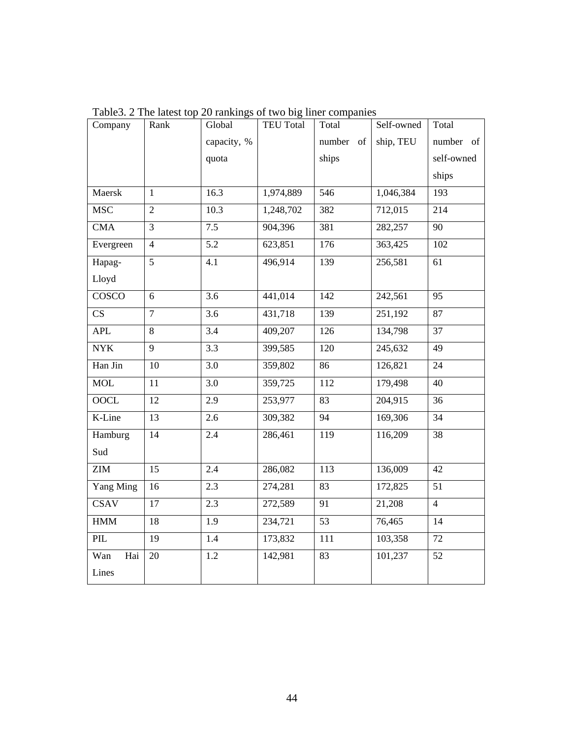Table3. 2 The latest top 20 rankings of two big liner companies

| Company | Rank | Global capacity, % quota | TEU Total | Total number of ships | Self-owned ship, TEU | Total number of self-owned ships |
|---|---|---|---|---|---|---|
| Maersk | 1 | 16.3 | 1,974,889 | 546 | 1,046,384 | 193 |
| MSC | 2 | 10.3 | 1,248,702 | 382 | 712,015 | 214 |
| CMA | 3 | 7.5 | 904,396 | 381 | 282,257 | 90 |
| Evergreen | 4 | 5.2 | 623,851 | 176 | 363,425 | 102 |
| Hapag-Lloyd | 5 | 4.1 | 496,914 | 139 | 256,581 | 61 |
| COSCO | 6 | 3.6 | 441,014 | 142 | 242,561 | 95 |
| CS | 7 | 3.6 | 431,718 | 139 | 251,192 | 87 |
| APL | 8 | 3.4 | 409,207 | 126 | 134,798 | 37 |
| NYK | 9 | 3.3 | 399,585 | 120 | 245,632 | 49 |
| Han Jin | 10 | 3.0 | 359,802 | 86 | 126,821 | 24 |
| MOL | 11 | 3.0 | 359,725 | 112 | 179,498 | 40 |
| OOCL | 12 | 2.9 | 253,977 | 83 | 204,915 | 36 |
| K-Line | 13 | 2.6 | 309,382 | 94 | 169,306 | 34 |
| Hamburg Sud | 14 | 2.4 | 286,461 | 119 | 116,209 | 38 |
| ZIM | 15 | 2.4 | 286,082 | 113 | 136,009 | 42 |
| Yang Ming | 16 | 2.3 | 274,281 | 83 | 172,825 | 51 |
| CSAV | 17 | 2.3 | 272,589 | 91 | 21,208 | 4 |
| HMM | 18 | 1.9 | 234,721 | 53 | 76,465 | 14 |
| PIL | 19 | 1.4 | 173,832 | 111 | 103,358 | 72 |
| Wan Hai Lines | 20 | 1.2 | 142,981 | 83 | 101,237 | 52 |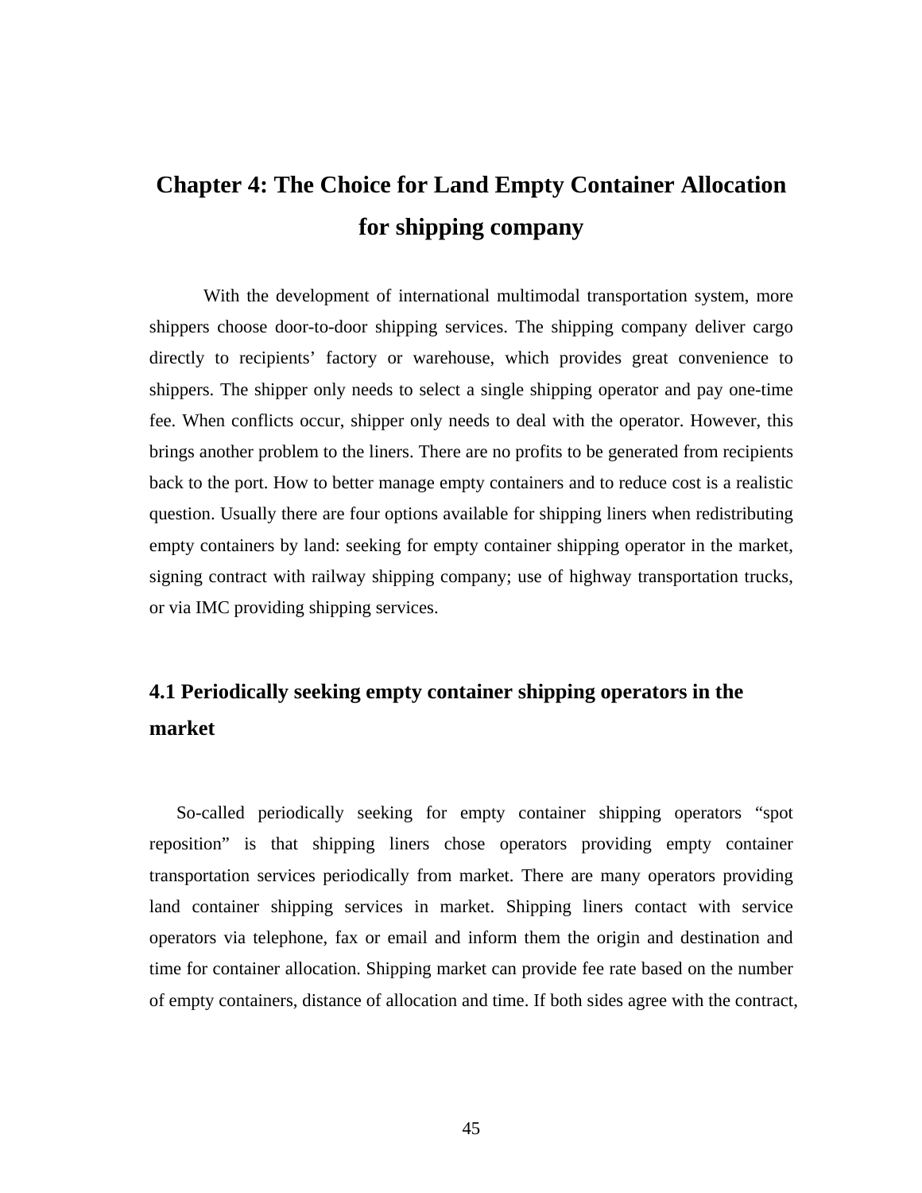# Chapter 4: The Choice for Land Empty Container Allocation for shipping company

With the development of international multimodal transportation system, more shippers choose door-to-door shipping services. The shipping company deliver cargo directly to recipients' factory or warehouse, which provides great convenience to shippers. The shipper only needs to select a single shipping operator and pay one-time fee. When conflicts occur, shipper only needs to deal with the operator. However, this brings another problem to the liners. There are no profits to be generated from recipients back to the port. How to better manage empty containers and to reduce cost is a realistic question. Usually there are four options available for shipping liners when redistributing empty containers by land: seeking for empty container shipping operator in the market, signing contract with railway shipping company; use of highway transportation trucks, or via IMC providing shipping services.

## 4.1 Periodically seeking empty container shipping operators in the market

So-called periodically seeking for empty container shipping operators "spot reposition" is that shipping liners chose operators providing empty container transportation services periodically from market. There are many operators providing land container shipping services in market. Shipping liners contact with service operators via telephone, fax or email and inform them the origin and destination and time for container allocation. Shipping market can provide fee rate based on the number of empty containers, distance of allocation and time. If both sides agree with the contract,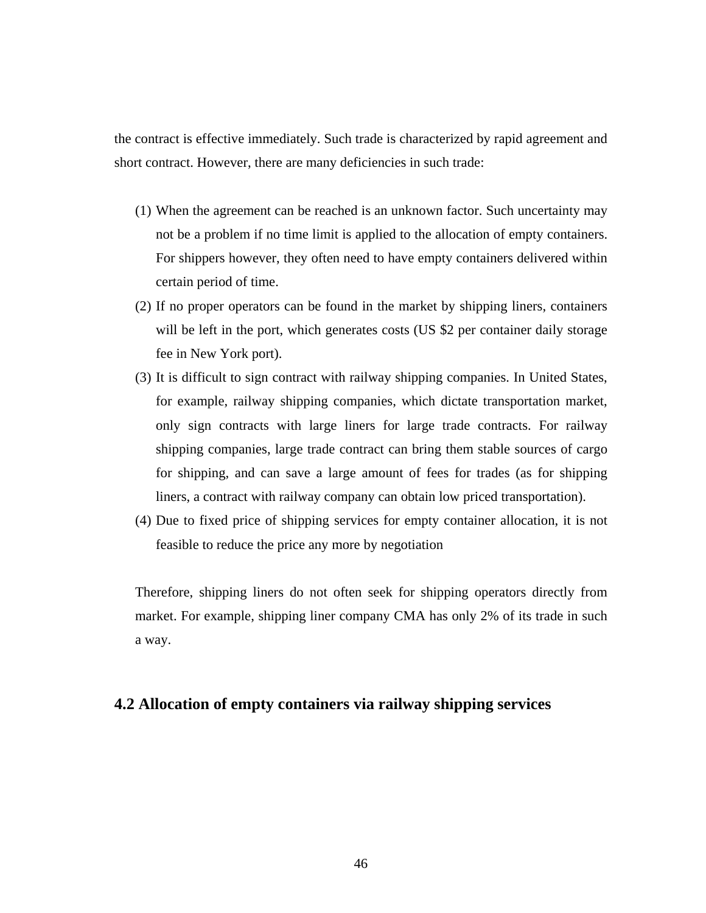the contract is effective immediately. Such trade is characterized by rapid agreement and short contract. However, there are many deficiencies in such trade:

(1) When the agreement can be reached is an unknown factor. Such uncertainty may not be a problem if no time limit is applied to the allocation of empty containers. For shippers however, they often need to have empty containers delivered within certain period of time.
(2) If no proper operators can be found in the market by shipping liners, containers will be left in the port, which generates costs (US $2 per container daily storage fee in New York port).
(3) It is difficult to sign contract with railway shipping companies. In United States, for example, railway shipping companies, which dictate transportation market, only sign contracts with large liners for large trade contracts. For railway shipping companies, large trade contract can bring them stable sources of cargo for shipping, and can save a large amount of fees for trades (as for shipping liners, a contract with railway company can obtain low priced transportation).
(4) Due to fixed price of shipping services for empty container allocation, it is not feasible to reduce the price any more by negotiation

Therefore, shipping liners do not often seek for shipping operators directly from market. For example, shipping liner company CMA has only 2% of its trade in such a way.

## 4.2 Allocation of empty containers via railway shipping services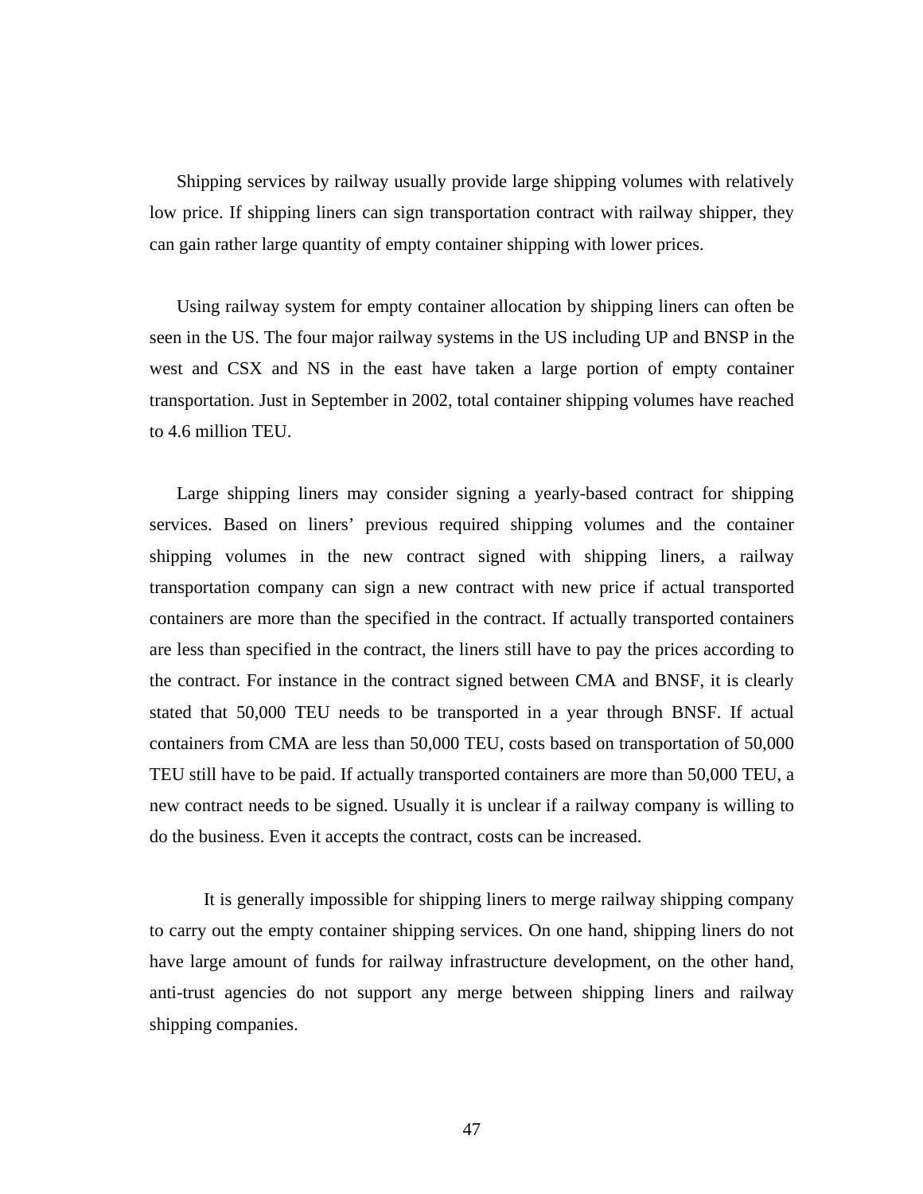Shipping services by railway usually provide large shipping volumes with relatively low price. If shipping liners can sign transportation contract with railway shipper, they can gain rather large quantity of empty container shipping with lower prices.

Using railway system for empty container allocation by shipping liners can often be seen in the US. The four major railway systems in the US including UP and BNSP in the west and CSX and NS in the east have taken a large portion of empty container transportation. Just in September in 2002, total container shipping volumes have reached to 4.6 million TEU.

Large shipping liners may consider signing a yearly-based contract for shipping services. Based on liners' previous required shipping volumes and the container shipping volumes in the new contract signed with shipping liners, a railway transportation company can sign a new contract with new price if actual transported containers are more than the specified in the contract. If actually transported containers are less than specified in the contract, the liners still have to pay the prices according to the contract. For instance in the contract signed between CMA and BNSF, it is clearly stated that 50,000 TEU needs to be transported in a year through BNSF. If actual containers from CMA are less than 50,000 TEU, costs based on transportation of 50,000 TEU still have to be paid. If actually transported containers are more than 50,000 TEU, a new contract needs to be signed. Usually it is unclear if a railway company is willing to do the business. Even it accepts the contract, costs can be increased.

It is generally impossible for shipping liners to merge railway shipping company to carry out the empty container shipping services. On one hand, shipping liners do not have large amount of funds for railway infrastructure development, on the other hand, anti-trust agencies do not support any merge between shipping liners and railway shipping companies.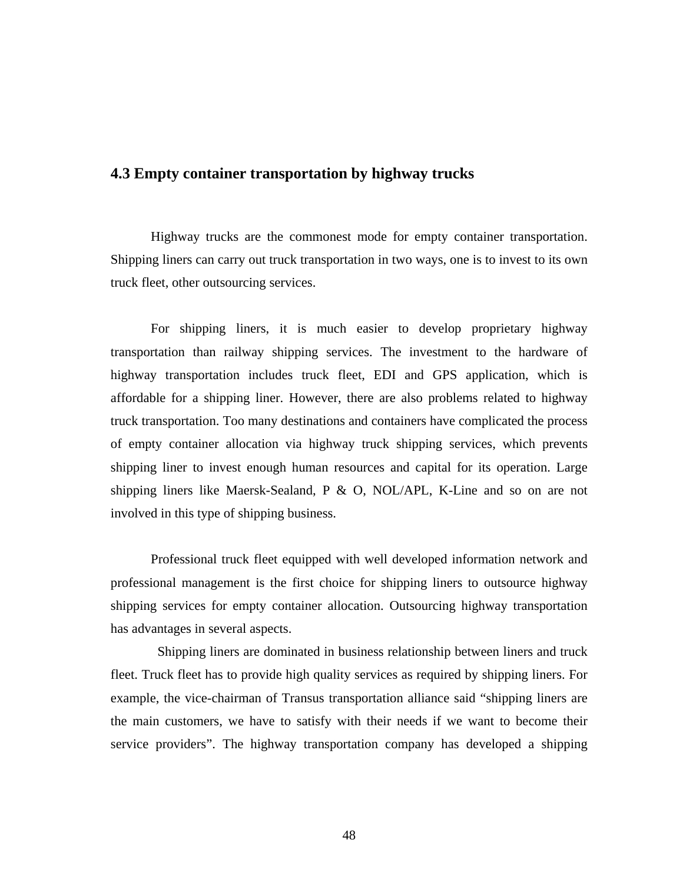## 4.3 Empty container transportation by highway trucks

Highway trucks are the commonest mode for empty container transportation. Shipping liners can carry out truck transportation in two ways, one is to invest to its own truck fleet, other outsourcing services.

For shipping liners, it is much easier to develop proprietary highway transportation than railway shipping services. The investment to the hardware of highway transportation includes truck fleet, EDI and GPS application, which is affordable for a shipping liner. However, there are also problems related to highway truck transportation. Too many destinations and containers have complicated the process of empty container allocation via highway truck shipping services, which prevents shipping liner to invest enough human resources and capital for its operation. Large shipping liners like Maersk-Sealand, P & O, NOL/APL, K-Line and so on are not involved in this type of shipping business.

Professional truck fleet equipped with well developed information network and professional management is the first choice for shipping liners to outsource highway shipping services for empty container allocation. Outsourcing highway transportation has advantages in several aspects.

Shipping liners are dominated in business relationship between liners and truck fleet. Truck fleet has to provide high quality services as required by shipping liners. For example, the vice-chairman of Transus transportation alliance said "shipping liners are the main customers, we have to satisfy with their needs if we want to become their service providers". The highway transportation company has developed a shipping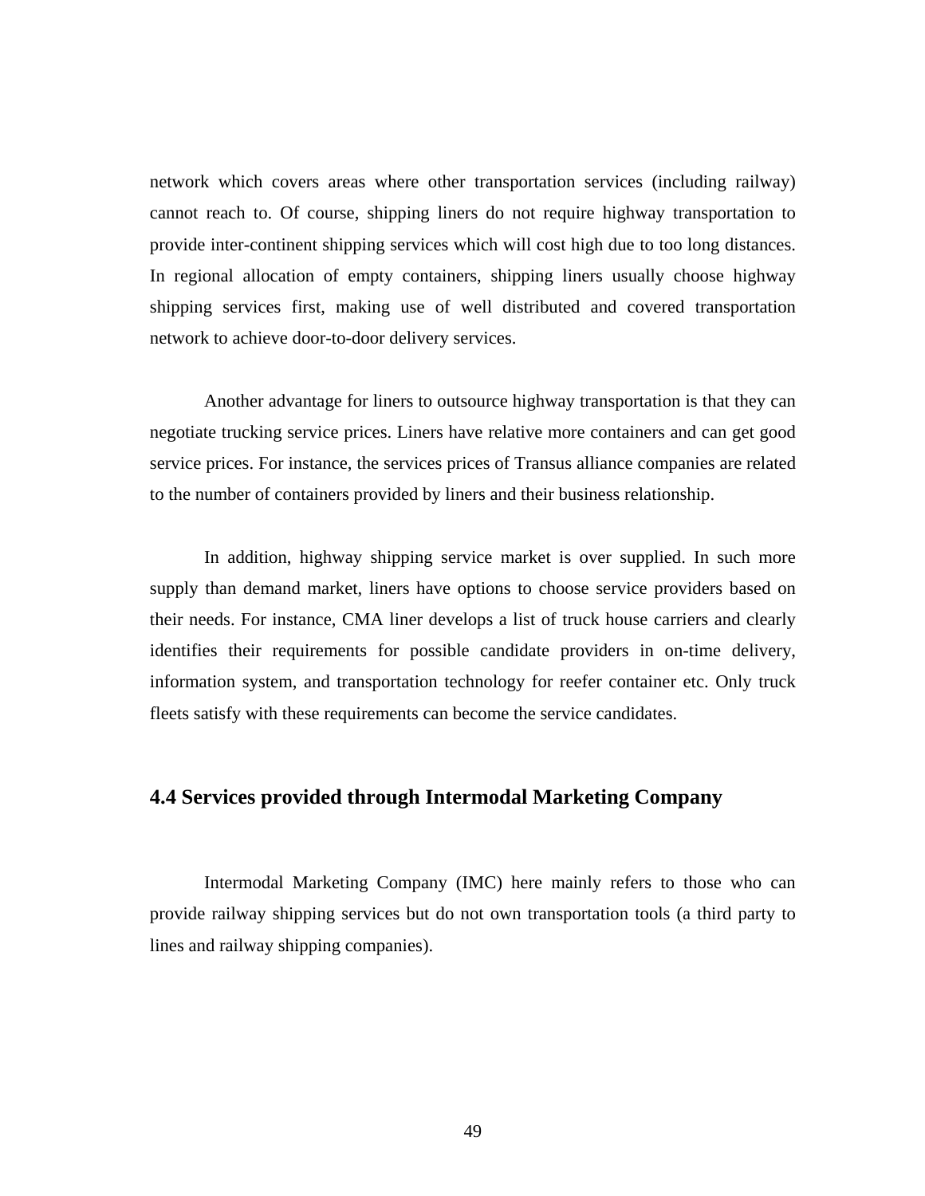network which covers areas where other transportation services (including railway) cannot reach to. Of course, shipping liners do not require highway transportation to provide inter-continent shipping services which will cost high due to too long distances. In regional allocation of empty containers, shipping liners usually choose highway shipping services first, making use of well distributed and covered transportation network to achieve door-to-door delivery services.

Another advantage for liners to outsource highway transportation is that they can negotiate trucking service prices. Liners have relative more containers and can get good service prices. For instance, the services prices of Transus alliance companies are related to the number of containers provided by liners and their business relationship.

In addition, highway shipping service market is over supplied. In such more supply than demand market, liners have options to choose service providers based on their needs. For instance, CMA liner develops a list of truck house carriers and clearly identifies their requirements for possible candidate providers in on-time delivery, information system, and transportation technology for reefer container etc. Only truck fleets satisfy with these requirements can become the service candidates.

## 4.4 Services provided through Intermodal Marketing Company

Intermodal Marketing Company (IMC) here mainly refers to those who can provide railway shipping services but do not own transportation tools (a third party to lines and railway shipping companies).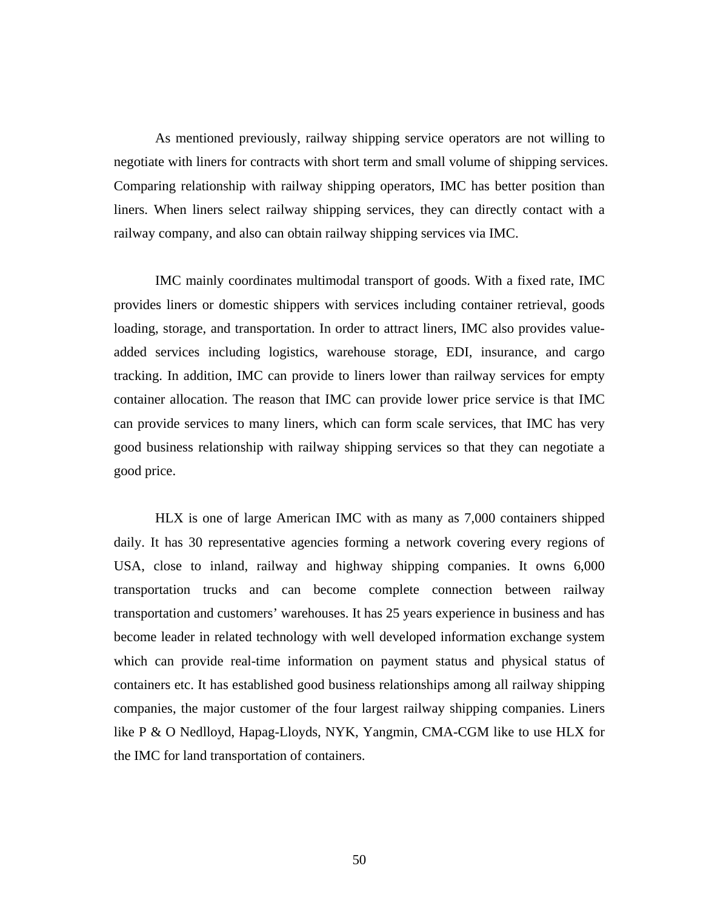As mentioned previously, railway shipping service operators are not willing to negotiate with liners for contracts with short term and small volume of shipping services. Comparing relationship with railway shipping operators, IMC has better position than liners. When liners select railway shipping services, they can directly contact with a railway company, and also can obtain railway shipping services via IMC.

IMC mainly coordinates multimodal transport of goods. With a fixed rate, IMC provides liners or domestic shippers with services including container retrieval, goods loading, storage, and transportation. In order to attract liners, IMC also provides value-added services including logistics, warehouse storage, EDI, insurance, and cargo tracking. In addition, IMC can provide to liners lower than railway services for empty container allocation. The reason that IMC can provide lower price service is that IMC can provide services to many liners, which can form scale services, that IMC has very good business relationship with railway shipping services so that they can negotiate a good price.

HLX is one of large American IMC with as many as 7,000 containers shipped daily. It has 30 representative agencies forming a network covering every regions of USA, close to inland, railway and highway shipping companies. It owns 6,000 transportation trucks and can become complete connection between railway transportation and customers' warehouses. It has 25 years experience in business and has become leader in related technology with well developed information exchange system which can provide real-time information on payment status and physical status of containers etc. It has established good business relationships among all railway shipping companies, the major customer of the four largest railway shipping companies. Liners like P & O Nedlloyd, Hapag-Lloyds, NYK, Yangmin, CMA-CGM like to use HLX for the IMC for land transportation of containers.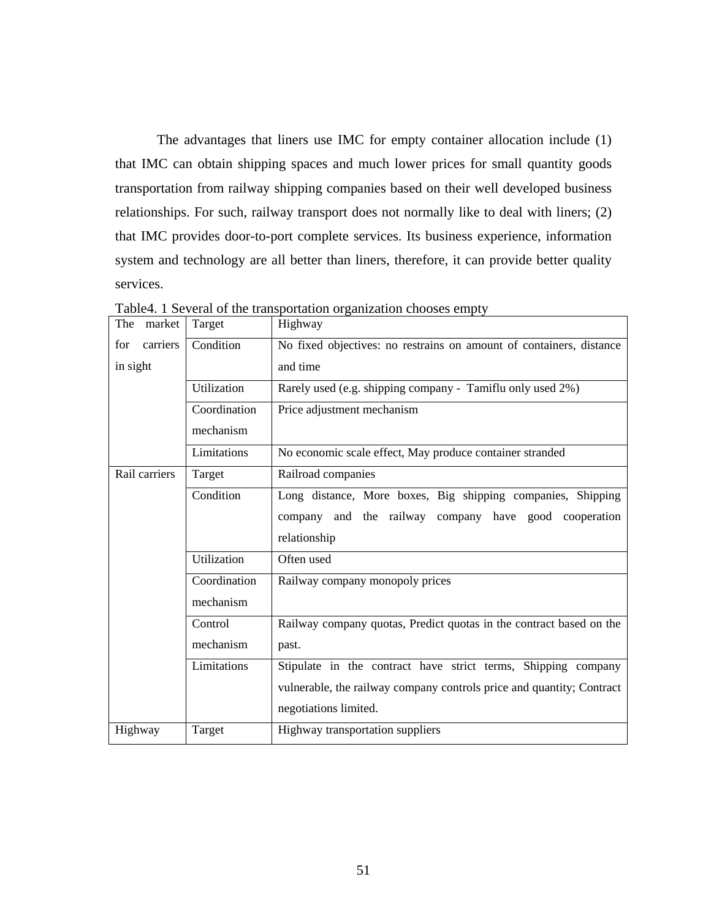The advantages that liners use IMC for empty container allocation include (1) that IMC can obtain shipping spaces and much lower prices for small quantity goods transportation from railway shipping companies based on their well developed business relationships. For such, railway transport does not normally like to deal with liners; (2) that IMC provides door-to-port complete services. Its business experience, information system and technology are all better than liners, therefore, it can provide better quality services.

Table4. 1 Several of the transportation organization chooses empty

| | | |
|---|---|---|
| The market for carriers in sight | Target | Highway |
| | Condition | No fixed objectives: no restrains on amount of containers, distance and time |
| | Utilization | Rarely used (e.g. shipping company - Tamiflu only used 2%) |
| | Coordination mechanism | Price adjustment mechanism |
| | Limitations | No economic scale effect, May produce container stranded |
| Rail carriers | Target | Railroad companies |
| | Condition | Long distance, More boxes, Big shipping companies, Shipping company and the railway company have good cooperation relationship |
| | Utilization | Often used |
| | Coordination mechanism | Railway company monopoly prices |
| | Control mechanism | Railway company quotas, Predict quotas in the contract based on the past. |
| | Limitations | Stipulate in the contract have strict terms, Shipping company vulnerable, the railway company controls price and quantity; Contract negotiations limited. |
| Highway | Target | Highway transportation suppliers |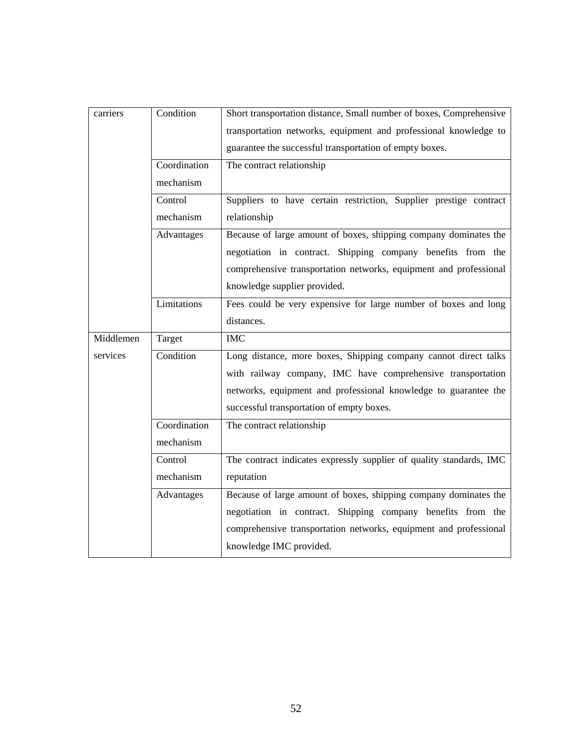| | | |
|---|---|---|
| carriers | Condition | Short transportation distance, Small number of boxes, Comprehensive transportation networks, equipment and professional knowledge to guarantee the successful transportation of empty boxes. |
| | Coordination mechanism | The contract relationship |
| | Control mechanism | Suppliers to have certain restriction, Supplier prestige contract relationship |
| | Advantages | Because of large amount of boxes, shipping company dominates the negotiation in contract. Shipping company benefits from the comprehensive transportation networks, equipment and professional knowledge supplier provided. |
| | Limitations | Fees could be very expensive for large number of boxes and long distances. |
| Middlemen services | Target | IMC |
| | Condition | Long distance, more boxes, Shipping company cannot direct talks with railway company, IMC have comprehensive transportation networks, equipment and professional knowledge to guarantee the successful transportation of empty boxes. |
| | Coordination mechanism | The contract relationship |
| | Control mechanism | The contract indicates expressly supplier of quality standards, IMC reputation |
| | Advantages | Because of large amount of boxes, shipping company dominates the negotiation in contract. Shipping company benefits from the comprehensive transportation networks, equipment and professional knowledge IMC provided. |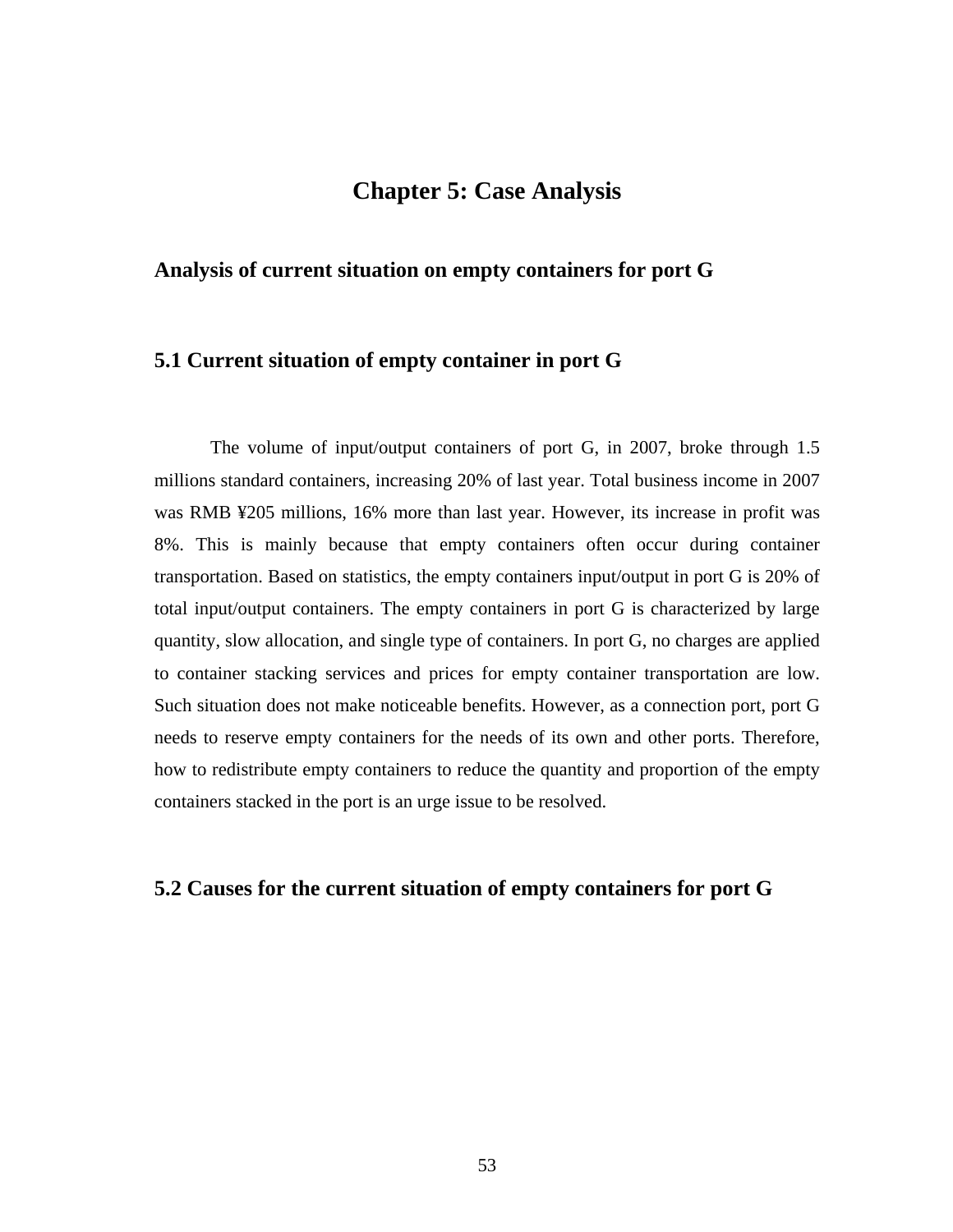# Chapter 5: Case Analysis

## Analysis of current situation on empty containers for port G

### 5.1 Current situation of empty container in port G

The volume of input/output containers of port G, in 2007, broke through 1.5 millions standard containers, increasing 20% of last year. Total business income in 2007 was RMB ¥205 millions, 16% more than last year. However, its increase in profit was 8%. This is mainly because that empty containers often occur during container transportation. Based on statistics, the empty containers input/output in port G is 20% of total input/output containers. The empty containers in port G is characterized by large quantity, slow allocation, and single type of containers. In port G, no charges are applied to container stacking services and prices for empty container transportation are low. Such situation does not make noticeable benefits. However, as a connection port, port G needs to reserve empty containers for the needs of its own and other ports. Therefore, how to redistribute empty containers to reduce the quantity and proportion of the empty containers stacked in the port is an urge issue to be resolved.

### 5.2 Causes for the current situation of empty containers for port G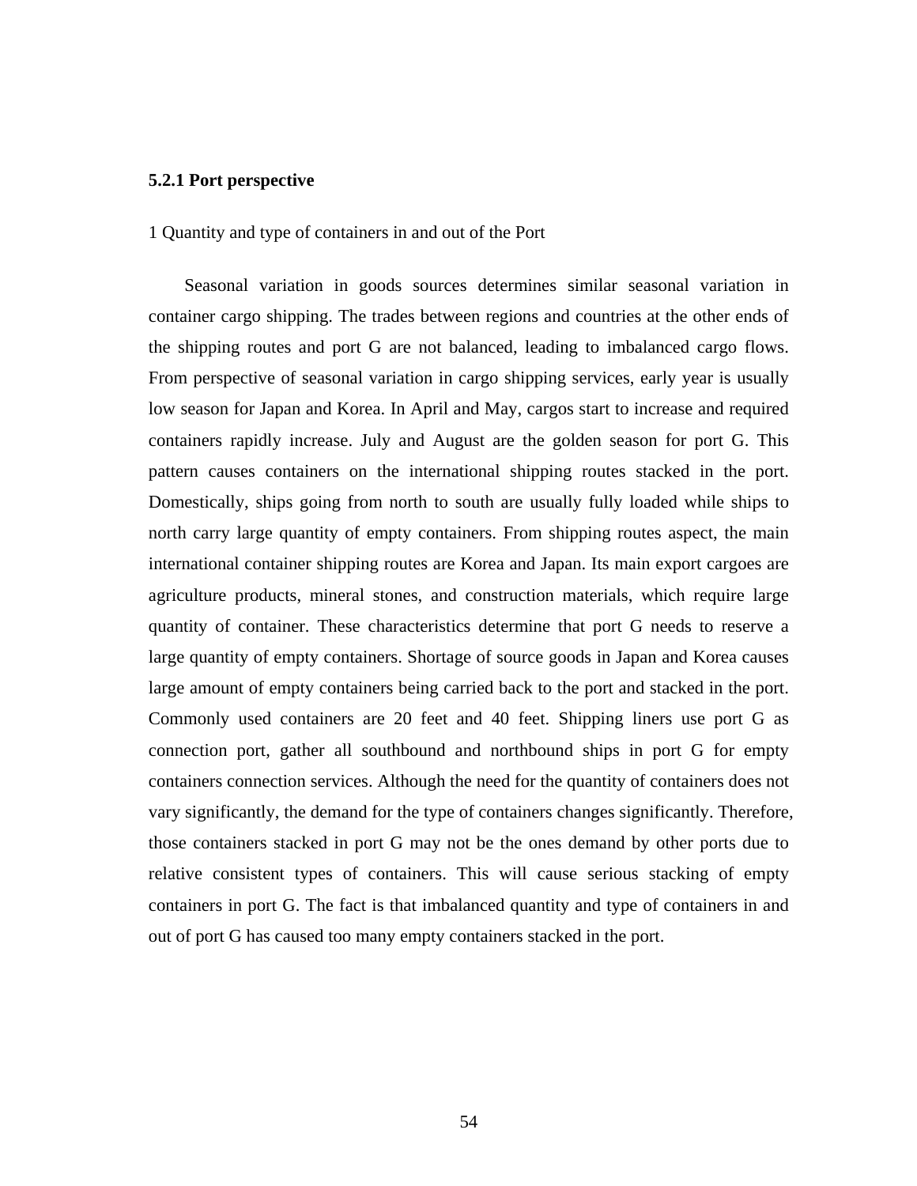### 5.2.1 Port perspective

1 Quantity and type of containers in and out of the Port

Seasonal variation in goods sources determines similar seasonal variation in container cargo shipping. The trades between regions and countries at the other ends of the shipping routes and port G are not balanced, leading to imbalanced cargo flows. From perspective of seasonal variation in cargo shipping services, early year is usually low season for Japan and Korea. In April and May, cargos start to increase and required containers rapidly increase. July and August are the golden season for port G. This pattern causes containers on the international shipping routes stacked in the port. Domestically, ships going from north to south are usually fully loaded while ships to north carry large quantity of empty containers. From shipping routes aspect, the main international container shipping routes are Korea and Japan. Its main export cargoes are agriculture products, mineral stones, and construction materials, which require large quantity of container. These characteristics determine that port G needs to reserve a large quantity of empty containers. Shortage of source goods in Japan and Korea causes large amount of empty containers being carried back to the port and stacked in the port. Commonly used containers are 20 feet and 40 feet. Shipping liners use port G as connection port, gather all southbound and northbound ships in port G for empty containers connection services. Although the need for the quantity of containers does not vary significantly, the demand for the type of containers changes significantly. Therefore, those containers stacked in port G may not be the ones demand by other ports due to relative consistent types of containers. This will cause serious stacking of empty containers in port G. The fact is that imbalanced quantity and type of containers in and out of port G has caused too many empty containers stacked in the port.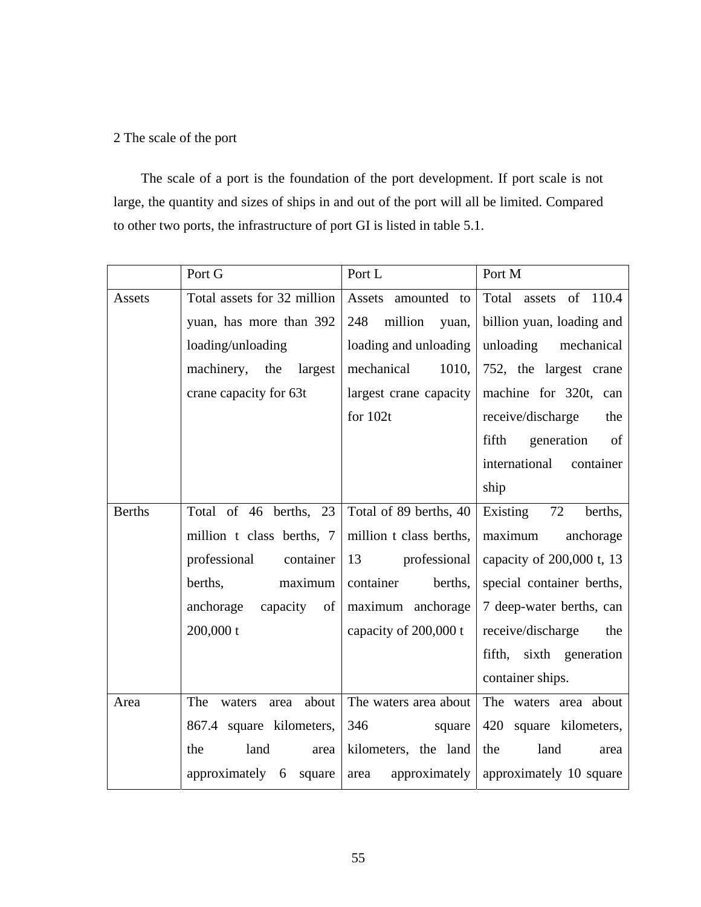2 The scale of the port

The scale of a port is the foundation of the port development. If port scale is not large, the quantity and sizes of ships in and out of the port will all be limited. Compared to other two ports, the infrastructure of port GI is listed in table 5.1.

| | Port G | Port L | Port M |
|---|---|---|---|
| Assets | Total assets for 32 million yuan, has more than 392 loading/unloading machinery, the largest crane capacity for 63t | Assets amounted to 248 million yuan, loading and unloading mechanical 1010, largest crane capacity for 102t | Total assets of 110.4 billion yuan, loading and unloading mechanical 752, the largest crane machine for 320t, can receive/discharge the fifth generation of international container ship |
| Berths | Total of 46 berths, 23 million t class berths, 7 professional container berths, maximum anchorage capacity of 200,000 t | Total of 89 berths, 40 million t class berths, 13 professional container berths, maximum anchorage capacity of 200,000 t | Existing 72 berths, maximum anchorage capacity of 200,000 t, 13 special container berths, 7 deep-water berths, can receive/discharge the fifth, sixth generation container ships. |
| Area | The waters area about 867.4 square kilometers, the land area approximately 6 square | The waters area about 346 square kilometers, the land area approximately | The waters area about 420 square kilometers, the land area approximately 10 square |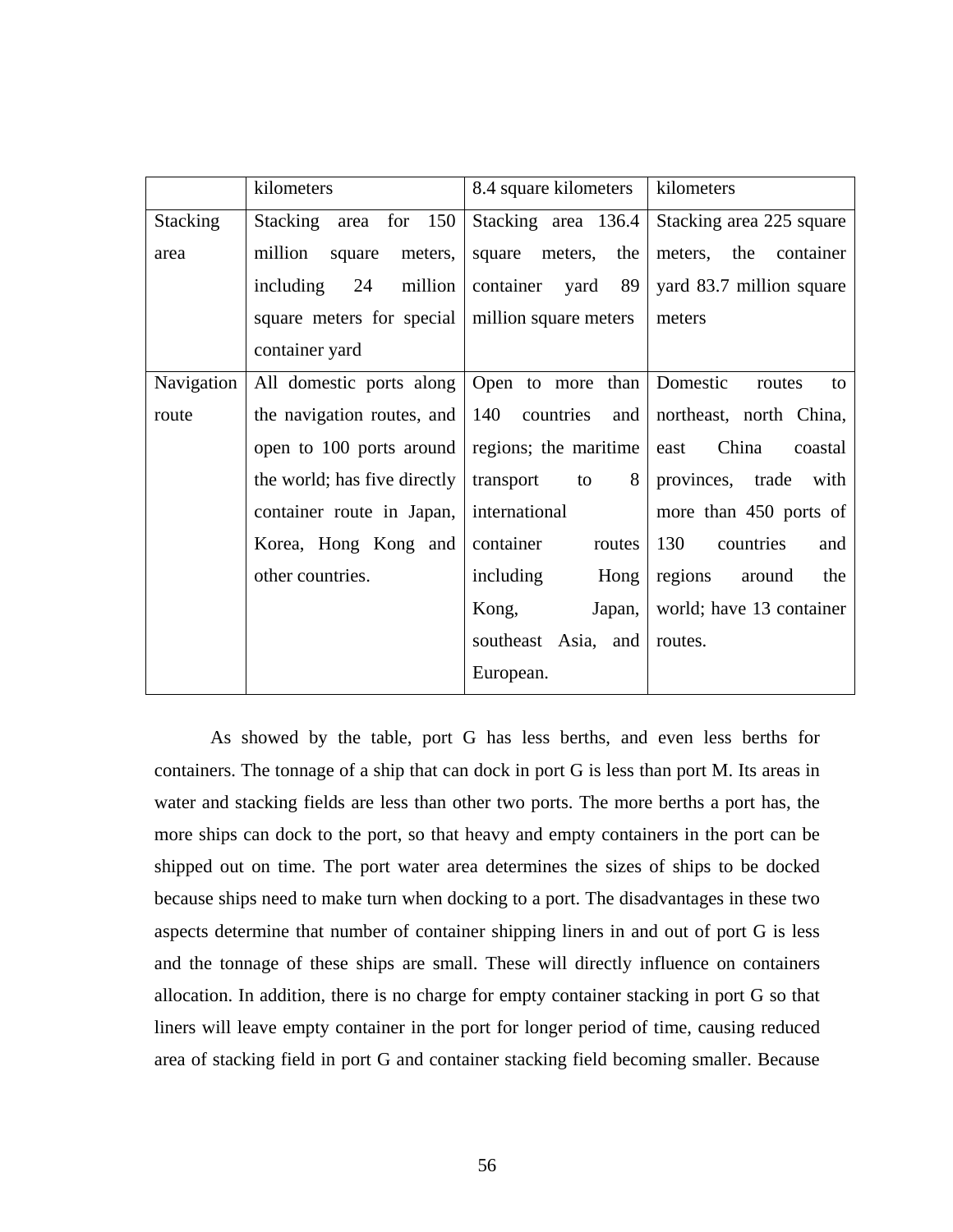| | | | |
|---|---|---|---|
| | kilometers | 8.4 square kilometers | kilometers |
| Stacking area | Stacking area for 150 million square meters, including 24 million square meters for special container yard | Stacking area 136.4 square meters, the container yard 89 million square meters | Stacking area 225 square meters, the container yard 83.7 million square meters |
| Navigation route | All domestic ports along the navigation routes, and open to 100 ports around the world; has five directly container route in Japan, Korea, Hong Kong and other countries. | Open to more than 140 countries and regions; the maritime transport to 8 international container routes including Hong Kong, Japan, southeast Asia, and European. | Domestic routes to northeast, north China, east China coastal provinces, trade with more than 450 ports of 130 countries and regions around the world; have 13 container routes. |

As showed by the table, port G has less berths, and even less berths for containers. The tonnage of a ship that can dock in port G is less than port M. Its areas in water and stacking fields are less than other two ports. The more berths a port has, the more ships can dock to the port, so that heavy and empty containers in the port can be shipped out on time. The port water area determines the sizes of ships to be docked because ships need to make turn when docking to a port. The disadvantages in these two aspects determine that number of container shipping liners in and out of port G is less and the tonnage of these ships are small. These will directly influence on containers allocation. In addition, there is no charge for empty container stacking in port G so that liners will leave empty container in the port for longer period of time, causing reduced area of stacking field in port G and container stacking field becoming smaller. Because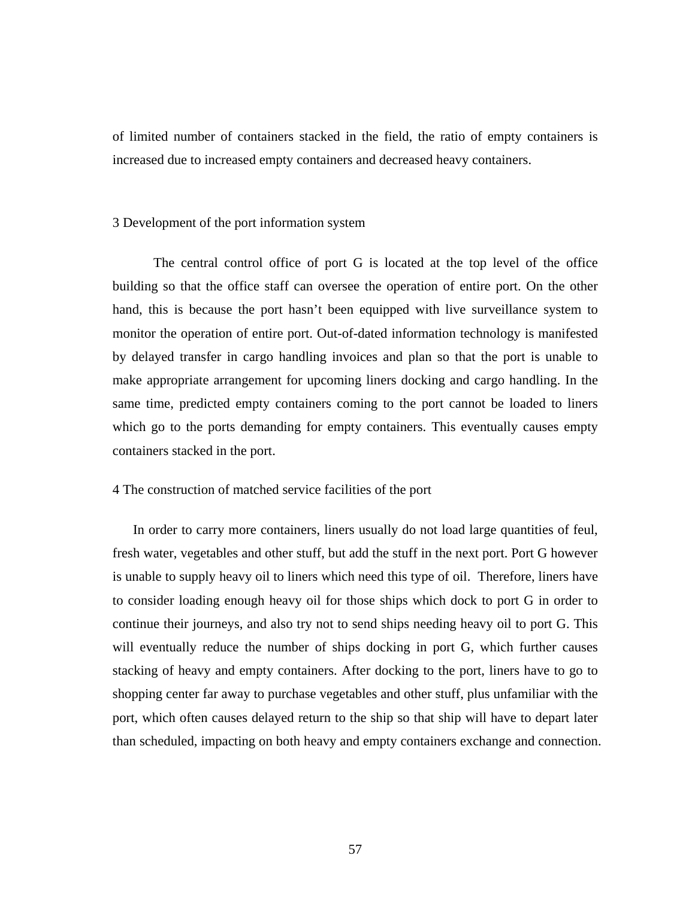of limited number of containers stacked in the field, the ratio of empty containers is increased due to increased empty containers and decreased heavy containers.

3 Development of the port information system

The central control office of port G is located at the top level of the office building so that the office staff can oversee the operation of entire port. On the other hand, this is because the port hasn't been equipped with live surveillance system to monitor the operation of entire port. Out-of-dated information technology is manifested by delayed transfer in cargo handling invoices and plan so that the port is unable to make appropriate arrangement for upcoming liners docking and cargo handling. In the same time, predicted empty containers coming to the port cannot be loaded to liners which go to the ports demanding for empty containers. This eventually causes empty containers stacked in the port.

4 The construction of matched service facilities of the port

In order to carry more containers, liners usually do not load large quantities of feul, fresh water, vegetables and other stuff, but add the stuff in the next port. Port G however is unable to supply heavy oil to liners which need this type of oil. Therefore, liners have to consider loading enough heavy oil for those ships which dock to port G in order to continue their journeys, and also try not to send ships needing heavy oil to port G. This will eventually reduce the number of ships docking in port G, which further causes stacking of heavy and empty containers. After docking to the port, liners have to go to shopping center far away to purchase vegetables and other stuff, plus unfamiliar with the port, which often causes delayed return to the ship so that ship will have to depart later than scheduled, impacting on both heavy and empty containers exchange and connection.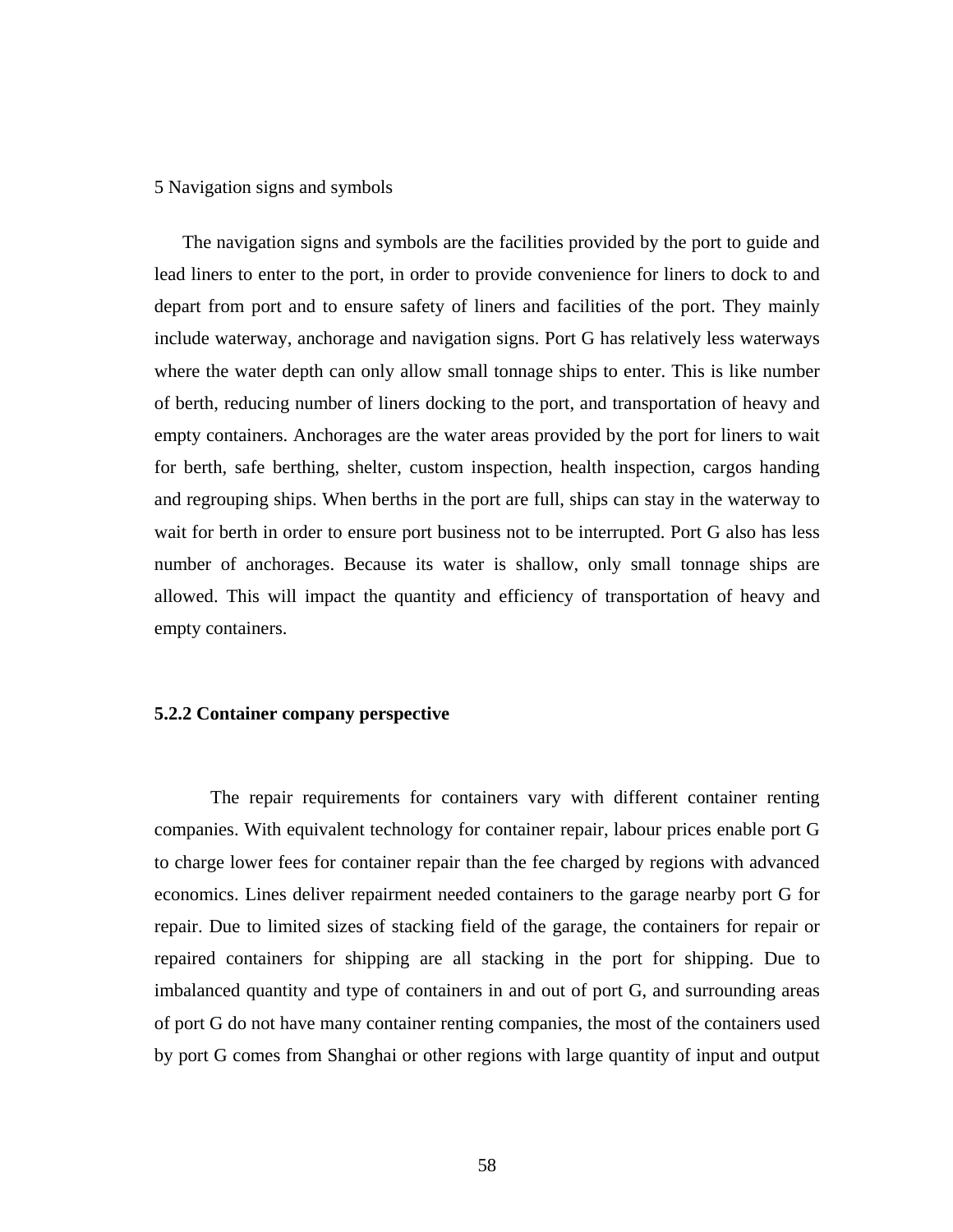5 Navigation signs and symbols

The navigation signs and symbols are the facilities provided by the port to guide and lead liners to enter to the port, in order to provide convenience for liners to dock to and depart from port and to ensure safety of liners and facilities of the port. They mainly include waterway, anchorage and navigation signs. Port G has relatively less waterways where the water depth can only allow small tonnage ships to enter. This is like number of berth, reducing number of liners docking to the port, and transportation of heavy and empty containers. Anchorages are the water areas provided by the port for liners to wait for berth, safe berthing, shelter, custom inspection, health inspection, cargos handing and regrouping ships. When berths in the port are full, ships can stay in the waterway to wait for berth in order to ensure port business not to be interrupted. Port G also has less number of anchorages. Because its water is shallow, only small tonnage ships are allowed. This will impact the quantity and efficiency of transportation of heavy and empty containers.

### 5.2.2 Container company perspective

The repair requirements for containers vary with different container renting companies. With equivalent technology for container repair, labour prices enable port G to charge lower fees for container repair than the fee charged by regions with advanced economics. Lines deliver repairment needed containers to the garage nearby port G for repair. Due to limited sizes of stacking field of the garage, the containers for repair or repaired containers for shipping are all stacking in the port for shipping. Due to imbalanced quantity and type of containers in and out of port G, and surrounding areas of port G do not have many container renting companies, the most of the containers used by port G comes from Shanghai or other regions with large quantity of input and output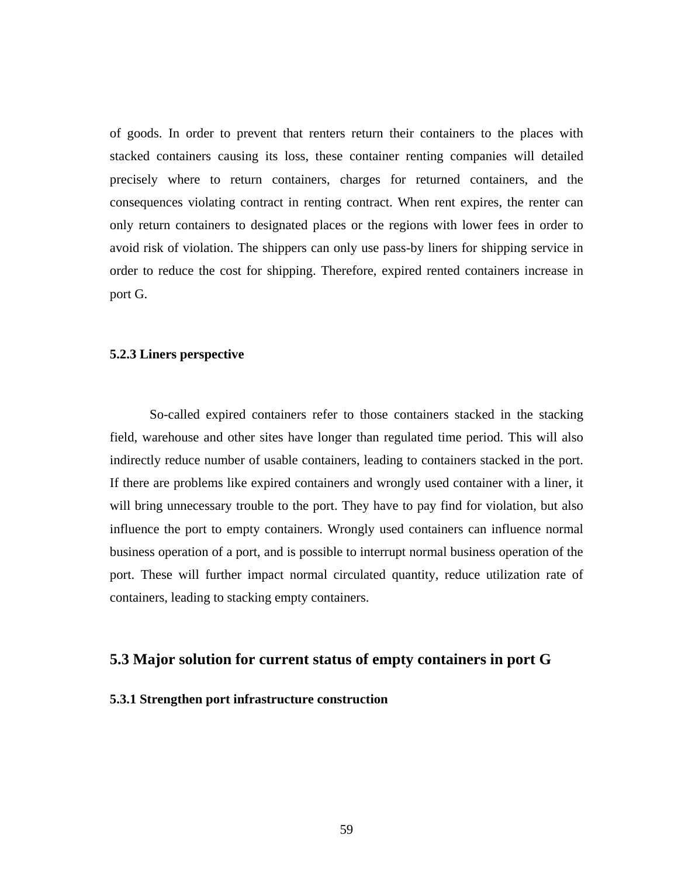of goods. In order to prevent that renters return their containers to the places with stacked containers causing its loss, these container renting companies will detailed precisely where to return containers, charges for returned containers, and the consequences violating contract in renting contract. When rent expires, the renter can only return containers to designated places or the regions with lower fees in order to avoid risk of violation. The shippers can only use pass-by liners for shipping service in order to reduce the cost for shipping. Therefore, expired rented containers increase in port G.

### 5.2.3 Liners perspective

So-called expired containers refer to those containers stacked in the stacking field, warehouse and other sites have longer than regulated time period. This will also indirectly reduce number of usable containers, leading to containers stacked in the port. If there are problems like expired containers and wrongly used container with a liner, it will bring unnecessary trouble to the port. They have to pay find for violation, but also influence the port to empty containers. Wrongly used containers can influence normal business operation of a port, and is possible to interrupt normal business operation of the port. These will further impact normal circulated quantity, reduce utilization rate of containers, leading to stacking empty containers.

## 5.3 Major solution for current status of empty containers in port G

### 5.3.1 Strengthen port infrastructure construction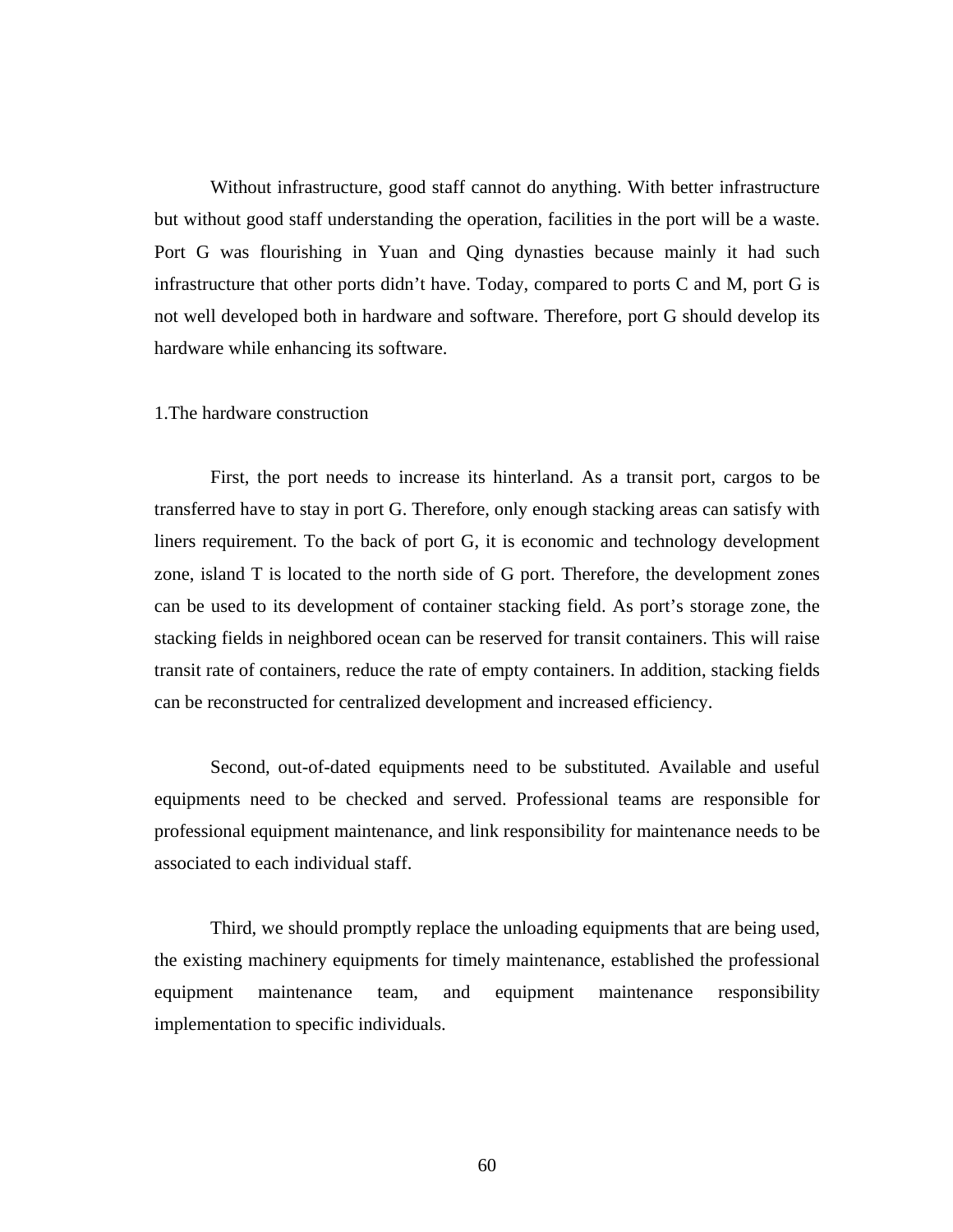Without infrastructure, good staff cannot do anything. With better infrastructure but without good staff understanding the operation, facilities in the port will be a waste. Port G was flourishing in Yuan and Qing dynasties because mainly it had such infrastructure that other ports didn't have. Today, compared to ports C and M, port G is not well developed both in hardware and software. Therefore, port G should develop its hardware while enhancing its software.

1.The hardware construction

First, the port needs to increase its hinterland. As a transit port, cargos to be transferred have to stay in port G. Therefore, only enough stacking areas can satisfy with liners requirement. To the back of port G, it is economic and technology development zone, island T is located to the north side of G port. Therefore, the development zones can be used to its development of container stacking field. As port's storage zone, the stacking fields in neighbored ocean can be reserved for transit containers. This will raise transit rate of containers, reduce the rate of empty containers. In addition, stacking fields can be reconstructed for centralized development and increased efficiency.

Second, out-of-dated equipments need to be substituted. Available and useful equipments need to be checked and served. Professional teams are responsible for professional equipment maintenance, and link responsibility for maintenance needs to be associated to each individual staff.

Third, we should promptly replace the unloading equipments that are being used, the existing machinery equipments for timely maintenance, established the professional equipment maintenance team, and equipment maintenance responsibility implementation to specific individuals.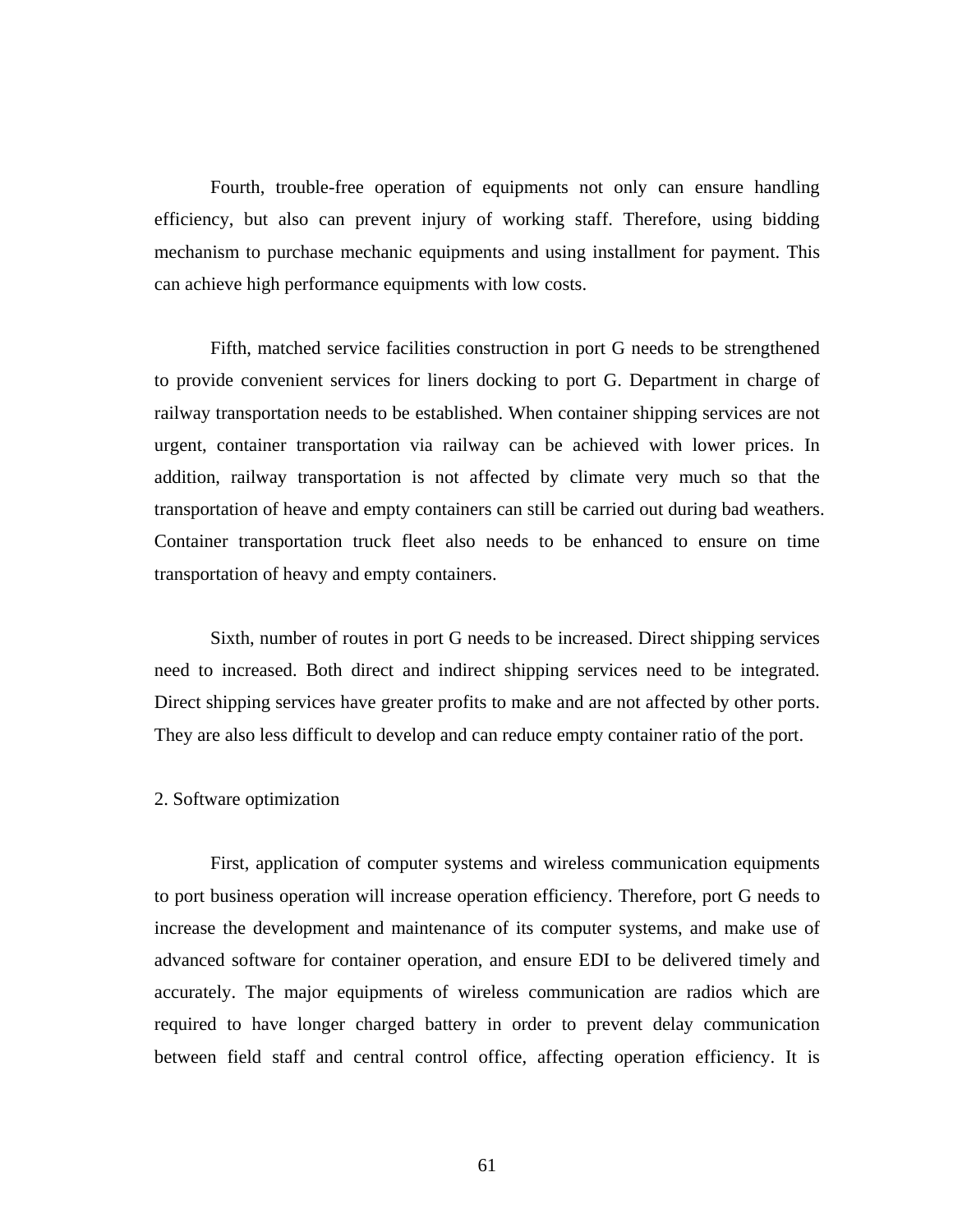Fourth, trouble-free operation of equipments not only can ensure handling efficiency, but also can prevent injury of working staff. Therefore, using bidding mechanism to purchase mechanic equipments and using installment for payment. This can achieve high performance equipments with low costs.

Fifth, matched service facilities construction in port G needs to be strengthened to provide convenient services for liners docking to port G. Department in charge of railway transportation needs to be established. When container shipping services are not urgent, container transportation via railway can be achieved with lower prices. In addition, railway transportation is not affected by climate very much so that the transportation of heave and empty containers can still be carried out during bad weathers. Container transportation truck fleet also needs to be enhanced to ensure on time transportation of heavy and empty containers.

Sixth, number of routes in port G needs to be increased. Direct shipping services need to increased. Both direct and indirect shipping services need to be integrated. Direct shipping services have greater profits to make and are not affected by other ports. They are also less difficult to develop and can reduce empty container ratio of the port.

2. Software optimization

First, application of computer systems and wireless communication equipments to port business operation will increase operation efficiency. Therefore, port G needs to increase the development and maintenance of its computer systems, and make use of advanced software for container operation, and ensure EDI to be delivered timely and accurately. The major equipments of wireless communication are radios which are required to have longer charged battery in order to prevent delay communication between field staff and central control office, affecting operation efficiency. It is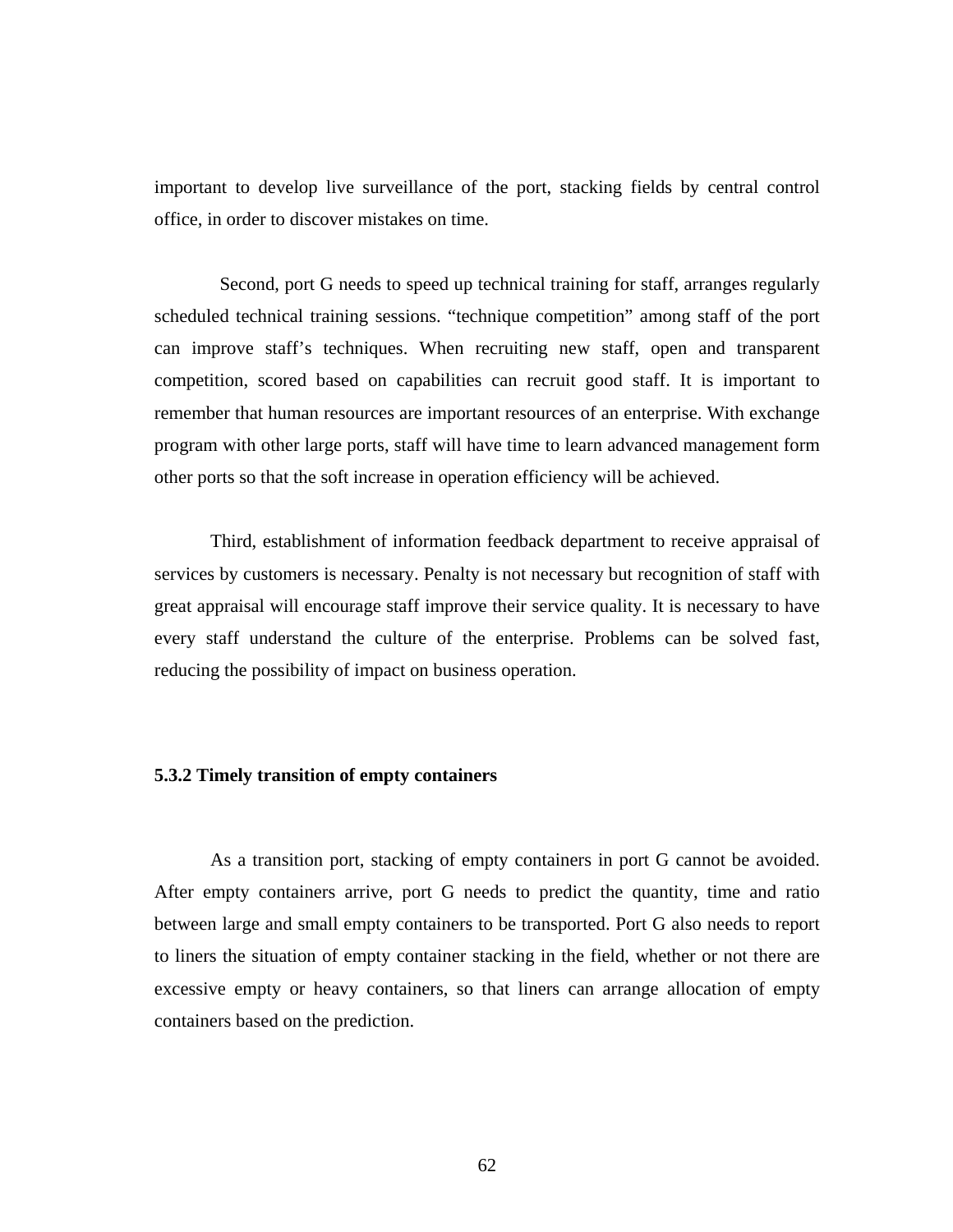important to develop live surveillance of the port, stacking fields by central control office, in order to discover mistakes on time.

Second, port G needs to speed up technical training for staff, arranges regularly scheduled technical training sessions. “technique competition” among staff of the port can improve staff’s techniques. When recruiting new staff, open and transparent competition, scored based on capabilities can recruit good staff. It is important to remember that human resources are important resources of an enterprise. With exchange program with other large ports, staff will have time to learn advanced management form other ports so that the soft increase in operation efficiency will be achieved.

Third, establishment of information feedback department to receive appraisal of services by customers is necessary. Penalty is not necessary but recognition of staff with great appraisal will encourage staff improve their service quality. It is necessary to have every staff understand the culture of the enterprise. Problems can be solved fast, reducing the possibility of impact on business operation.

### 5.3.2 Timely transition of empty containers

As a transition port, stacking of empty containers in port G cannot be avoided. After empty containers arrive, port G needs to predict the quantity, time and ratio between large and small empty containers to be transported. Port G also needs to report to liners the situation of empty container stacking in the field, whether or not there are excessive empty or heavy containers, so that liners can arrange allocation of empty containers based on the prediction.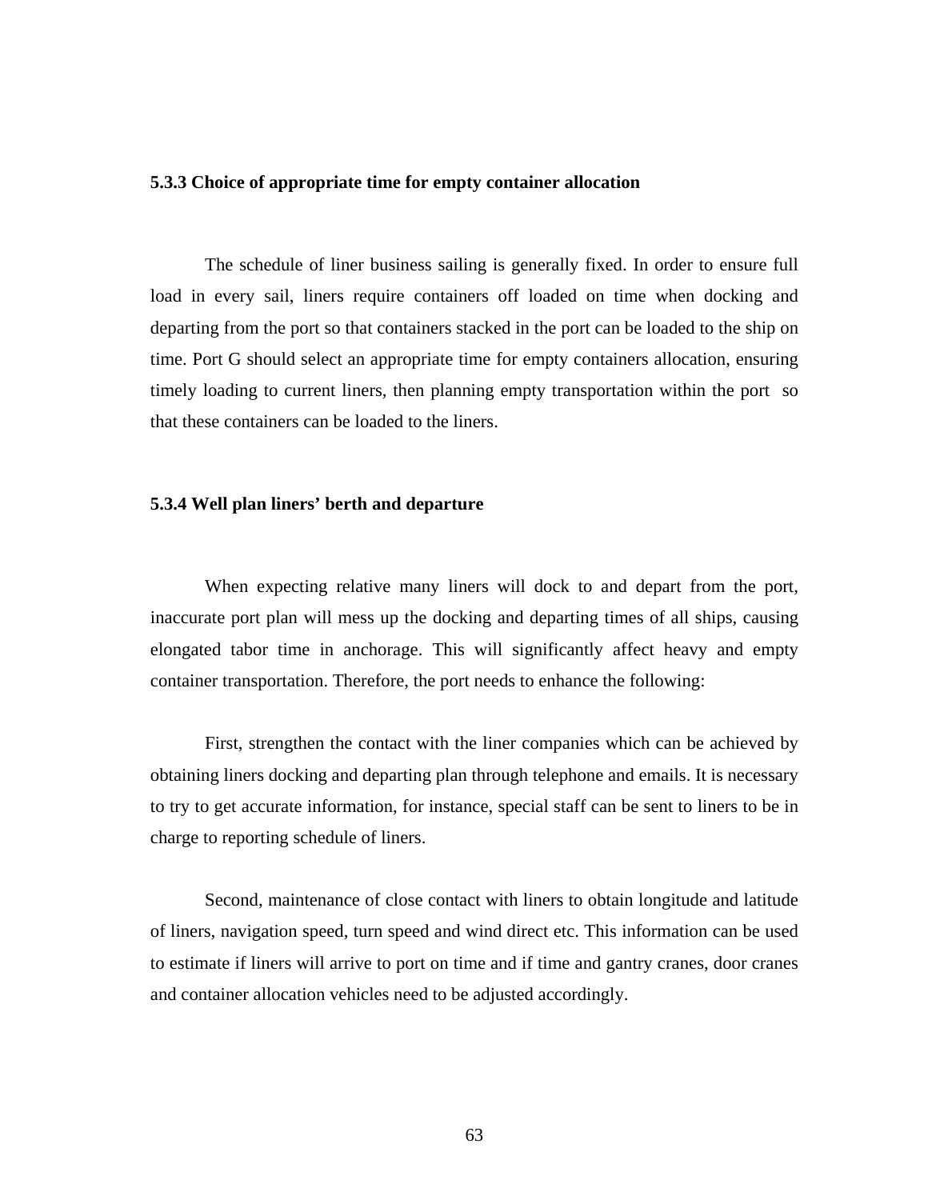### 5.3.3 Choice of appropriate time for empty container allocation

The schedule of liner business sailing is generally fixed. In order to ensure full load in every sail, liners require containers off loaded on time when docking and departing from the port so that containers stacked in the port can be loaded to the ship on time. Port G should select an appropriate time for empty containers allocation, ensuring timely loading to current liners, then planning empty transportation within the port so that these containers can be loaded to the liners.

### 5.3.4 Well plan liners' berth and departure

When expecting relative many liners will dock to and depart from the port, inaccurate port plan will mess up the docking and departing times of all ships, causing elongated tabor time in anchorage. This will significantly affect heavy and empty container transportation. Therefore, the port needs to enhance the following:

First, strengthen the contact with the liner companies which can be achieved by obtaining liners docking and departing plan through telephone and emails. It is necessary to try to get accurate information, for instance, special staff can be sent to liners to be in charge to reporting schedule of liners.

Second, maintenance of close contact with liners to obtain longitude and latitude of liners, navigation speed, turn speed and wind direct etc. This information can be used to estimate if liners will arrive to port on time and if time and gantry cranes, door cranes and container allocation vehicles need to be adjusted accordingly.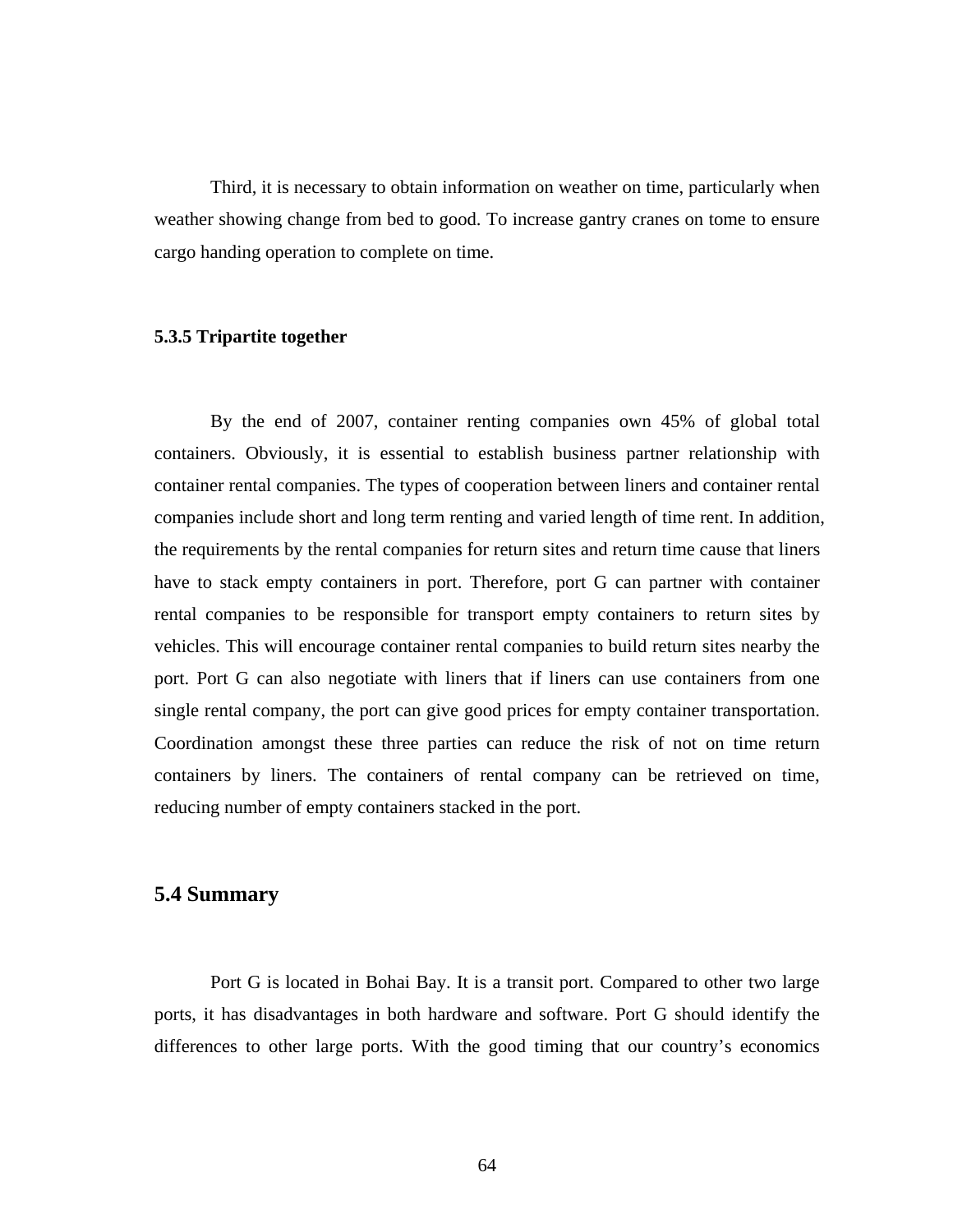Third, it is necessary to obtain information on weather on time, particularly when weather showing change from bed to good. To increase gantry cranes on tome to ensure cargo handing operation to complete on time.

### 5.3.5 Tripartite together

By the end of 2007, container renting companies own 45% of global total containers. Obviously, it is essential to establish business partner relationship with container rental companies. The types of cooperation between liners and container rental companies include short and long term renting and varied length of time rent. In addition, the requirements by the rental companies for return sites and return time cause that liners have to stack empty containers in port. Therefore, port G can partner with container rental companies to be responsible for transport empty containers to return sites by vehicles. This will encourage container rental companies to build return sites nearby the port. Port G can also negotiate with liners that if liners can use containers from one single rental company, the port can give good prices for empty container transportation. Coordination amongst these three parties can reduce the risk of not on time return containers by liners. The containers of rental company can be retrieved on time, reducing number of empty containers stacked in the port.

## 5.4 Summary

Port G is located in Bohai Bay. It is a transit port. Compared to other two large ports, it has disadvantages in both hardware and software. Port G should identify the differences to other large ports. With the good timing that our country's economics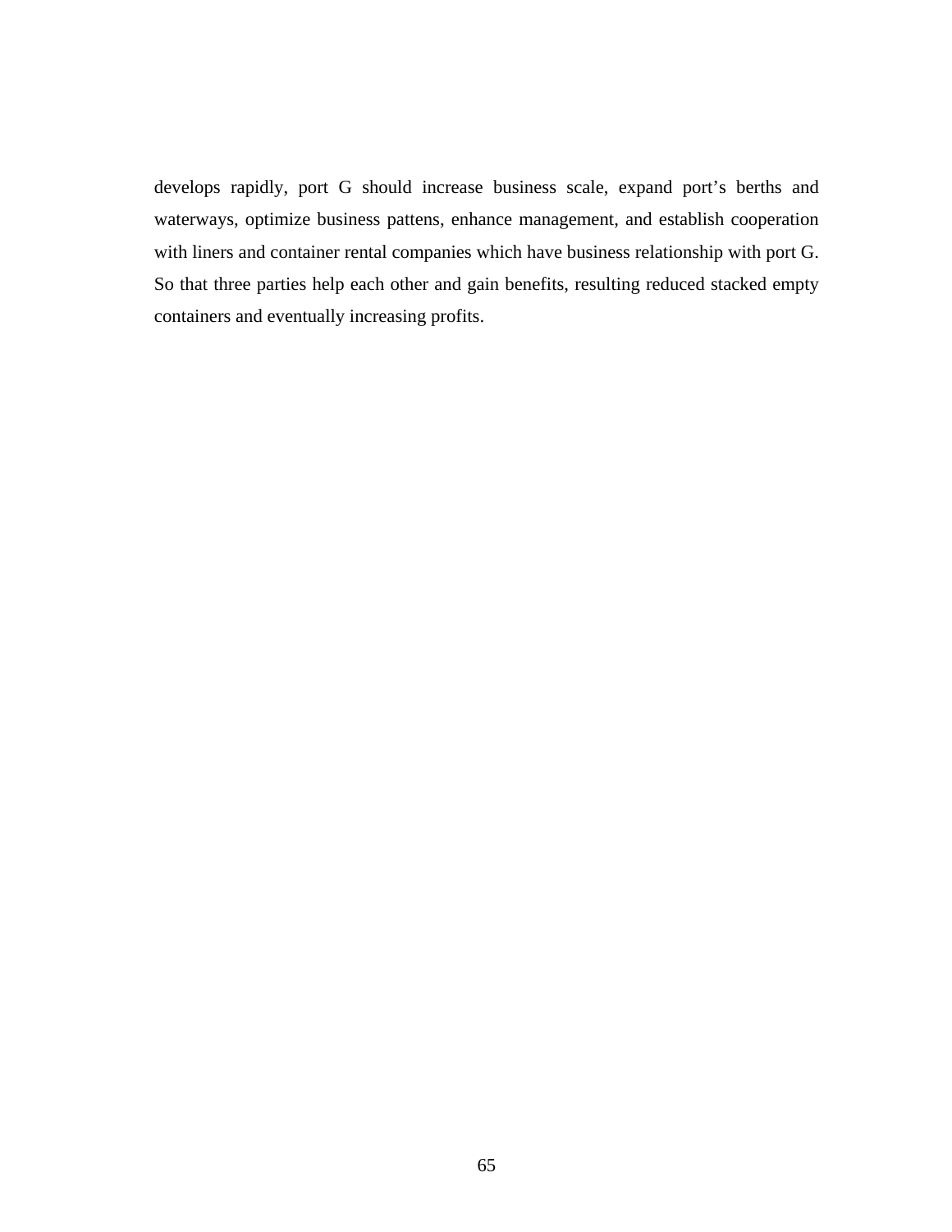develops rapidly, port G should increase business scale, expand port’s berths and waterways, optimize business pattens, enhance management, and establish cooperation with liners and container rental companies which have business relationship with port G. So that three parties help each other and gain benefits, resulting reduced stacked empty containers and eventually increasing profits.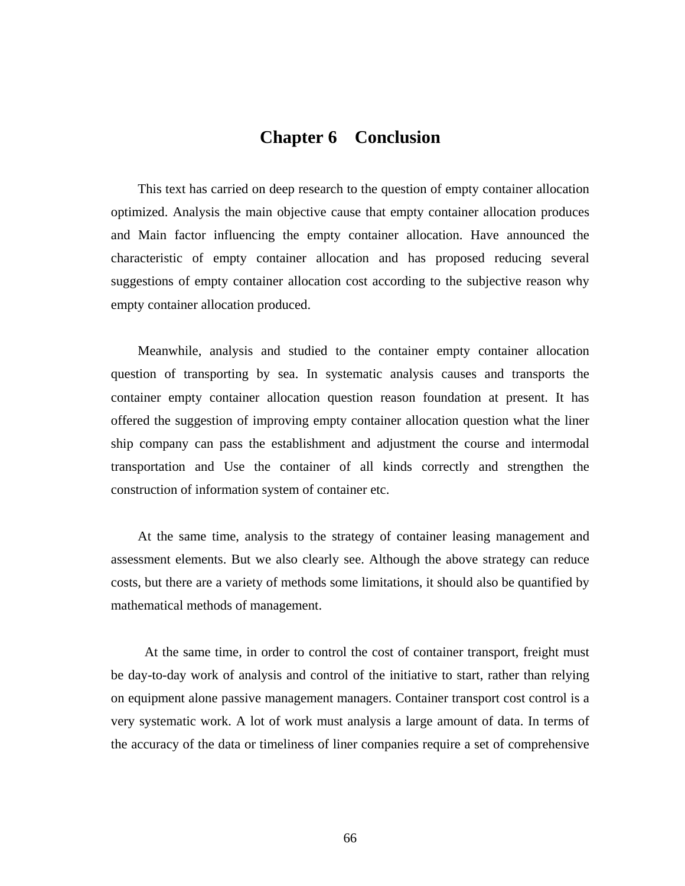# Chapter 6 Conclusion

This text has carried on deep research to the question of empty container allocation optimized. Analysis the main objective cause that empty container allocation produces and Main factor influencing the empty container allocation. Have announced the characteristic of empty container allocation and has proposed reducing several suggestions of empty container allocation cost according to the subjective reason why empty container allocation produced.

Meanwhile, analysis and studied to the container empty container allocation question of transporting by sea. In systematic analysis causes and transports the container empty container allocation question reason foundation at present. It has offered the suggestion of improving empty container allocation question what the liner ship company can pass the establishment and adjustment the course and intermodal transportation and Use the container of all kinds correctly and strengthen the construction of information system of container etc.

At the same time, analysis to the strategy of container leasing management and assessment elements. But we also clearly see. Although the above strategy can reduce costs, but there are a variety of methods some limitations, it should also be quantified by mathematical methods of management.

At the same time, in order to control the cost of container transport, freight must be day-to-day work of analysis and control of the initiative to start, rather than relying on equipment alone passive management managers. Container transport cost control is a very systematic work. A lot of work must analysis a large amount of data. In terms of the accuracy of the data or timeliness of liner companies require a set of comprehensive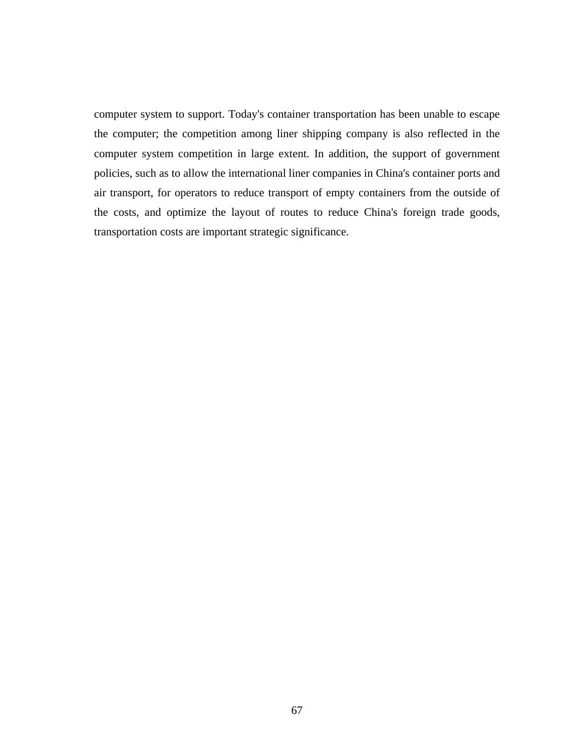computer system to support. Today's container transportation has been unable to escape the computer; the competition among liner shipping company is also reflected in the computer system competition in large extent. In addition, the support of government policies, such as to allow the international liner companies in China's container ports and air transport, for operators to reduce transport of empty containers from the outside of the costs, and optimize the layout of routes to reduce China's foreign trade goods, transportation costs are important strategic significance.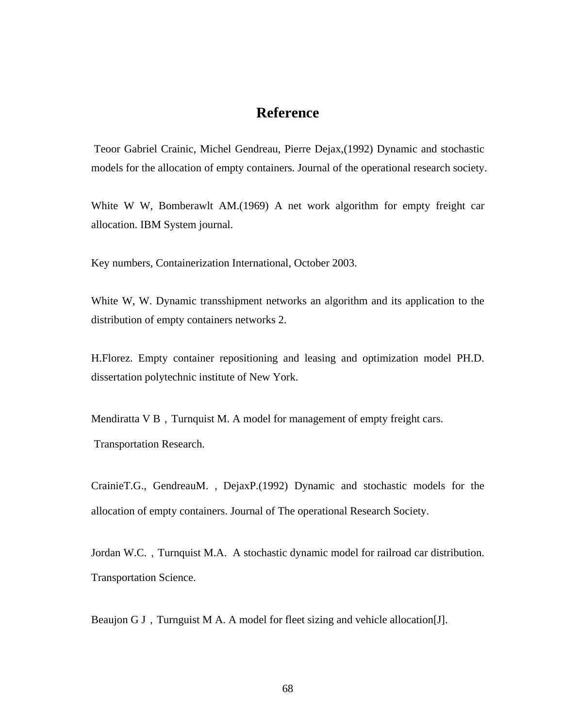# Reference

Teoor Gabriel Crainic, Michel Gendreau, Pierre Dejax,(1992) Dynamic and stochastic models for the allocation of empty containers. Journal of the operational research society.

White W W, Bomberawlt AM.(1969) A net work algorithm for empty freight car allocation. IBM System journal.

Key numbers, Containerization International, October 2003.

White W, W. Dynamic transshipment networks an algorithm and its application to the distribution of empty containers networks 2.

H.Florez. Empty container repositioning and leasing and optimization model PH.D. dissertation polytechnic institute of New York.

Mendiratta V B，Turnquist M. A model for management of empty freight cars.

Transportation Research.

CrainieT.G., GendreauM. ，DejaxP.(1992) Dynamic and stochastic models for the allocation of empty containers. Journal of The operational Research Society.

Jordan W.C. ，Turnquist M.A. A stochastic dynamic model for railroad car distribution. Transportation Science.

Beaujon G J，Turnguist M A. A model for fleet sizing and vehicle allocation[J].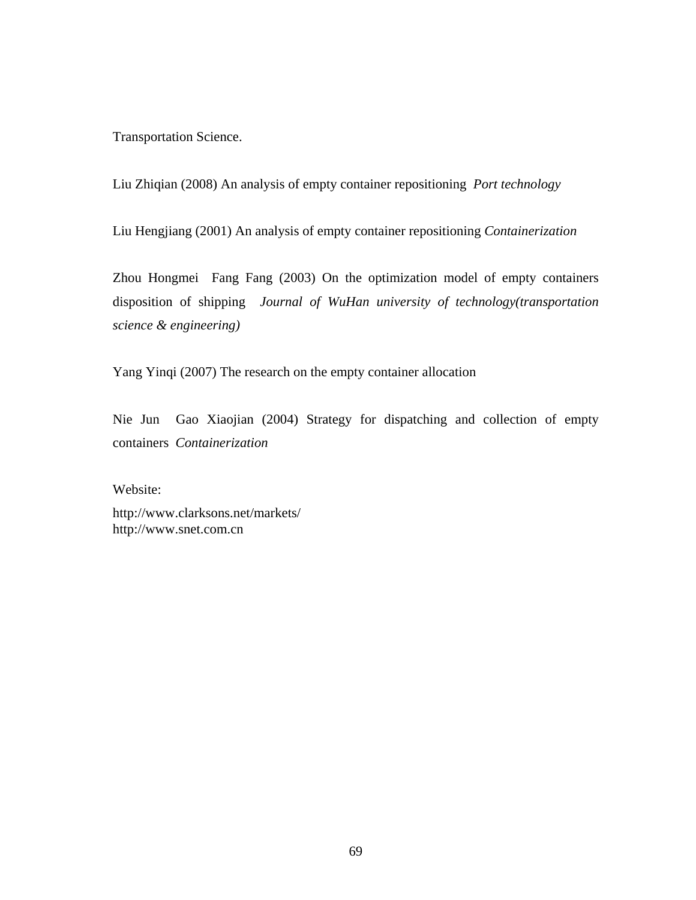Transportation Science.

Liu Zhiqian (2008) An analysis of empty container repositioning *Port technology*

Liu Hengjiang (2001) An analysis of empty container repositioning *Containerization*

Zhou Hongmei Fang Fang (2003) On the optimization model of empty containers disposition of shipping *Journal of WuHan university of technology(transportation science & engineering)*

Yang Yinqi (2007) The research on the empty container allocation

Nie Jun Gao Xiaojian (2004) Strategy for dispatching and collection of empty containers *Containerization*

Website:

http://www.clarksons.net/markets/
http://www.snet.com.cn